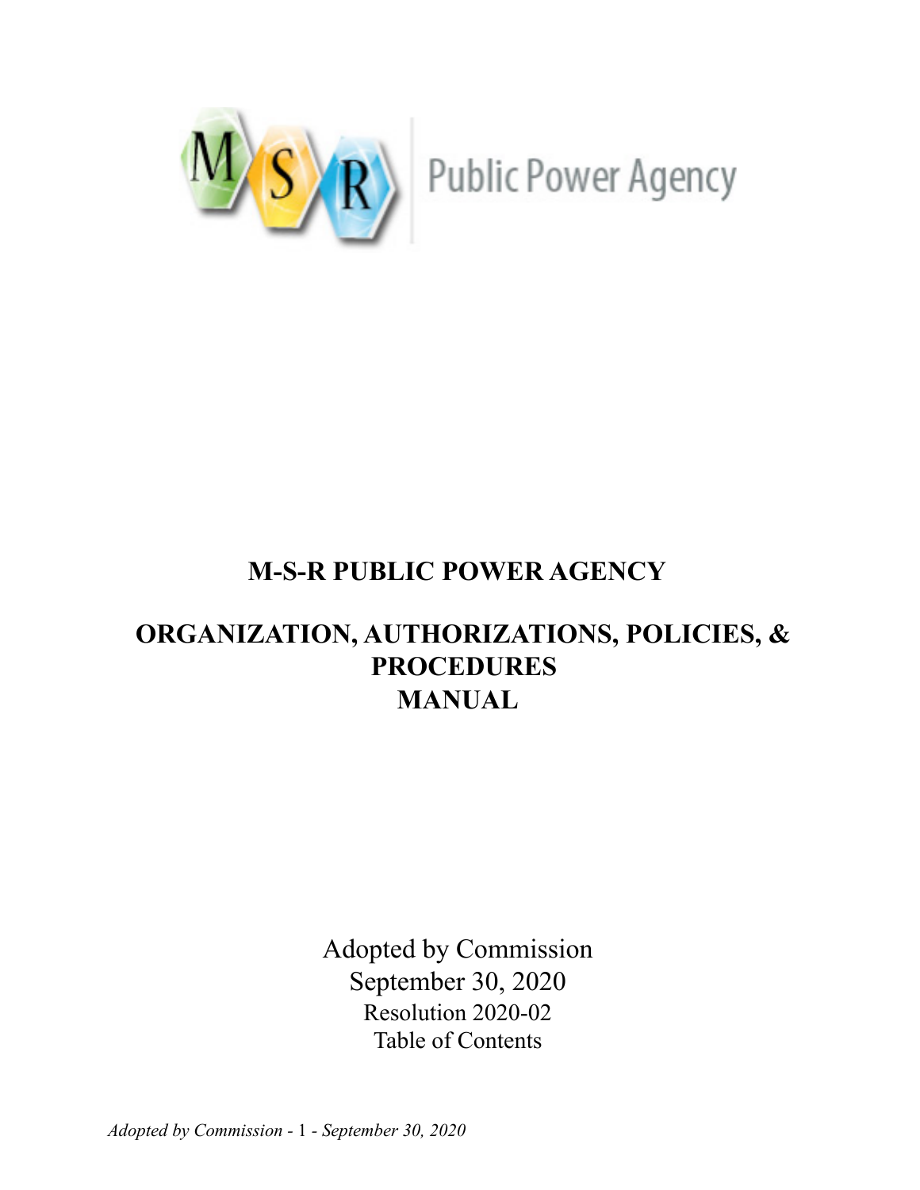M S R Public Power Agency

# M-S-R PUBLIC POWER AGENCY

# ORGANIZATION, AUTHORIZATIONS, POLICIES, & PROCEDURES MANUAL

Adopted by Commission
September 30, 2020
Resolution 2020-02
Table of Contents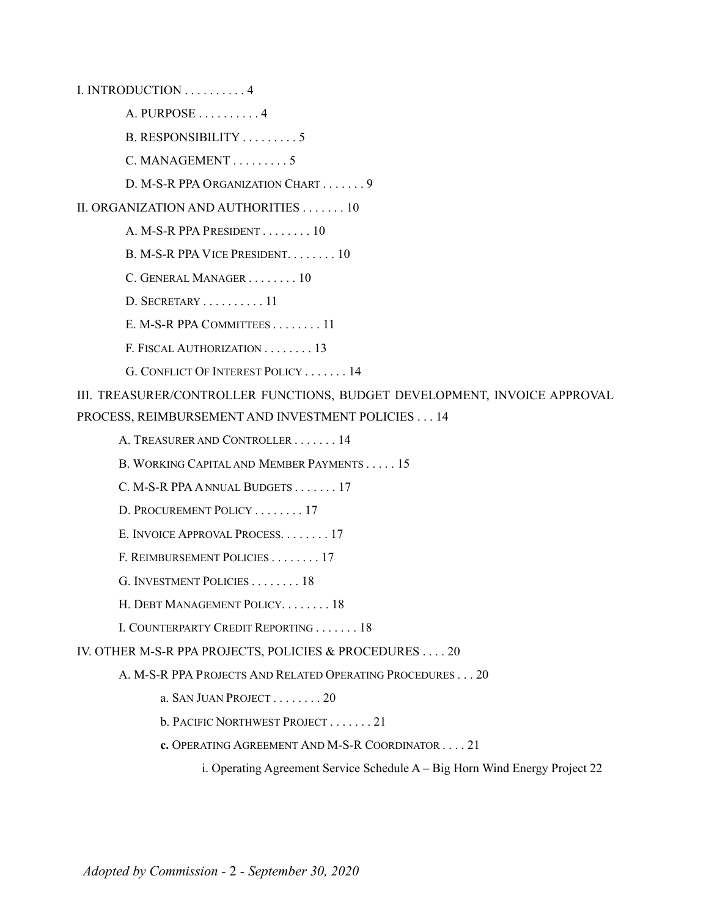I. INTRODUCTION . . . . . . . . . . 4

- A. PURPOSE . . . . . . . . . . 4
- B. RESPONSIBILITY . . . . . . . . . 5
- C. MANAGEMENT . . . . . . . . . 5
- D. M-S-R PPA ORGANIZATION CHART . . . . . . . 9

II. ORGANIZATION AND AUTHORITIES . . . . . . . 10

- A. M-S-R PPA PRESIDENT . . . . . . . . 10
- B. M-S-R PPA VICE PRESIDENT. . . . . . . . 10
- C. GENERAL MANAGER . . . . . . . . 10
- D. SECRETARY . . . . . . . . . . 11
- E. M-S-R PPA COMMITTEES . . . . . . . . 11
- F. FISCAL AUTHORIZATION . . . . . . . . 13
- G. CONFLICT OF INTEREST POLICY . . . . . . . 14

III. TREASURER/CONTROLLER FUNCTIONS, BUDGET DEVELOPMENT, INVOICE APPROVAL PROCESS, REIMBURSEMENT AND INVESTMENT POLICIES . . . 14

- A. TREASURER AND CONTROLLER . . . . . . . 14
- B. WORKING CAPITAL AND MEMBER PAYMENTS . . . . . 15
- C. M-S-R PPA ANNUAL BUDGETS . . . . . . . 17
- D. PROCUREMENT POLICY . . . . . . . . 17
- E. INVOICE APPROVAL PROCESS. . . . . . . . 17
- F. REIMBURSEMENT POLICIES . . . . . . . . 17
- G. INVESTMENT POLICIES . . . . . . . . 18
- H. DEBT MANAGEMENT POLICY. . . . . . . . 18
- I. COUNTERPARTY CREDIT REPORTING . . . . . . . 18

IV. OTHER M-S-R PPA PROJECTS, POLICIES & PROCEDURES . . . . 20

- A. M-S-R PPA PROJECTS AND RELATED OPERATING PROCEDURES . . . 20
  - a. SAN JUAN PROJECT . . . . . . . . 20
  - b. PACIFIC NORTHWEST PROJECT . . . . . . . 21
  - **c.** OPERATING AGREEMENT AND M-S-R COORDINATOR . . . . 21
    - i. Operating Agreement Service Schedule A – Big Horn Wind Energy Project 22

*Adopted by Commission - 2 - September 30, 2020*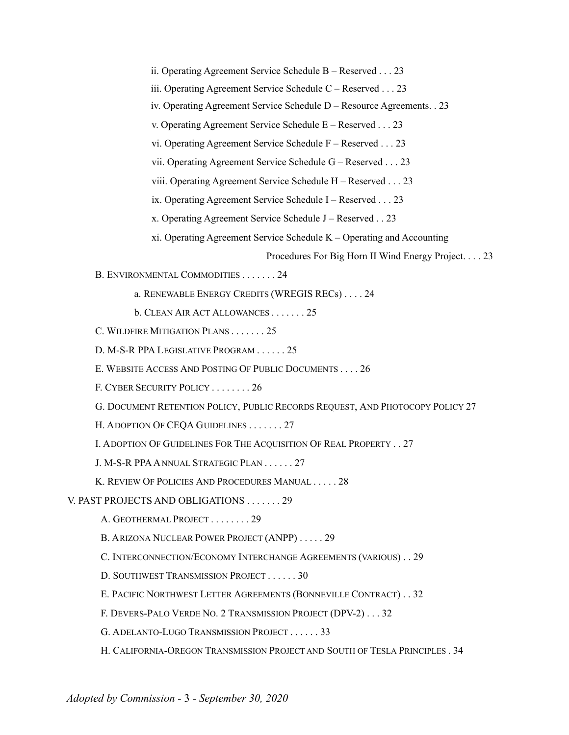ii. Operating Agreement Service Schedule B – Reserved . . . 23

iii. Operating Agreement Service Schedule C – Reserved . . . 23

iv. Operating Agreement Service Schedule D – Resource Agreements. . 23

v. Operating Agreement Service Schedule E – Reserved . . . 23

vi. Operating Agreement Service Schedule F – Reserved . . . 23

vii. Operating Agreement Service Schedule G – Reserved . . . 23

viii. Operating Agreement Service Schedule H – Reserved . . . 23

ix. Operating Agreement Service Schedule I – Reserved . . . 23

x. Operating Agreement Service Schedule J – Reserved . . 23

xi. Operating Agreement Service Schedule K – Operating and Accounting Procedures For Big Horn II Wind Energy Project. . . . 23

B. ENVIRONMENTAL COMMODITIES . . . . . . . 24

a. RENEWABLE ENERGY CREDITS (WREGIS RECs) . . . . 24

b. CLEAN AIR ACT ALLOWANCES . . . . . . . 25

C. WILDFIRE MITIGATION PLANS . . . . . . . 25

D. M-S-R PPA LEGISLATIVE PROGRAM . . . . . . 25

E. WEBSITE ACCESS AND POSTING OF PUBLIC DOCUMENTS . . . . 26

F. CYBER SECURITY POLICY . . . . . . . . 26

G. DOCUMENT RETENTION POLICY, PUBLIC RECORDS REQUEST, AND PHOTOCOPY POLICY 27

H. ADOPTION OF CEQA GUIDELINES . . . . . . . 27

I. ADOPTION OF GUIDELINES FOR THE ACQUISITION OF REAL PROPERTY . . 27

J. M-S-R PPA ANNUAL STRATEGIC PLAN . . . . . . 27

K. REVIEW OF POLICIES AND PROCEDURES MANUAL . . . . . 28

V. PAST PROJECTS AND OBLIGATIONS . . . . . . . 29

A. GEOTHERMAL PROJECT . . . . . . . . 29

B. ARIZONA NUCLEAR POWER PROJECT (ANPP) . . . . . 29

C. INTERCONNECTION/ECONOMY INTERCHANGE AGREEMENTS (VARIOUS) . . 29

D. SOUTHWEST TRANSMISSION PROJECT . . . . . . 30

E. PACIFIC NORTHWEST LETTER AGREEMENTS (BONNEVILLE CONTRACT) . . 32

F. DEVERS-PALO VERDE NO. 2 TRANSMISSION PROJECT (DPV-2) . . . 32

G. ADELANTO-LUGO TRANSMISSION PROJECT . . . . . . 33

H. CALIFORNIA-OREGON TRANSMISSION PROJECT AND SOUTH OF TESLA PRINCIPLES . 34

*Adopted by Commission - 3 - September 30, 2020*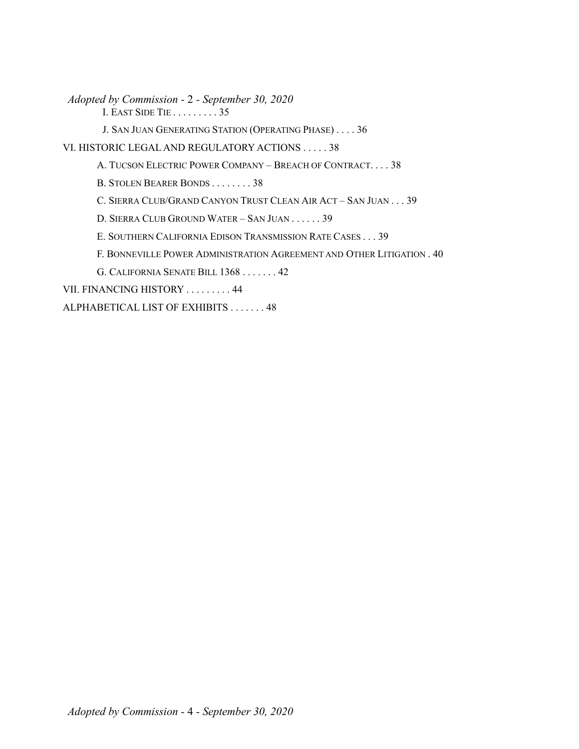I. East Side Tie . . . . . . . . . 35

J. San Juan Generating Station (Operating Phase) . . . . 36

VI. HISTORIC LEGAL AND REGULATORY ACTIONS . . . . . 38

A. Tucson Electric Power Company – Breach of Contract. . . . 38

B. Stolen Bearer Bonds . . . . . . . . 38

C. Sierra Club/Grand Canyon Trust Clean Air Act – San Juan . . . 39

D. Sierra Club Ground Water – San Juan . . . . . . 39

E. Southern California Edison Transmission Rate Cases . . . 39

F. Bonneville Power Administration Agreement and Other Litigation . 40

G. California Senate Bill 1368 . . . . . . . 42

VII. FINANCING HISTORY . . . . . . . . . 44

ALPHABETICAL LIST OF EXHIBITS . . . . . . . 48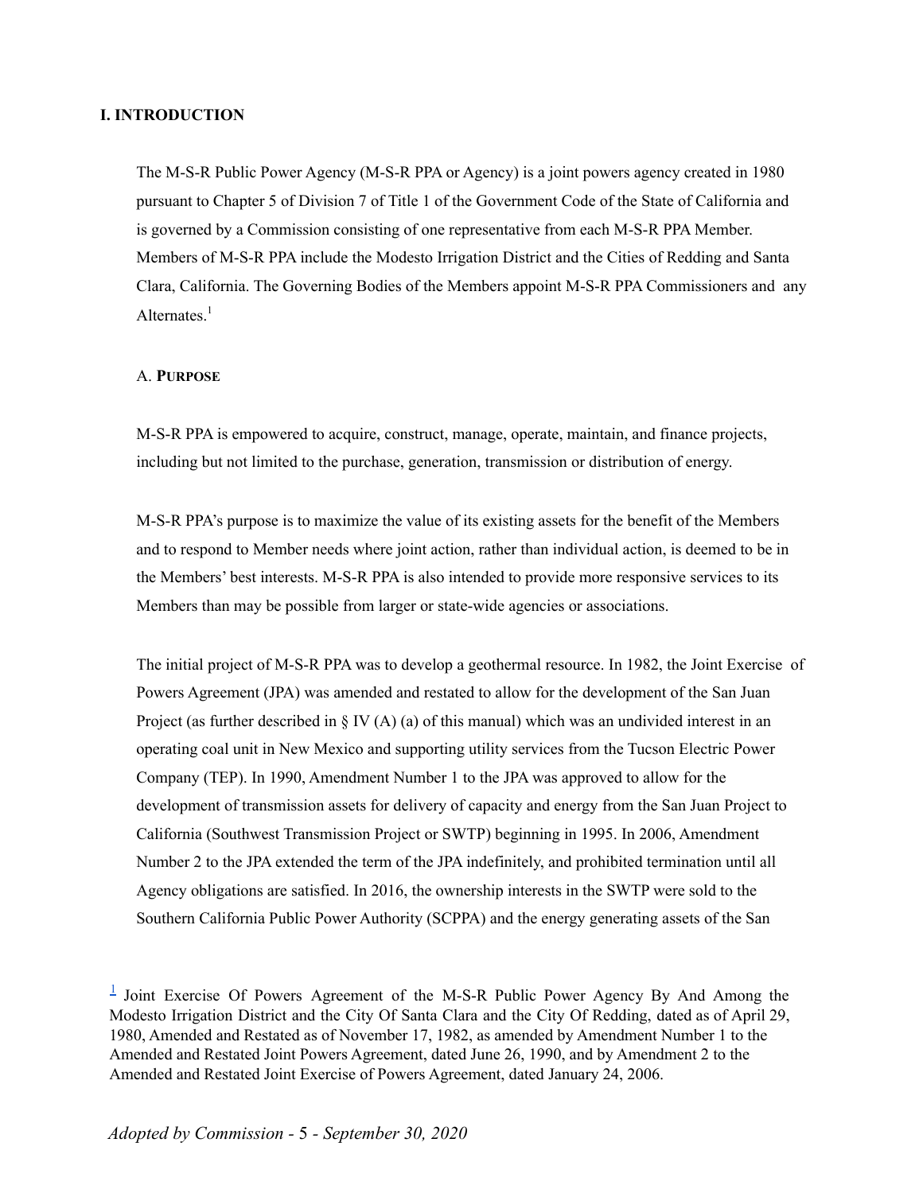# I. INTRODUCTION

The M-S-R Public Power Agency (M-S-R PPA or Agency) is a joint powers agency created in 1980 pursuant to Chapter 5 of Division 7 of Title 1 of the Government Code of the State of California and is governed by a Commission consisting of one representative from each M-S-R PPA Member. Members of M-S-R PPA include the Modesto Irrigation District and the Cities of Redding and Santa Clara, California. The Governing Bodies of the Members appoint M-S-R PPA Commissioners and any Alternates.[1]

## A. PURPOSE

M-S-R PPA is empowered to acquire, construct, manage, operate, maintain, and finance projects, including but not limited to the purchase, generation, transmission or distribution of energy.

M-S-R PPA's purpose is to maximize the value of its existing assets for the benefit of the Members and to respond to Member needs where joint action, rather than individual action, is deemed to be in the Members' best interests. M-S-R PPA is also intended to provide more responsive services to its Members than may be possible from larger or state-wide agencies or associations.

The initial project of M-S-R PPA was to develop a geothermal resource. In 1982, the Joint Exercise of Powers Agreement (JPA) was amended and restated to allow for the development of the San Juan Project (as further described in § IV (A) (a) of this manual) which was an undivided interest in an operating coal unit in New Mexico and supporting utility services from the Tucson Electric Power Company (TEP). In 1990, Amendment Number 1 to the JPA was approved to allow for the development of transmission assets for delivery of capacity and energy from the San Juan Project to California (Southwest Transmission Project or SWTP) beginning in 1995. In 2006, Amendment Number 2 to the JPA extended the term of the JPA indefinitely, and prohibited termination until all Agency obligations are satisfied. In 2016, the ownership interests in the SWTP were sold to the Southern California Public Power Authority (SCPPA) and the energy generating assets of the San

[1] Joint Exercise Of Powers Agreement of the M-S-R Public Power Agency By And Among the Modesto Irrigation District and the City Of Santa Clara and the City Of Redding, dated as of April 29, 1980, Amended and Restated as of November 17, 1982, as amended by Amendment Number 1 to the Amended and Restated Joint Powers Agreement, dated June 26, 1990, and by Amendment 2 to the Amended and Restated Joint Exercise of Powers Agreement, dated January 24, 2006.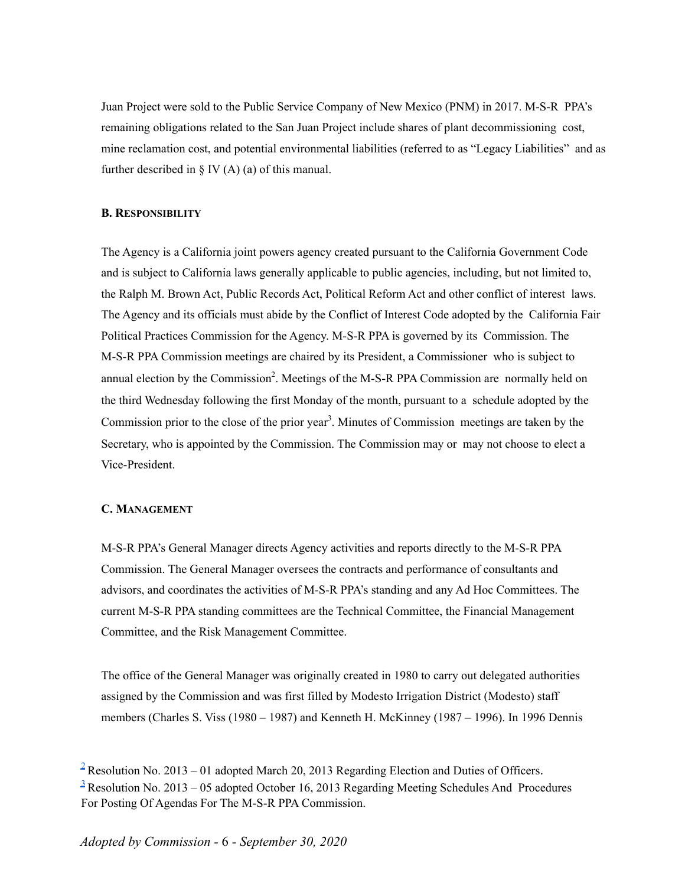Juan Project were sold to the Public Service Company of New Mexico (PNM) in 2017. M-S-R PPA's remaining obligations related to the San Juan Project include shares of plant decommissioning cost, mine reclamation cost, and potential environmental liabilities (referred to as "Legacy Liabilities" and as further described in § IV (A) (a) of this manual.

### B. RESPONSIBILITY

The Agency is a California joint powers agency created pursuant to the California Government Code and is subject to California laws generally applicable to public agencies, including, but not limited to, the Ralph M. Brown Act, Public Records Act, Political Reform Act and other conflict of interest laws. The Agency and its officials must abide by the Conflict of Interest Code adopted by the California Fair Political Practices Commission for the Agency. M-S-R PPA is governed by its Commission. The M-S-R PPA Commission meetings are chaired by its President, a Commissioner who is subject to annual election by the Commission[2]. Meetings of the M-S-R PPA Commission are normally held on the third Wednesday following the first Monday of the month, pursuant to a schedule adopted by the Commission prior to the close of the prior year[3]. Minutes of Commission meetings are taken by the Secretary, who is appointed by the Commission. The Commission may or may not choose to elect a Vice-President.

### C. MANAGEMENT

M-S-R PPA's General Manager directs Agency activities and reports directly to the M-S-R PPA Commission. The General Manager oversees the contracts and performance of consultants and advisors, and coordinates the activities of M-S-R PPA's standing and any Ad Hoc Committees. The current M-S-R PPA standing committees are the Technical Committee, the Financial Management Committee, and the Risk Management Committee.

The office of the General Manager was originally created in 1980 to carry out delegated authorities assigned by the Commission and was first filled by Modesto Irrigation District (Modesto) staff members (Charles S. Viss (1980 – 1987) and Kenneth H. McKinney (1987 – 1996). In 1996 Dennis

[2] Resolution No. 2013 – 01 adopted March 20, 2013 Regarding Election and Duties of Officers.

[3] Resolution No. 2013 – 05 adopted October 16, 2013 Regarding Meeting Schedules And Procedures For Posting Of Agendas For The M-S-R PPA Commission.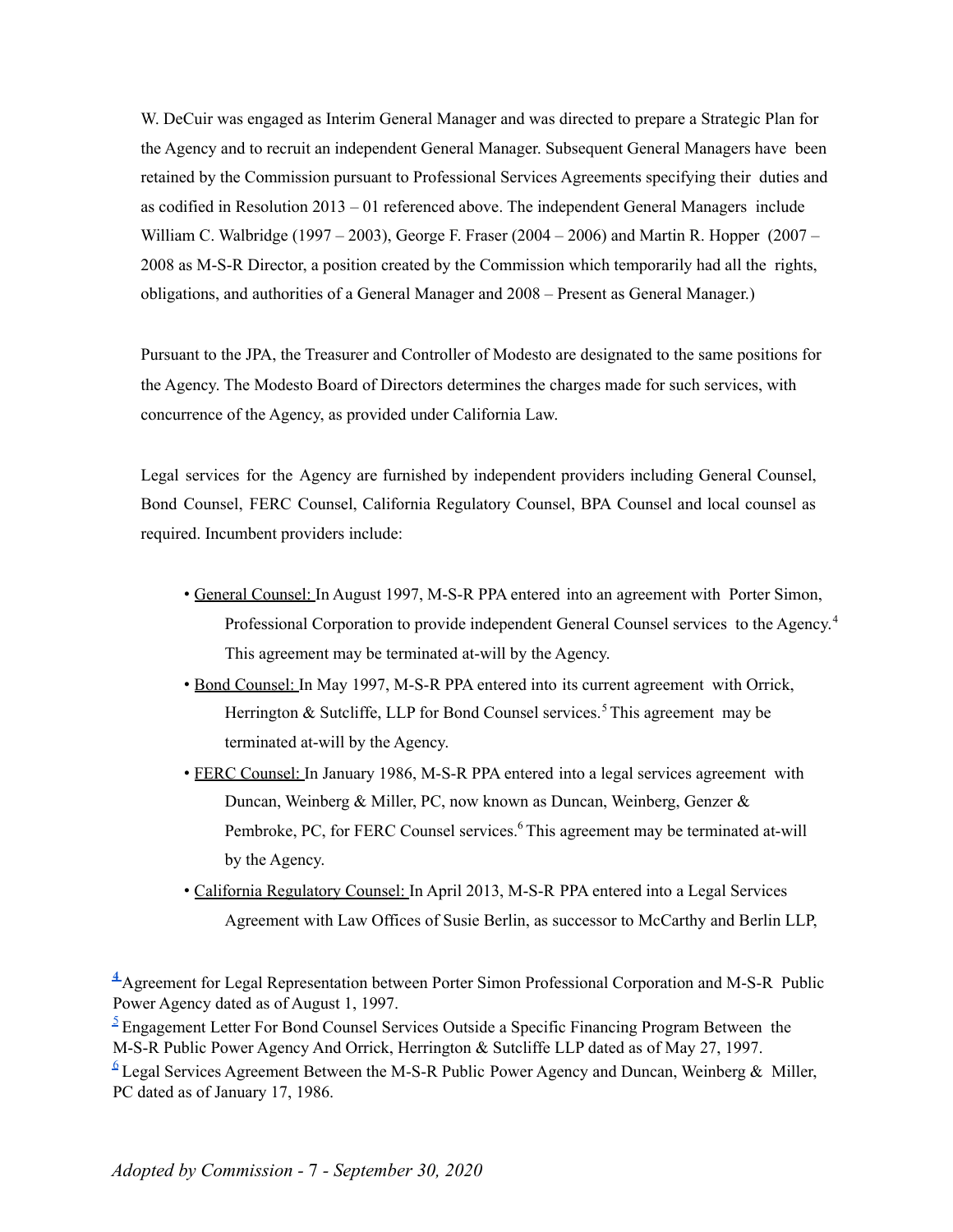W. DeCuir was engaged as Interim General Manager and was directed to prepare a Strategic Plan for the Agency and to recruit an independent General Manager. Subsequent General Managers have been retained by the Commission pursuant to Professional Services Agreements specifying their duties and as codified in Resolution 2013 – 01 referenced above. The independent General Managers include William C. Walbridge (1997 – 2003), George F. Fraser (2004 – 2006) and Martin R. Hopper (2007 – 2008 as M-S-R Director, a position created by the Commission which temporarily had all the rights, obligations, and authorities of a General Manager and 2008 – Present as General Manager.)

Pursuant to the JPA, the Treasurer and Controller of Modesto are designated to the same positions for the Agency. The Modesto Board of Directors determines the charges made for such services, with concurrence of the Agency, as provided under California Law.

Legal services for the Agency are furnished by independent providers including General Counsel, Bond Counsel, FERC Counsel, California Regulatory Counsel, BPA Counsel and local counsel as required. Incumbent providers include:

- General Counsel: In August 1997, M-S-R PPA entered into an agreement with Porter Simon, Professional Corporation to provide independent General Counsel services to the Agency.[4] This agreement may be terminated at-will by the Agency.
- Bond Counsel: In May 1997, M-S-R PPA entered into its current agreement with Orrick, Herrington & Sutcliffe, LLP for Bond Counsel services.[5] This agreement may be terminated at-will by the Agency.
- FERC Counsel: In January 1986, M-S-R PPA entered into a legal services agreement with Duncan, Weinberg & Miller, PC, now known as Duncan, Weinberg, Genzer & Pembroke, PC, for FERC Counsel services.[6] This agreement may be terminated at-will by the Agency.
- California Regulatory Counsel: In April 2013, M-S-R PPA entered into a Legal Services Agreement with Law Offices of Susie Berlin, as successor to McCarthy and Berlin LLP,

[4] Agreement for Legal Representation between Porter Simon Professional Corporation and M-S-R Public Power Agency dated as of August 1, 1997.

[5] Engagement Letter For Bond Counsel Services Outside a Specific Financing Program Between the M-S-R Public Power Agency And Orrick, Herrington & Sutcliffe LLP dated as of May 27, 1997.

[6] Legal Services Agreement Between the M-S-R Public Power Agency and Duncan, Weinberg & Miller, PC dated as of January 17, 1986.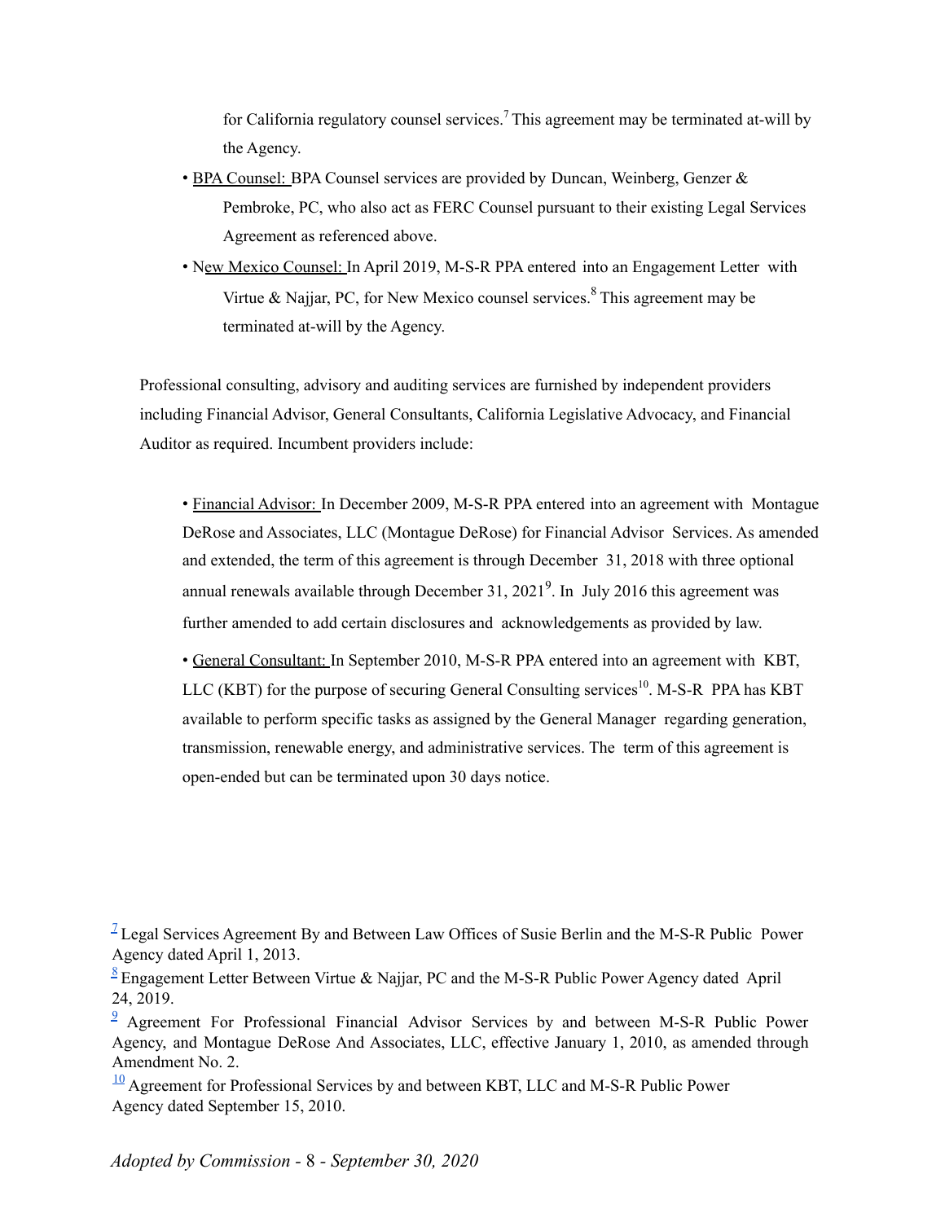for California regulatory counsel services.[7] This agreement may be terminated at-will by the Agency.

- BPA Counsel: BPA Counsel services are provided by Duncan, Weinberg, Genzer & Pembroke, PC, who also act as FERC Counsel pursuant to their existing Legal Services Agreement as referenced above.
- New Mexico Counsel: In April 2019, M-S-R PPA entered into an Engagement Letter with Virtue & Najjar, PC, for New Mexico counsel services.[8] This agreement may be terminated at-will by the Agency.

Professional consulting, advisory and auditing services are furnished by independent providers including Financial Advisor, General Consultants, California Legislative Advocacy, and Financial Auditor as required. Incumbent providers include:

- Financial Advisor: In December 2009, M-S-R PPA entered into an agreement with Montague DeRose and Associates, LLC (Montague DeRose) for Financial Advisor Services. As amended and extended, the term of this agreement is through December 31, 2018 with three optional annual renewals available through December 31, 2021[9]. In July 2016 this agreement was further amended to add certain disclosures and acknowledgements as provided by law.

- General Consultant: In September 2010, M-S-R PPA entered into an agreement with KBT, LLC (KBT) for the purpose of securing General Consulting services[10]. M-S-R PPA has KBT available to perform specific tasks as assigned by the General Manager regarding generation, transmission, renewable energy, and administrative services. The term of this agreement is open-ended but can be terminated upon 30 days notice.

[7] Legal Services Agreement By and Between Law Offices of Susie Berlin and the M-S-R Public Power Agency dated April 1, 2013.

[8] Engagement Letter Between Virtue & Najjar, PC and the M-S-R Public Power Agency dated April 24, 2019.

[9] Agreement For Professional Financial Advisor Services by and between M-S-R Public Power Agency, and Montague DeRose And Associates, LLC, effective January 1, 2010, as amended through Amendment No. 2.

[10] Agreement for Professional Services by and between KBT, LLC and M-S-R Public Power Agency dated September 15, 2010.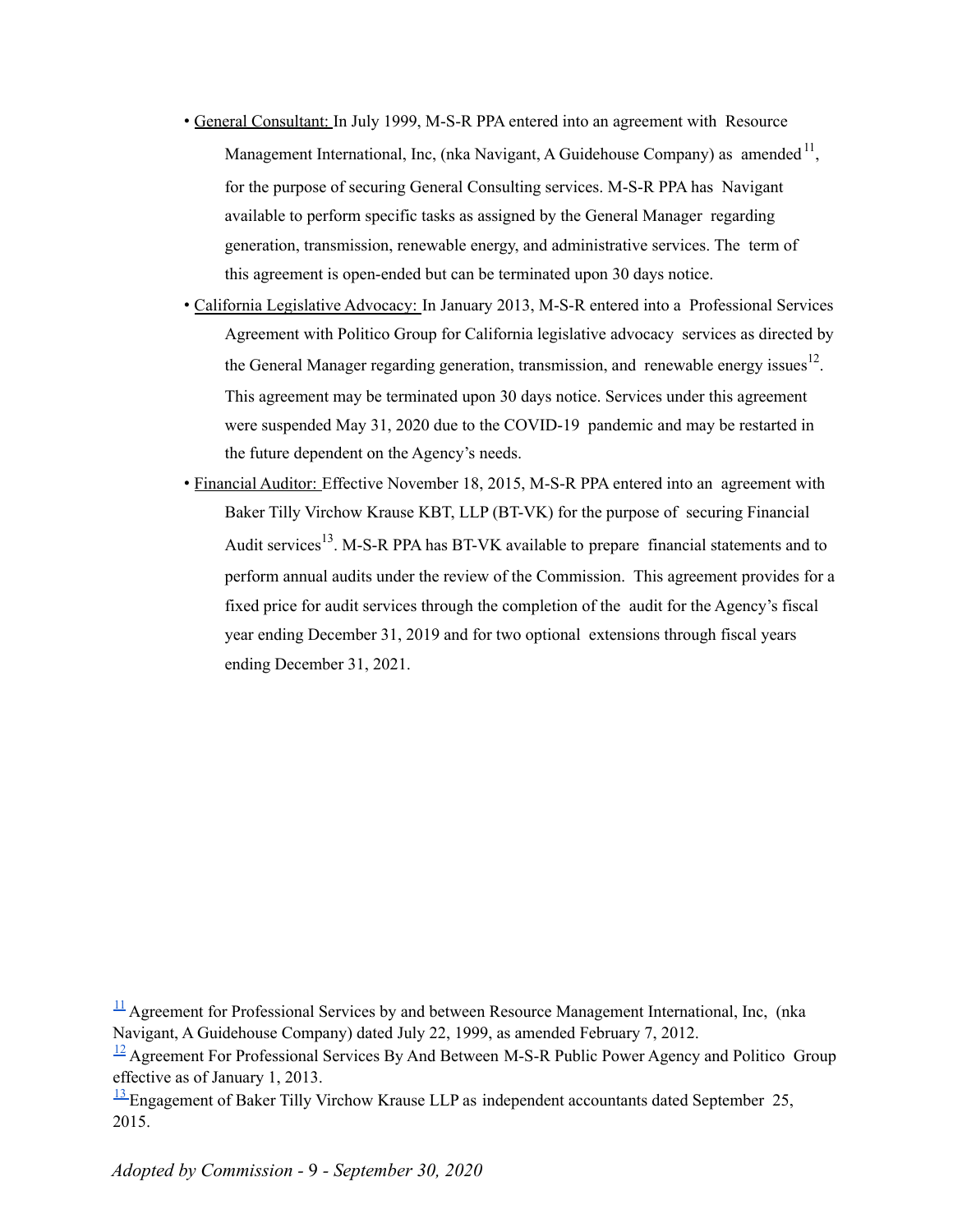- General Consultant: In July 1999, M-S-R PPA entered into an agreement with Resource Management International, Inc, (nka Navigant, A Guidehouse Company) as amended[11], for the purpose of securing General Consulting services. M-S-R PPA has Navigant available to perform specific tasks as assigned by the General Manager regarding generation, transmission, renewable energy, and administrative services. The term of this agreement is open-ended but can be terminated upon 30 days notice.
- California Legislative Advocacy: In January 2013, M-S-R entered into a Professional Services Agreement with Politico Group for California legislative advocacy services as directed by the General Manager regarding generation, transmission, and renewable energy issues[12]. This agreement may be terminated upon 30 days notice. Services under this agreement were suspended May 31, 2020 due to the COVID-19 pandemic and may be restarted in the future dependent on the Agency's needs.
- Financial Auditor: Effective November 18, 2015, M-S-R PPA entered into an agreement with Baker Tilly Virchow Krause KBT, LLP (BT-VK) for the purpose of securing Financial Audit services[13]. M-S-R PPA has BT-VK available to prepare financial statements and to perform annual audits under the review of the Commission. This agreement provides for a fixed price for audit services through the completion of the audit for the Agency's fiscal year ending December 31, 2019 and for two optional extensions through fiscal years ending December 31, 2021.

[11] Agreement for Professional Services by and between Resource Management International, Inc, (nka Navigant, A Guidehouse Company) dated July 22, 1999, as amended February 7, 2012.

[12] Agreement For Professional Services By And Between M-S-R Public Power Agency and Politico Group effective as of January 1, 2013.

[13] Engagement of Baker Tilly Virchow Krause LLP as independent accountants dated September 25, 2015.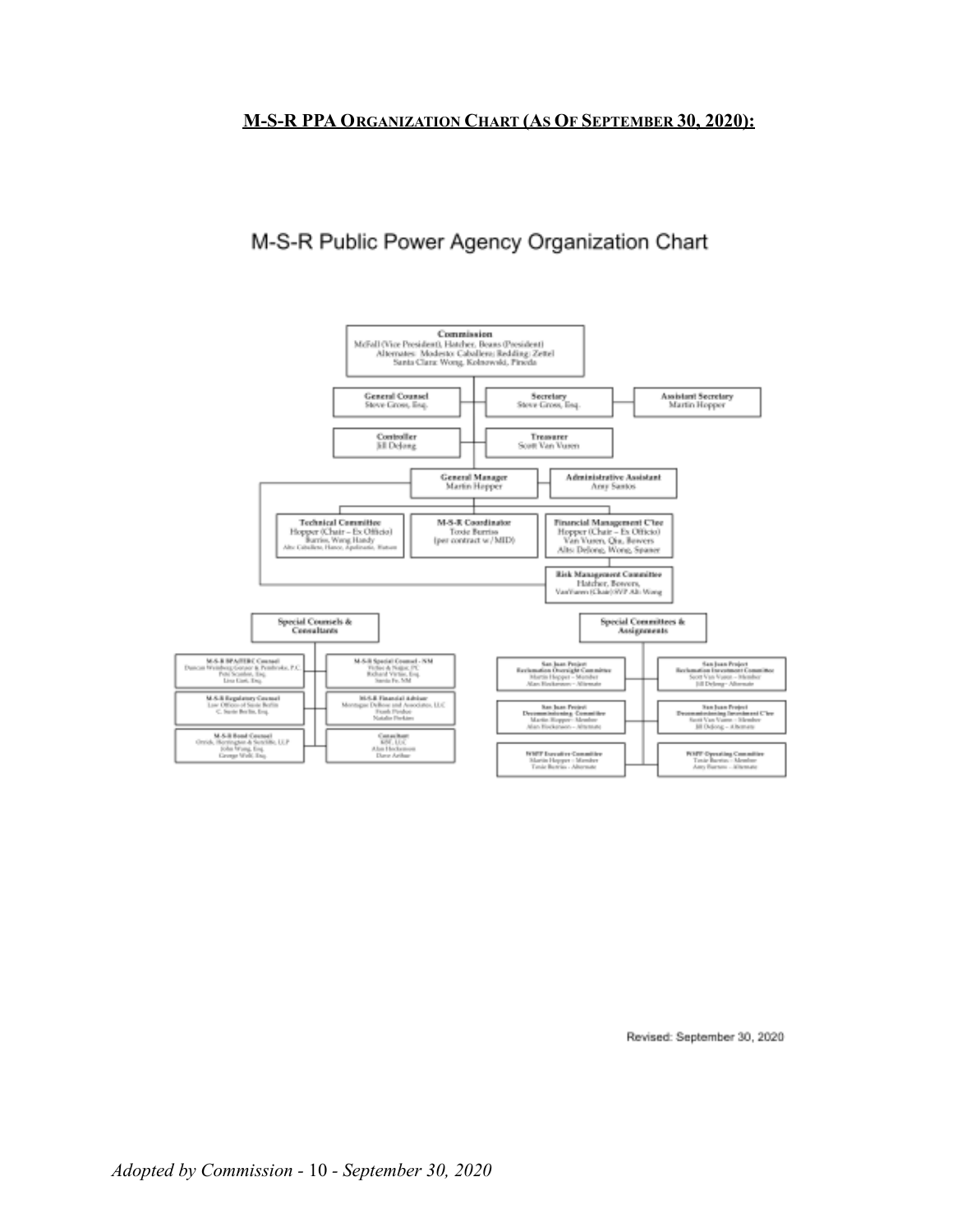**M-S-R PPA ORGANIZATION CHART (AS OF SEPTEMBER 30, 2020):**

## M-S-R Public Power Agency Organization Chart

**Commission**
McFall (Vice President), Hatcher, Beans (President)
Alternates: Modesto: Caballero; Redding: Zettel
Santa Clara: Wong, Kolnowski, Pineda

**General Counsel**
Steve Gross, Esq.

**Secretary**
Steve Gross, Esq.

**Assistant Secretary**
Martin Hopper

**Controller**
Jill DeJong

**Treasurer**
Scott Van Vuren

**General Manager**
Martin Hopper

**Administrative Assistant**
Amy Santos

**Technical Committee**
Hopper (Chair – Ex Officio)
Burriss, Wong Handy
Alts: Caballero, Hance, Apolinario, Hanson

**M-S-R Coordinator**
Toxie Burriss
(per contract w/MID)

**Financial Management C'tee**
Hopper (Chair – Ex Officio)
Van Vuren, Qiu, Bowers
Alts: DeJong, Wong, Spaner

**Risk Management Committee**
Hatcher, Bowers,
VanVuren (Chair) SVP Alt: Wong

**Special Counsels & Consultants**

- **M-S-R BPA/FERC Counsel**
  Duncan Weinberg Genzer & Pembroke, P.C.
  Peter Scanlon, Esq.
  Lisa Gast, Esq.
- **M-S-R Special Counsel - NM**
  Virtue & Najjar, PC
  Richard Virtue, Esq.
  Santa Fe, NM
- **M-S-R Regulatory Counsel**
  Law Offices of Susie Berlin
  C. Susie Berlin, Esq.
- **M-S-R Financial Advisor**
  Montague DeRose and Associates, LLC
  Frank Pinkus
  Natalie Perkins
- **M-S-R Bond Counsel**
  Orrick, Herrington & Sutcliffe, LLP
  John Wang, Esq.
  George Wolf, Esq.
- **Consultant**
  KM, LLC
  Alan Hockersen
  Dave Arthur

**Special Committees & Assignments**

- **San Juan Project Reclamation Oversight Committee**
  Martin Hopper – Member
  Alan Hockersen – Alternate
- **San Juan Project Reclamation Investment Committee**
  Scott Van Vuren – Member
  Jill DeJong – Alternate
- **San Juan Project Decommissioning Committee**
  Martin Hopper – Member
  Alan Hockersen – Alternate
- **San Juan Project Decommissioning Investment C'tee**
  Scott Van Vuren – Member
  Jill DeJong – Alternate
- **WSPP Executive Committee**
  Martin Hopper – Member
  Toxie Burriss – Alternate
- **WSPP Operating Committee**
  Toxie Burriss – Member
  Amy Santos – Alternate

Revised: September 30, 2020

*Adopted by Commission - 10 - September 30, 2020*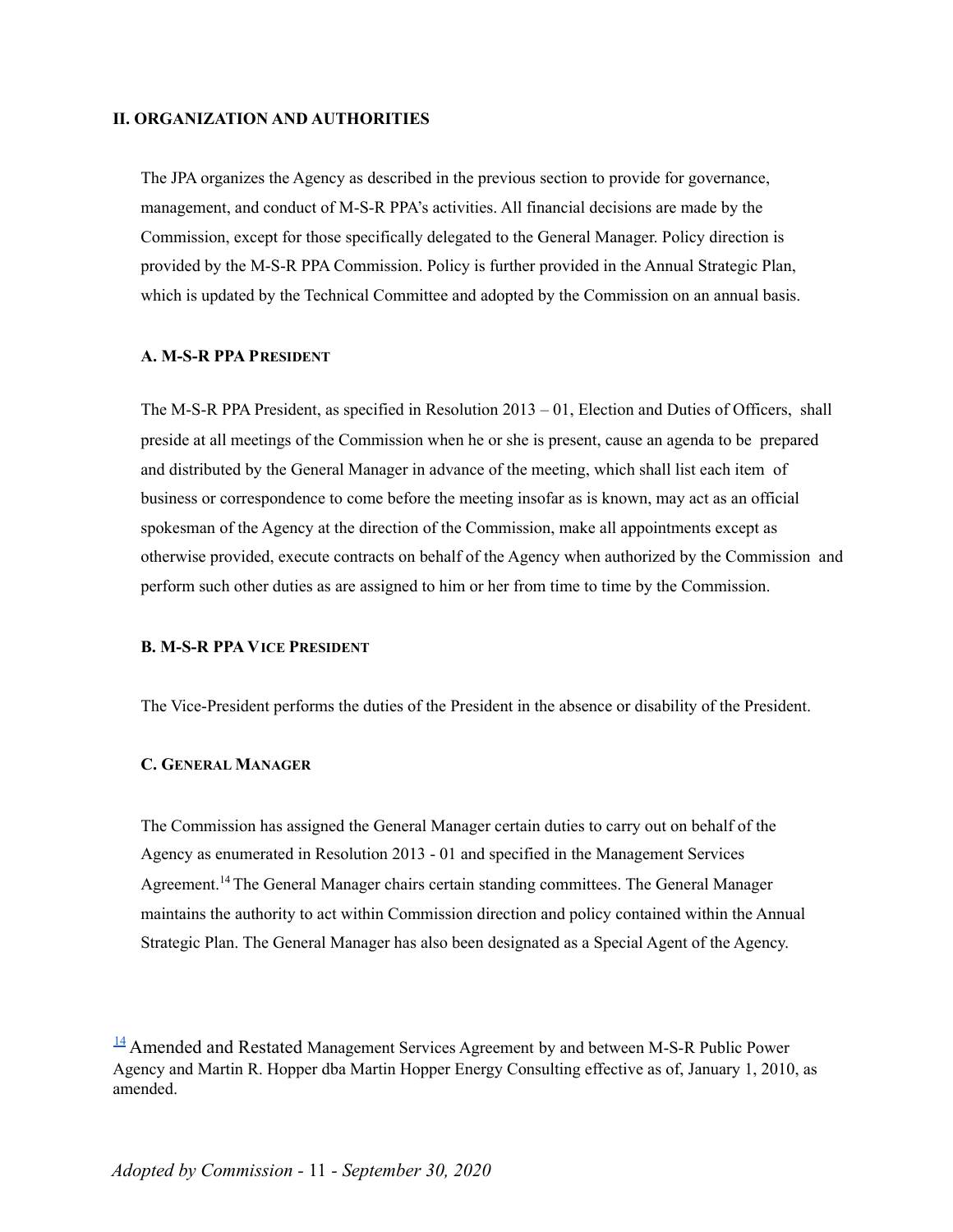## II. ORGANIZATION AND AUTHORITIES

The JPA organizes the Agency as described in the previous section to provide for governance, management, and conduct of M-S-R PPA's activities. All financial decisions are made by the Commission, except for those specifically delegated to the General Manager. Policy direction is provided by the M-S-R PPA Commission. Policy is further provided in the Annual Strategic Plan, which is updated by the Technical Committee and adopted by the Commission on an annual basis.

### A. M-S-R PPA PRESIDENT

The M-S-R PPA President, as specified in Resolution 2013 – 01, Election and Duties of Officers, shall preside at all meetings of the Commission when he or she is present, cause an agenda to be prepared and distributed by the General Manager in advance of the meeting, which shall list each item of business or correspondence to come before the meeting insofar as is known, may act as an official spokesman of the Agency at the direction of the Commission, make all appointments except as otherwise provided, execute contracts on behalf of the Agency when authorized by the Commission and perform such other duties as are assigned to him or her from time to time by the Commission.

### B. M-S-R PPA VICE PRESIDENT

The Vice-President performs the duties of the President in the absence or disability of the President.

### C. GENERAL MANAGER

The Commission has assigned the General Manager certain duties to carry out on behalf of the Agency as enumerated in Resolution 2013 - 01 and specified in the Management Services Agreement.[14] The General Manager chairs certain standing committees. The General Manager maintains the authority to act within Commission direction and policy contained within the Annual Strategic Plan. The General Manager has also been designated as a Special Agent of the Agency.

[14] Amended and Restated Management Services Agreement by and between M-S-R Public Power Agency and Martin R. Hopper dba Martin Hopper Energy Consulting effective as of, January 1, 2010, as amended.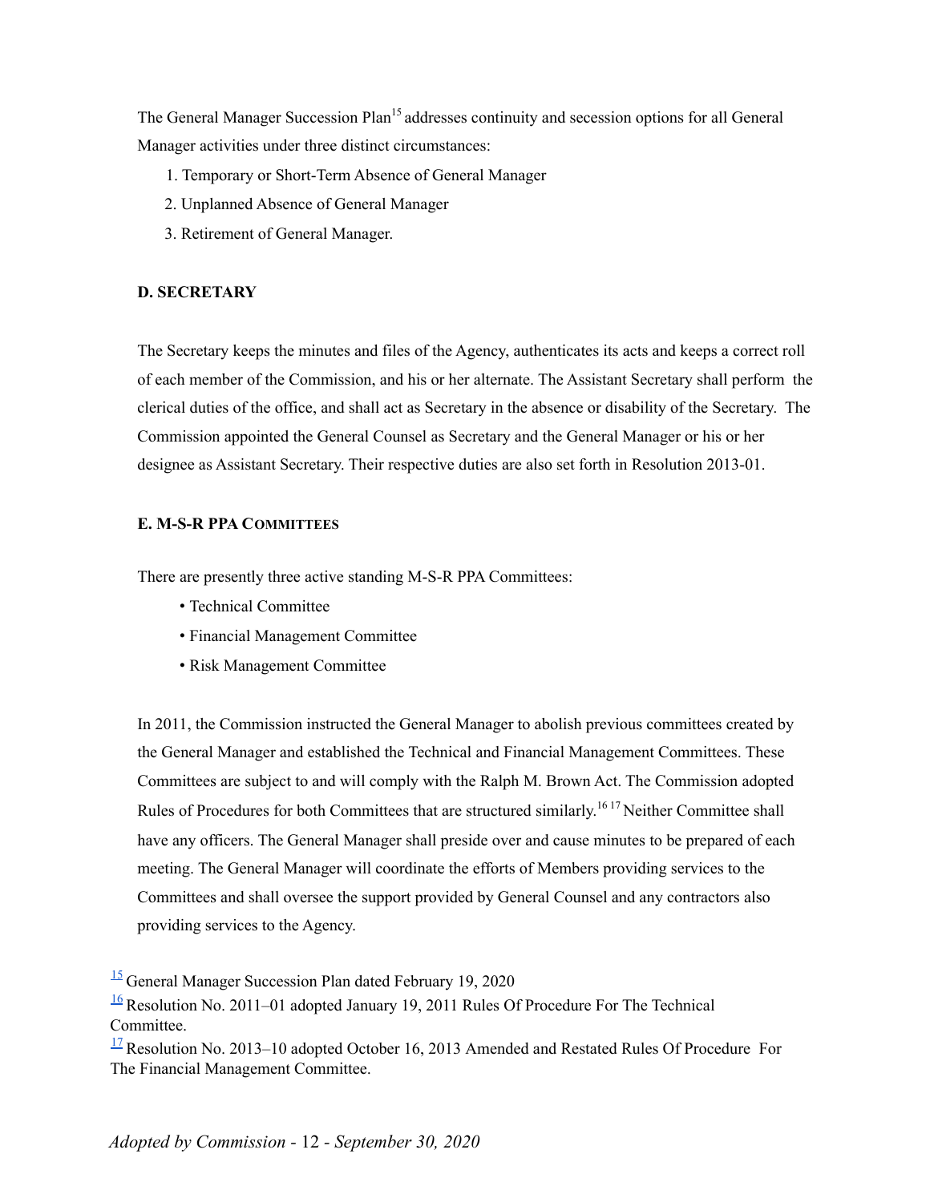The General Manager Succession Plan[15] addresses continuity and secession options for all General Manager activities under three distinct circumstances:

1. Temporary or Short-Term Absence of General Manager
2. Unplanned Absence of General Manager
3. Retirement of General Manager.

**D. SECRETARY**

The Secretary keeps the minutes and files of the Agency, authenticates its acts and keeps a correct roll of each member of the Commission, and his or her alternate. The Assistant Secretary shall perform the clerical duties of the office, and shall act as Secretary in the absence or disability of the Secretary. The Commission appointed the General Counsel as Secretary and the General Manager or his or her designee as Assistant Secretary. Their respective duties are also set forth in Resolution 2013-01.

**E. M-S-R PPA COMMITTEES**

There are presently three active standing M-S-R PPA Committees:

- Technical Committee
- Financial Management Committee
- Risk Management Committee

In 2011, the Commission instructed the General Manager to abolish previous committees created by the General Manager and established the Technical and Financial Management Committees. These Committees are subject to and will comply with the Ralph M. Brown Act. The Commission adopted Rules of Procedures for both Committees that are structured similarly.[16] [17] Neither Committee shall have any officers. The General Manager shall preside over and cause minutes to be prepared of each meeting. The General Manager will coordinate the efforts of Members providing services to the Committees and shall oversee the support provided by General Counsel and any contractors also providing services to the Agency.

[15] General Manager Succession Plan dated February 19, 2020

[16] Resolution No. 2011–01 adopted January 19, 2011 Rules Of Procedure For The Technical Committee.

[17] Resolution No. 2013–10 adopted October 16, 2013 Amended and Restated Rules Of Procedure For The Financial Management Committee.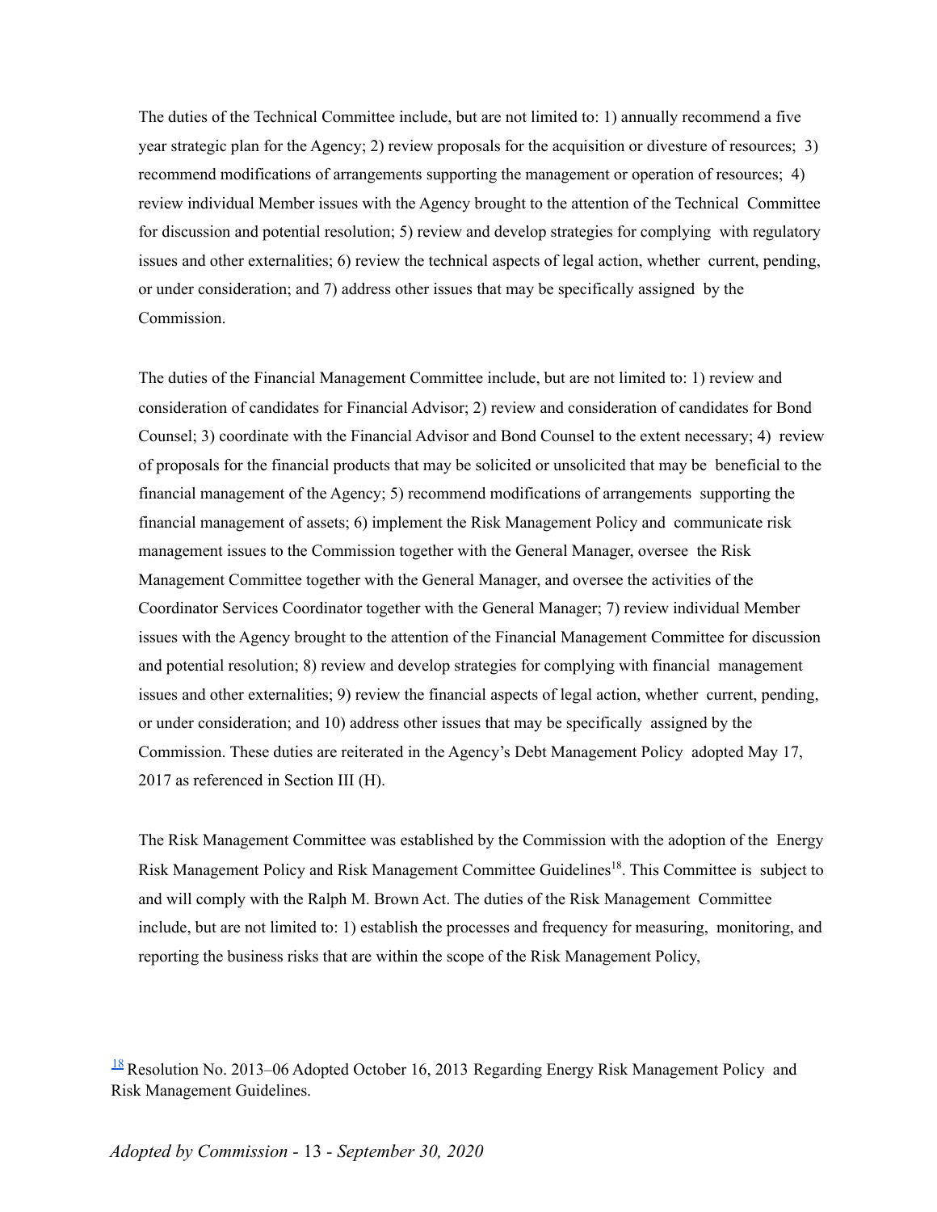The duties of the Technical Committee include, but are not limited to: 1) annually recommend a five year strategic plan for the Agency; 2) review proposals for the acquisition or divesture of resources; 3) recommend modifications of arrangements supporting the management or operation of resources; 4) review individual Member issues with the Agency brought to the attention of the Technical Committee for discussion and potential resolution; 5) review and develop strategies for complying with regulatory issues and other externalities; 6) review the technical aspects of legal action, whether current, pending, or under consideration; and 7) address other issues that may be specifically assigned by the Commission.

The duties of the Financial Management Committee include, but are not limited to: 1) review and consideration of candidates for Financial Advisor; 2) review and consideration of candidates for Bond Counsel; 3) coordinate with the Financial Advisor and Bond Counsel to the extent necessary; 4) review of proposals for the financial products that may be solicited or unsolicited that may be beneficial to the financial management of the Agency; 5) recommend modifications of arrangements supporting the financial management of assets; 6) implement the Risk Management Policy and communicate risk management issues to the Commission together with the General Manager, oversee the Risk Management Committee together with the General Manager, and oversee the activities of the Coordinator Services Coordinator together with the General Manager; 7) review individual Member issues with the Agency brought to the attention of the Financial Management Committee for discussion and potential resolution; 8) review and develop strategies for complying with financial management issues and other externalities; 9) review the financial aspects of legal action, whether current, pending, or under consideration; and 10) address other issues that may be specifically assigned by the Commission. These duties are reiterated in the Agency's Debt Management Policy adopted May 17, 2017 as referenced in Section III (H).

The Risk Management Committee was established by the Commission with the adoption of the Energy Risk Management Policy and Risk Management Committee Guidelines[18]. This Committee is subject to and will comply with the Ralph M. Brown Act. The duties of the Risk Management Committee include, but are not limited to: 1) establish the processes and frequency for measuring, monitoring, and reporting the business risks that are within the scope of the Risk Management Policy,

[18] Resolution No. 2013–06 Adopted October 16, 2013 Regarding Energy Risk Management Policy and Risk Management Guidelines.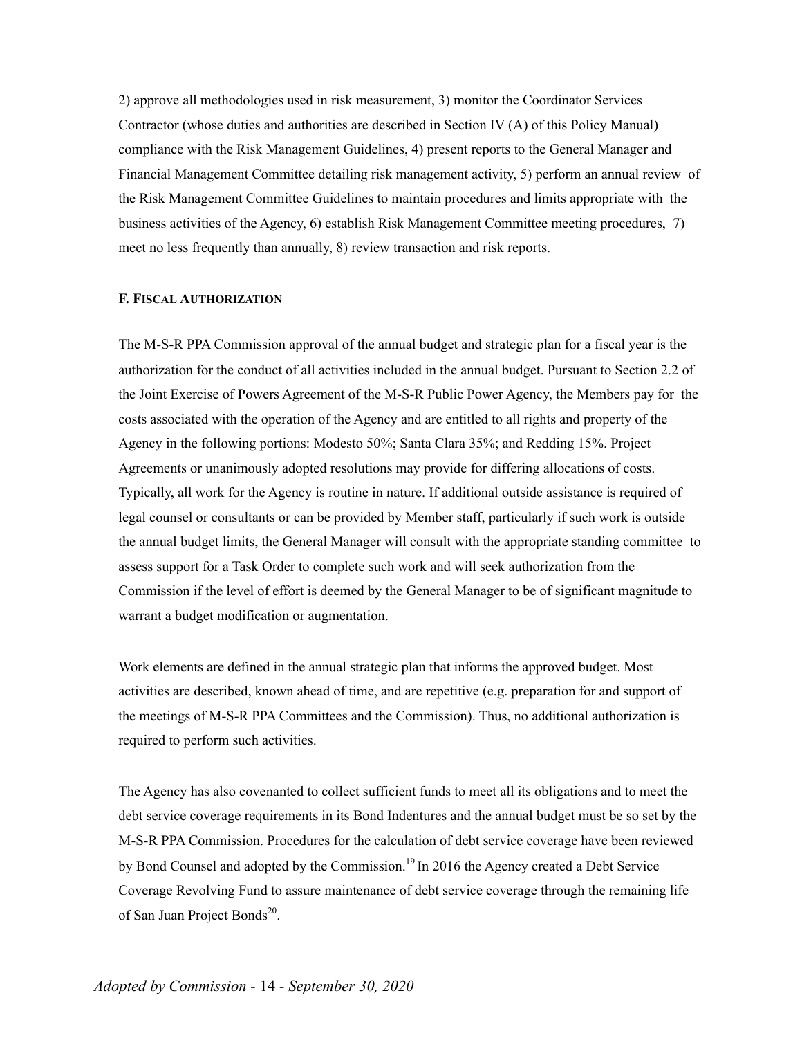2) approve all methodologies used in risk measurement, 3) monitor the Coordinator Services Contractor (whose duties and authorities are described in Section IV (A) of this Policy Manual) compliance with the Risk Management Guidelines, 4) present reports to the General Manager and Financial Management Committee detailing risk management activity, 5) perform an annual review of the Risk Management Committee Guidelines to maintain procedures and limits appropriate with the business activities of the Agency, 6) establish Risk Management Committee meeting procedures, 7) meet no less frequently than annually, 8) review transaction and risk reports.

**F. Fiscal Authorization**

The M-S-R PPA Commission approval of the annual budget and strategic plan for a fiscal year is the authorization for the conduct of all activities included in the annual budget. Pursuant to Section 2.2 of the Joint Exercise of Powers Agreement of the M-S-R Public Power Agency, the Members pay for the costs associated with the operation of the Agency and are entitled to all rights and property of the Agency in the following portions: Modesto 50%; Santa Clara 35%; and Redding 15%. Project Agreements or unanimously adopted resolutions may provide for differing allocations of costs. Typically, all work for the Agency is routine in nature. If additional outside assistance is required of legal counsel or consultants or can be provided by Member staff, particularly if such work is outside the annual budget limits, the General Manager will consult with the appropriate standing committee to assess support for a Task Order to complete such work and will seek authorization from the Commission if the level of effort is deemed by the General Manager to be of significant magnitude to warrant a budget modification or augmentation.

Work elements are defined in the annual strategic plan that informs the approved budget. Most activities are described, known ahead of time, and are repetitive (e.g. preparation for and support of the meetings of M-S-R PPA Committees and the Commission). Thus, no additional authorization is required to perform such activities.

The Agency has also covenanted to collect sufficient funds to meet all its obligations and to meet the debt service coverage requirements in its Bond Indentures and the annual budget must be so set by the M-S-R PPA Commission. Procedures for the calculation of debt service coverage have been reviewed by Bond Counsel and adopted by the Commission.[19] In 2016 the Agency created a Debt Service Coverage Revolving Fund to assure maintenance of debt service coverage through the remaining life of San Juan Project Bonds[20].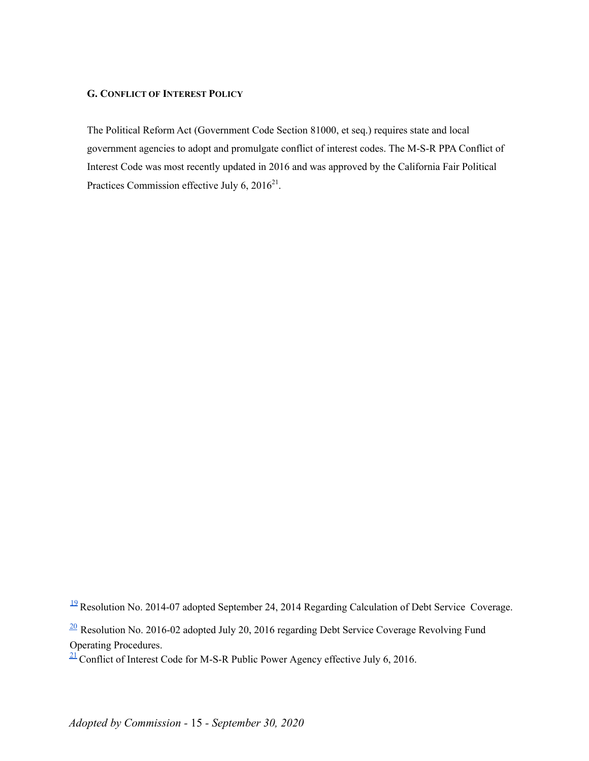### G. Conflict of Interest Policy

The Political Reform Act (Government Code Section 81000, et seq.) requires state and local government agencies to adopt and promulgate conflict of interest codes. The M-S-R PPA Conflict of Interest Code was most recently updated in 2016 and was approved by the California Fair Political Practices Commission effective July 6, 2016[21].

[19] Resolution No. 2014-07 adopted September 24, 2014 Regarding Calculation of Debt Service Coverage.

[20] Resolution No. 2016-02 adopted July 20, 2016 regarding Debt Service Coverage Revolving Fund Operating Procedures.

[21] Conflict of Interest Code for M-S-R Public Power Agency effective July 6, 2016.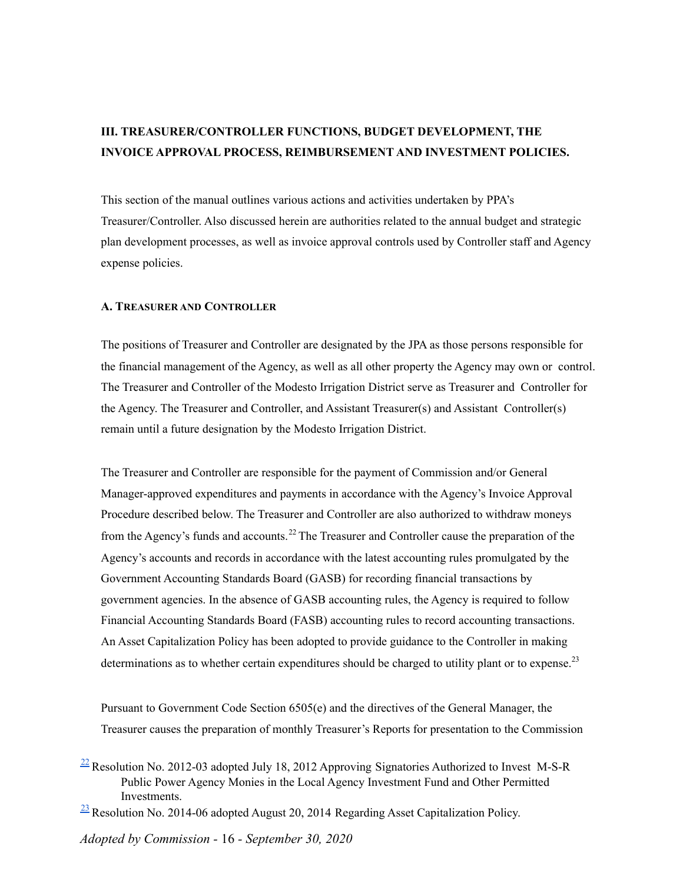## III. TREASURER/CONTROLLER FUNCTIONS, BUDGET DEVELOPMENT, THE INVOICE APPROVAL PROCESS, REIMBURSEMENT AND INVESTMENT POLICIES.

This section of the manual outlines various actions and activities undertaken by PPA's Treasurer/Controller. Also discussed herein are authorities related to the annual budget and strategic plan development processes, as well as invoice approval controls used by Controller staff and Agency expense policies.

### A. TREASURER AND CONTROLLER

The positions of Treasurer and Controller are designated by the JPA as those persons responsible for the financial management of the Agency, as well as all other property the Agency may own or control. The Treasurer and Controller of the Modesto Irrigation District serve as Treasurer and Controller for the Agency. The Treasurer and Controller, and Assistant Treasurer(s) and Assistant Controller(s) remain until a future designation by the Modesto Irrigation District.

The Treasurer and Controller are responsible for the payment of Commission and/or General Manager-approved expenditures and payments in accordance with the Agency's Invoice Approval Procedure described below. The Treasurer and Controller are also authorized to withdraw moneys from the Agency's funds and accounts.[22] The Treasurer and Controller cause the preparation of the Agency's accounts and records in accordance with the latest accounting rules promulgated by the Government Accounting Standards Board (GASB) for recording financial transactions by government agencies. In the absence of GASB accounting rules, the Agency is required to follow Financial Accounting Standards Board (FASB) accounting rules to record accounting transactions. An Asset Capitalization Policy has been adopted to provide guidance to the Controller in making determinations as to whether certain expenditures should be charged to utility plant or to expense.[23]

Pursuant to Government Code Section 6505(e) and the directives of the General Manager, the Treasurer causes the preparation of monthly Treasurer's Reports for presentation to the Commission

[22] Resolution No. 2012-03 adopted July 18, 2012 Approving Signatories Authorized to Invest M-S-R Public Power Agency Monies in the Local Agency Investment Fund and Other Permitted Investments.

[23] Resolution No. 2014-06 adopted August 20, 2014 Regarding Asset Capitalization Policy.

*Adopted by Commission - 16 - September 30, 2020*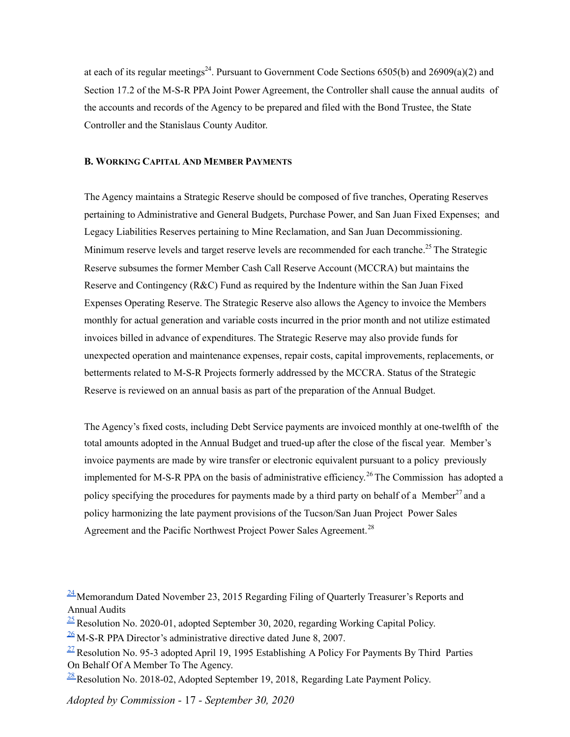at each of its regular meetings[24]. Pursuant to Government Code Sections 6505(b) and 26909(a)(2) and Section 17.2 of the M-S-R PPA Joint Power Agreement, the Controller shall cause the annual audits of the accounts and records of the Agency to be prepared and filed with the Bond Trustee, the State Controller and the Stanislaus County Auditor.

### B. Working Capital And Member Payments

The Agency maintains a Strategic Reserve should be composed of five tranches, Operating Reserves pertaining to Administrative and General Budgets, Purchase Power, and San Juan Fixed Expenses; and Legacy Liabilities Reserves pertaining to Mine Reclamation, and San Juan Decommissioning. Minimum reserve levels and target reserve levels are recommended for each tranche.[25] The Strategic Reserve subsumes the former Member Cash Call Reserve Account (MCCRA) but maintains the Reserve and Contingency (R&C) Fund as required by the Indenture within the San Juan Fixed Expenses Operating Reserve. The Strategic Reserve also allows the Agency to invoice the Members monthly for actual generation and variable costs incurred in the prior month and not utilize estimated invoices billed in advance of expenditures. The Strategic Reserve may also provide funds for unexpected operation and maintenance expenses, repair costs, capital improvements, replacements, or betterments related to M-S-R Projects formerly addressed by the MCCRA. Status of the Strategic Reserve is reviewed on an annual basis as part of the preparation of the Annual Budget.

The Agency's fixed costs, including Debt Service payments are invoiced monthly at one-twelfth of the total amounts adopted in the Annual Budget and trued-up after the close of the fiscal year. Member's invoice payments are made by wire transfer or electronic equivalent pursuant to a policy previously implemented for M-S-R PPA on the basis of administrative efficiency.[26] The Commission has adopted a policy specifying the procedures for payments made by a third party on behalf of a Member[27] and a policy harmonizing the late payment provisions of the Tucson/San Juan Project Power Sales Agreement and the Pacific Northwest Project Power Sales Agreement.[28]

[24] Memorandum Dated November 23, 2015 Regarding Filing of Quarterly Treasurer's Reports and Annual Audits

[25] Resolution No. 2020-01, adopted September 30, 2020, regarding Working Capital Policy.

[26] M-S-R PPA Director's administrative directive dated June 8, 2007.

[27] Resolution No. 95-3 adopted April 19, 1995 Establishing A Policy For Payments By Third Parties On Behalf Of A Member To The Agency.

[28] Resolution No. 2018-02, Adopted September 19, 2018, Regarding Late Payment Policy.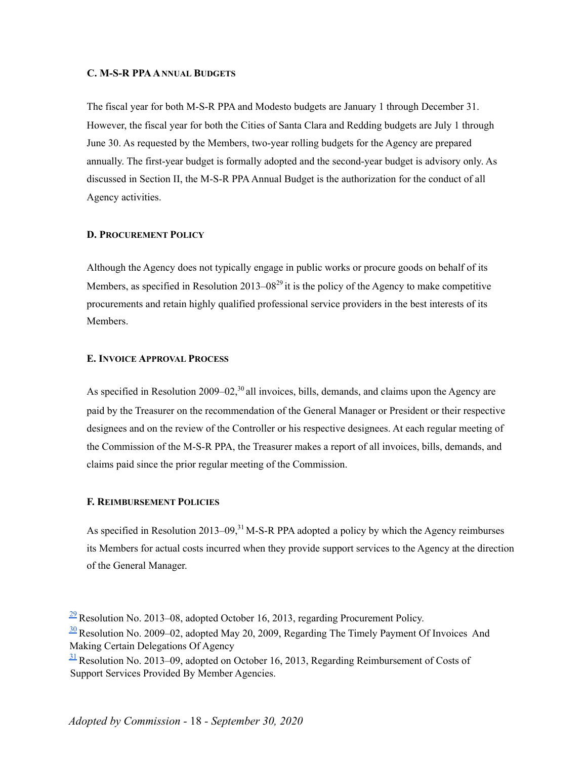### C. M-S-R PPA ANNUAL BUDGETS

The fiscal year for both M-S-R PPA and Modesto budgets are January 1 through December 31. However, the fiscal year for both the Cities of Santa Clara and Redding budgets are July 1 through June 30. As requested by the Members, two-year rolling budgets for the Agency are prepared annually. The first-year budget is formally adopted and the second-year budget is advisory only. As discussed in Section II, the M-S-R PPA Annual Budget is the authorization for the conduct of all Agency activities.

### D. PROCUREMENT POLICY

Although the Agency does not typically engage in public works or procure goods on behalf of its Members, as specified in Resolution 2013–08[29] it is the policy of the Agency to make competitive procurements and retain highly qualified professional service providers in the best interests of its Members.

### E. INVOICE APPROVAL PROCESS

As specified in Resolution 2009–02,[30] all invoices, bills, demands, and claims upon the Agency are paid by the Treasurer on the recommendation of the General Manager or President or their respective designees and on the review of the Controller or his respective designees. At each regular meeting of the Commission of the M-S-R PPA, the Treasurer makes a report of all invoices, bills, demands, and claims paid since the prior regular meeting of the Commission.

### F. REIMBURSEMENT POLICIES

As specified in Resolution 2013–09,[31] M-S-R PPA adopted a policy by which the Agency reimburses its Members for actual costs incurred when they provide support services to the Agency at the direction of the General Manager.

[29] Resolution No. 2013–08, adopted October 16, 2013, regarding Procurement Policy.
[30] Resolution No. 2009–02, adopted May 20, 2009, Regarding The Timely Payment Of Invoices And Making Certain Delegations Of Agency
[31] Resolution No. 2013–09, adopted on October 16, 2013, Regarding Reimbursement of Costs of Support Services Provided By Member Agencies.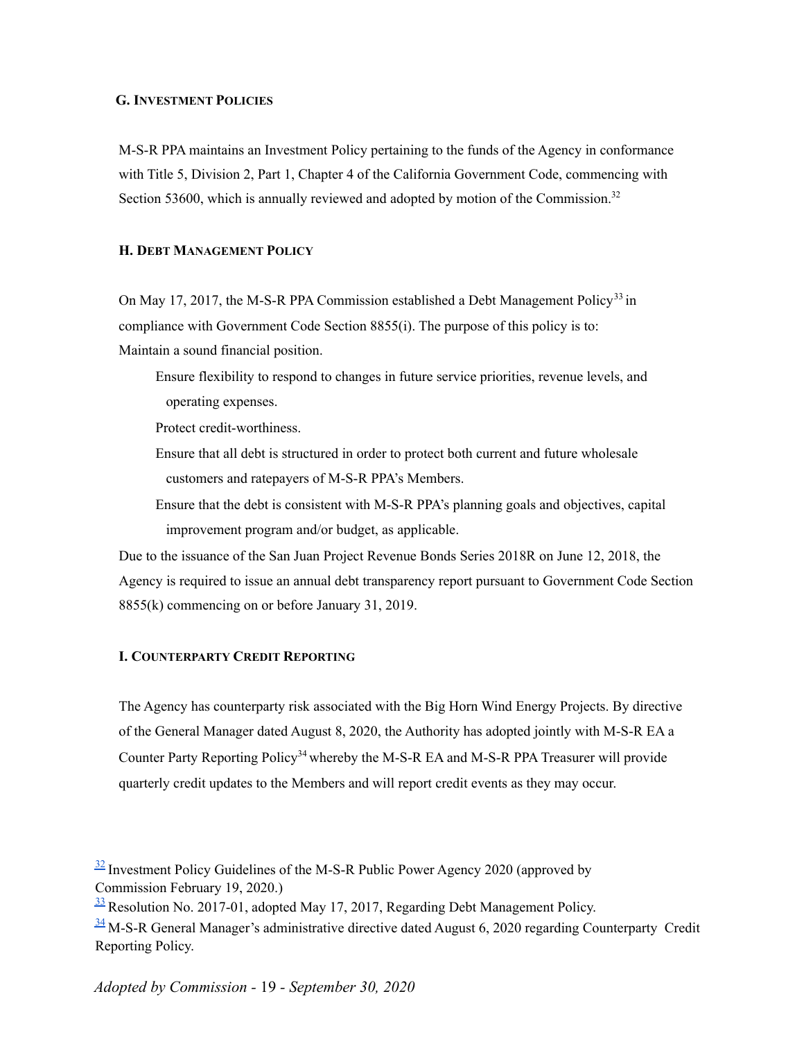### G. Investment Policies

M-S-R PPA maintains an Investment Policy pertaining to the funds of the Agency in conformance with Title 5, Division 2, Part 1, Chapter 4 of the California Government Code, commencing with Section 53600, which is annually reviewed and adopted by motion of the Commission.[32]

### H. Debt Management Policy

On May 17, 2017, the M-S-R PPA Commission established a Debt Management Policy[33] in compliance with Government Code Section 8855(i). The purpose of this policy is to:
Maintain a sound financial position.

- Ensure flexibility to respond to changes in future service priorities, revenue levels, and operating expenses.
- Protect credit-worthiness.
- Ensure that all debt is structured in order to protect both current and future wholesale customers and ratepayers of M-S-R PPA's Members.
- Ensure that the debt is consistent with M-S-R PPA's planning goals and objectives, capital improvement program and/or budget, as applicable.

Due to the issuance of the San Juan Project Revenue Bonds Series 2018R on June 12, 2018, the Agency is required to issue an annual debt transparency report pursuant to Government Code Section 8855(k) commencing on or before January 31, 2019.

### I. Counterparty Credit Reporting

The Agency has counterparty risk associated with the Big Horn Wind Energy Projects. By directive of the General Manager dated August 8, 2020, the Authority has adopted jointly with M-S-R EA a Counter Party Reporting Policy[34] whereby the M-S-R EA and M-S-R PPA Treasurer will provide quarterly credit updates to the Members and will report credit events as they may occur.

[32] Investment Policy Guidelines of the M-S-R Public Power Agency 2020 (approved by Commission February 19, 2020.)

[33] Resolution No. 2017-01, adopted May 17, 2017, Regarding Debt Management Policy.

[34] M-S-R General Manager's administrative directive dated August 6, 2020 regarding Counterparty Credit Reporting Policy.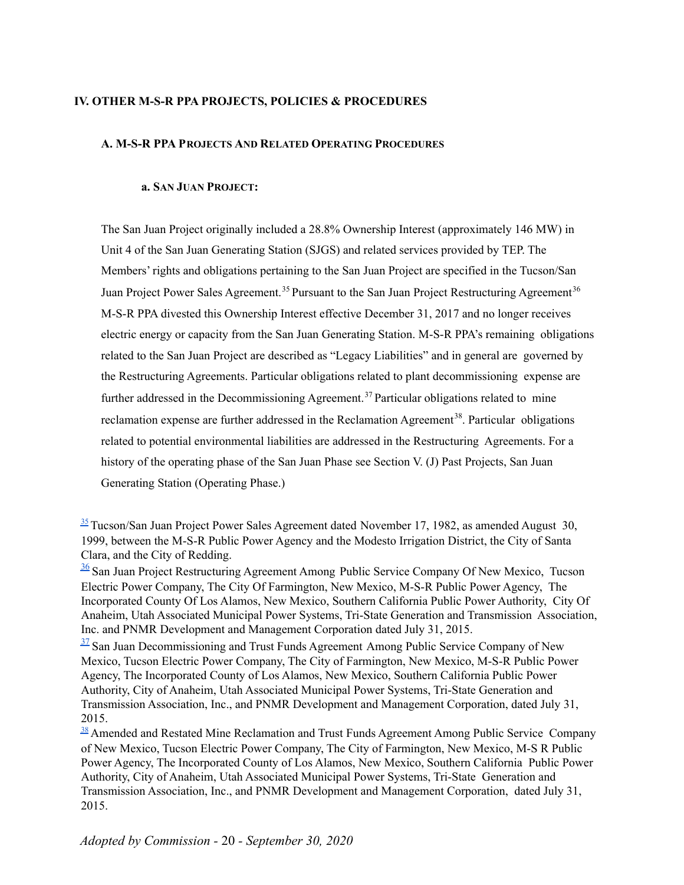## IV. OTHER M-S-R PPA PROJECTS, POLICIES & PROCEDURES

### A. M-S-R PPA PROJECTS AND RELATED OPERATING PROCEDURES

#### a. SAN JUAN PROJECT:

The San Juan Project originally included a 28.8% Ownership Interest (approximately 146 MW) in Unit 4 of the San Juan Generating Station (SJGS) and related services provided by TEP. The Members' rights and obligations pertaining to the San Juan Project are specified in the Tucson/San Juan Project Power Sales Agreement.[35] Pursuant to the San Juan Project Restructuring Agreement[36] M-S-R PPA divested this Ownership Interest effective December 31, 2017 and no longer receives electric energy or capacity from the San Juan Generating Station. M-S-R PPA's remaining obligations related to the San Juan Project are described as "Legacy Liabilities" and in general are governed by the Restructuring Agreements. Particular obligations related to plant decommissioning expense are further addressed in the Decommissioning Agreement.[37] Particular obligations related to mine reclamation expense are further addressed in the Reclamation Agreement[38]. Particular obligations related to potential environmental liabilities are addressed in the Restructuring Agreements. For a history of the operating phase of the San Juan Phase see Section V. (J) Past Projects, San Juan Generating Station (Operating Phase.)

[35] Tucson/San Juan Project Power Sales Agreement dated November 17, 1982, as amended August 30, 1999, between the M-S-R Public Power Agency and the Modesto Irrigation District, the City of Santa Clara, and the City of Redding.

[36] San Juan Project Restructuring Agreement Among Public Service Company Of New Mexico, Tucson Electric Power Company, The City Of Farmington, New Mexico, M-S-R Public Power Agency, The Incorporated County Of Los Alamos, New Mexico, Southern California Public Power Authority, City Of Anaheim, Utah Associated Municipal Power Systems, Tri-State Generation and Transmission Association, Inc. and PNMR Development and Management Corporation dated July 31, 2015.

[37] San Juan Decommissioning and Trust Funds Agreement Among Public Service Company of New Mexico, Tucson Electric Power Company, The City of Farmington, New Mexico, M-S-R Public Power Agency, The Incorporated County of Los Alamos, New Mexico, Southern California Public Power Authority, City of Anaheim, Utah Associated Municipal Power Systems, Tri-State Generation and Transmission Association, Inc., and PNMR Development and Management Corporation, dated July 31, 2015.

[38] Amended and Restated Mine Reclamation and Trust Funds Agreement Among Public Service Company of New Mexico, Tucson Electric Power Company, The City of Farmington, New Mexico, M-S R Public Power Agency, The Incorporated County of Los Alamos, New Mexico, Southern California Public Power Authority, City of Anaheim, Utah Associated Municipal Power Systems, Tri-State Generation and Transmission Association, Inc., and PNMR Development and Management Corporation, dated July 31, 2015.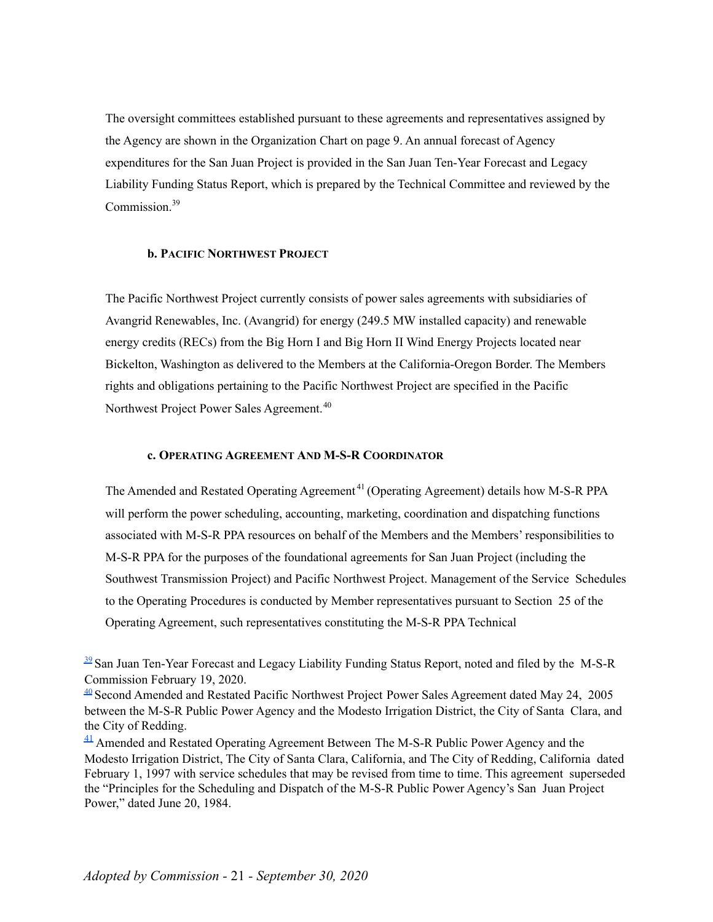The oversight committees established pursuant to these agreements and representatives assigned by the Agency are shown in the Organization Chart on page 9. An annual forecast of Agency expenditures for the San Juan Project is provided in the San Juan Ten-Year Forecast and Legacy Liability Funding Status Report, which is prepared by the Technical Committee and reviewed by the Commission.[39]

#### b. PACIFIC NORTHWEST PROJECT

The Pacific Northwest Project currently consists of power sales agreements with subsidiaries of Avangrid Renewables, Inc. (Avangrid) for energy (249.5 MW installed capacity) and renewable energy credits (RECs) from the Big Horn I and Big Horn II Wind Energy Projects located near Bickelton, Washington as delivered to the Members at the California-Oregon Border. The Members rights and obligations pertaining to the Pacific Northwest Project are specified in the Pacific Northwest Project Power Sales Agreement.[40]

#### c. OPERATING AGREEMENT AND M-S-R COORDINATOR

The Amended and Restated Operating Agreement[41] (Operating Agreement) details how M-S-R PPA will perform the power scheduling, accounting, marketing, coordination and dispatching functions associated with M-S-R PPA resources on behalf of the Members and the Members' responsibilities to M-S-R PPA for the purposes of the foundational agreements for San Juan Project (including the Southwest Transmission Project) and Pacific Northwest Project. Management of the Service Schedules to the Operating Procedures is conducted by Member representatives pursuant to Section 25 of the Operating Agreement, such representatives constituting the M-S-R PPA Technical

[39] San Juan Ten-Year Forecast and Legacy Liability Funding Status Report, noted and filed by the M-S-R Commission February 19, 2020.

[40] Second Amended and Restated Pacific Northwest Project Power Sales Agreement dated May 24, 2005 between the M-S-R Public Power Agency and the Modesto Irrigation District, the City of Santa Clara, and the City of Redding.

[41] Amended and Restated Operating Agreement Between The M-S-R Public Power Agency and the Modesto Irrigation District, The City of Santa Clara, California, and The City of Redding, California dated February 1, 1997 with service schedules that may be revised from time to time. This agreement superseded the "Principles for the Scheduling and Dispatch of the M-S-R Public Power Agency's San Juan Project Power," dated June 20, 1984.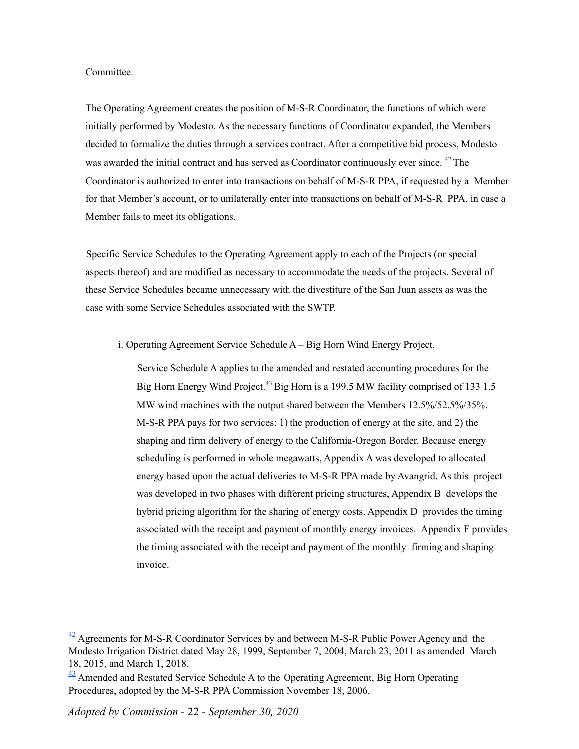Committee.

The Operating Agreement creates the position of M-S-R Coordinator, the functions of which were initially performed by Modesto. As the necessary functions of Coordinator expanded, the Members decided to formalize the duties through a services contract. After a competitive bid process, Modesto was awarded the initial contract and has served as Coordinator continuously ever since. [42] The Coordinator is authorized to enter into transactions on behalf of M-S-R PPA, if requested by a Member for that Member's account, or to unilaterally enter into transactions on behalf of M-S-R PPA, in case a Member fails to meet its obligations.

Specific Service Schedules to the Operating Agreement apply to each of the Projects (or special aspects thereof) and are modified as necessary to accommodate the needs of the projects. Several of these Service Schedules became unnecessary with the divestiture of the San Juan assets as was the case with some Service Schedules associated with the SWTP.

i. Operating Agreement Service Schedule A – Big Horn Wind Energy Project.

Service Schedule A applies to the amended and restated accounting procedures for the Big Horn Energy Wind Project.[43] Big Horn is a 199.5 MW facility comprised of 133 1.5 MW wind machines with the output shared between the Members 12.5%/52.5%/35%. M-S-R PPA pays for two services: 1) the production of energy at the site, and 2) the shaping and firm delivery of energy to the California-Oregon Border. Because energy scheduling is performed in whole megawatts, Appendix A was developed to allocated energy based upon the actual deliveries to M-S-R PPA made by Avangrid. As this project was developed in two phases with different pricing structures, Appendix B develops the hybrid pricing algorithm for the sharing of energy costs. Appendix D provides the timing associated with the receipt and payment of monthly energy invoices. Appendix F provides the timing associated with the receipt and payment of the monthly firming and shaping invoice.

---

[42] Agreements for M-S-R Coordinator Services by and between M-S-R Public Power Agency and the Modesto Irrigation District dated May 28, 1999, September 7, 2004, March 23, 2011 as amended March 18, 2015, and March 1, 2018.

[43] Amended and Restated Service Schedule A to the Operating Agreement, Big Horn Operating Procedures, adopted by the M-S-R PPA Commission November 18, 2006.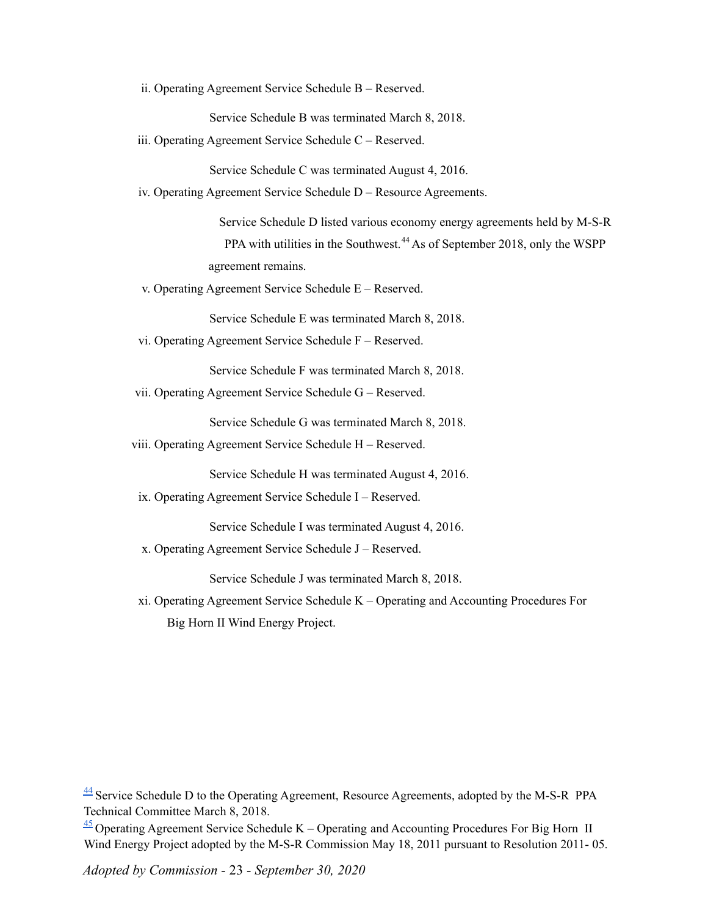ii. Operating Agreement Service Schedule B – Reserved.

Service Schedule B was terminated March 8, 2018.

iii. Operating Agreement Service Schedule C – Reserved.

Service Schedule C was terminated August 4, 2016.

iv. Operating Agreement Service Schedule D – Resource Agreements.

Service Schedule D listed various economy energy agreements held by M-S-R PPA with utilities in the Southwest.[44] As of September 2018, only the WSPP agreement remains.

v. Operating Agreement Service Schedule E – Reserved.

Service Schedule E was terminated March 8, 2018.

vi. Operating Agreement Service Schedule F – Reserved.

Service Schedule F was terminated March 8, 2018.

vii. Operating Agreement Service Schedule G – Reserved.

Service Schedule G was terminated March 8, 2018.

viii. Operating Agreement Service Schedule H – Reserved.

Service Schedule H was terminated August 4, 2016.

ix. Operating Agreement Service Schedule I – Reserved.

Service Schedule I was terminated August 4, 2016.

x. Operating Agreement Service Schedule J – Reserved.

Service Schedule J was terminated March 8, 2018.

xi. Operating Agreement Service Schedule K – Operating and Accounting Procedures For Big Horn II Wind Energy Project.

[44] Service Schedule D to the Operating Agreement, Resource Agreements, adopted by the M-S-R PPA Technical Committee March 8, 2018.

[45] Operating Agreement Service Schedule K – Operating and Accounting Procedures For Big Horn II Wind Energy Project adopted by the M-S-R Commission May 18, 2011 pursuant to Resolution 2011- 05.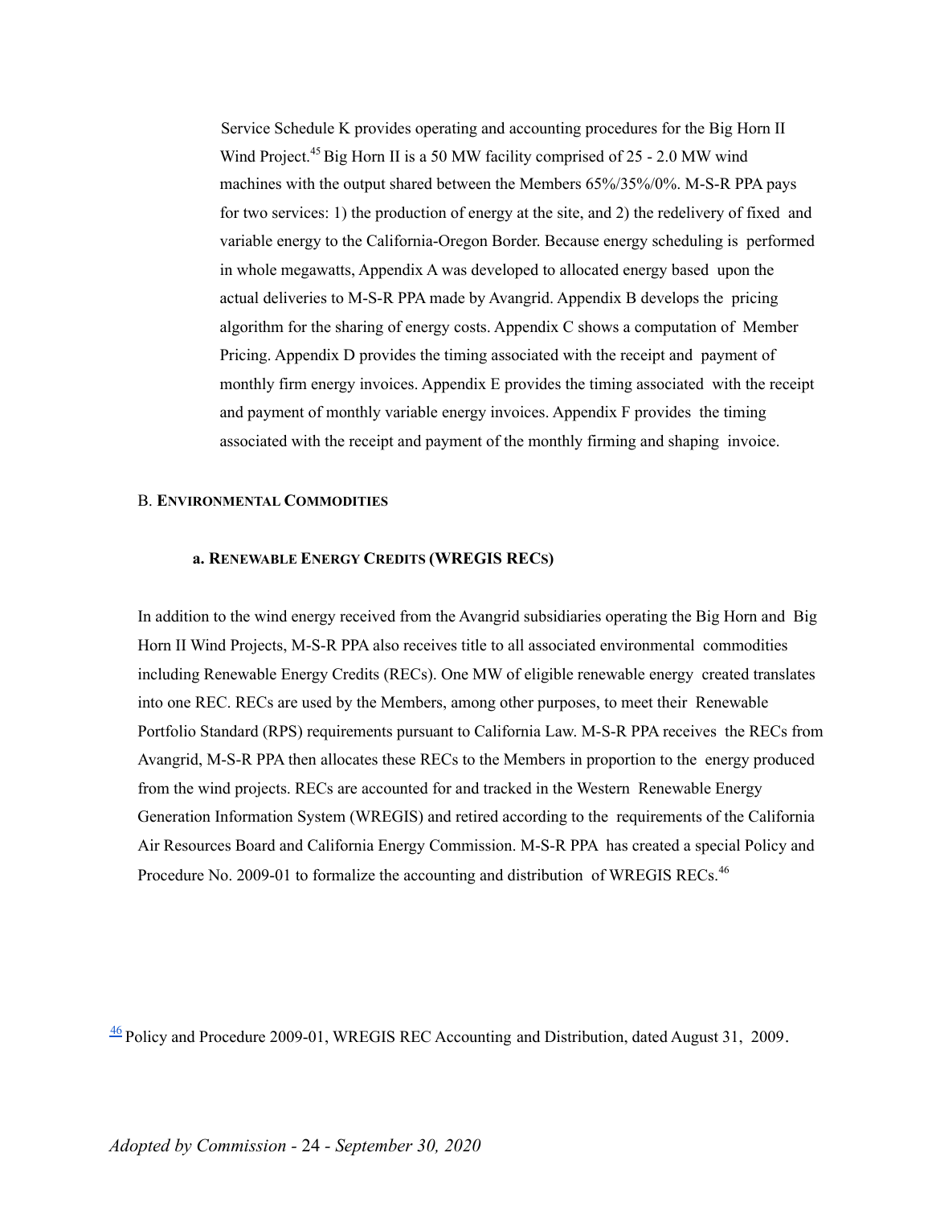Service Schedule K provides operating and accounting procedures for the Big Horn II Wind Project.[45] Big Horn II is a 50 MW facility comprised of 25 - 2.0 MW wind machines with the output shared between the Members 65%/35%/0%. M-S-R PPA pays for two services: 1) the production of energy at the site, and 2) the redelivery of fixed and variable energy to the California-Oregon Border. Because energy scheduling is performed in whole megawatts, Appendix A was developed to allocated energy based upon the actual deliveries to M-S-R PPA made by Avangrid. Appendix B develops the pricing algorithm for the sharing of energy costs. Appendix C shows a computation of Member Pricing. Appendix D provides the timing associated with the receipt and payment of monthly firm energy invoices. Appendix E provides the timing associated with the receipt and payment of monthly variable energy invoices. Appendix F provides the timing associated with the receipt and payment of the monthly firming and shaping invoice.

## B. ENVIRONMENTAL COMMODITIES

### a. RENEWABLE ENERGY CREDITS (WREGIS RECS)

In addition to the wind energy received from the Avangrid subsidiaries operating the Big Horn and Big Horn II Wind Projects, M-S-R PPA also receives title to all associated environmental commodities including Renewable Energy Credits (RECs). One MW of eligible renewable energy created translates into one REC. RECs are used by the Members, among other purposes, to meet their Renewable Portfolio Standard (RPS) requirements pursuant to California Law. M-S-R PPA receives the RECs from Avangrid, M-S-R PPA then allocates these RECs to the Members in proportion to the energy produced from the wind projects. RECs are accounted for and tracked in the Western Renewable Energy Generation Information System (WREGIS) and retired according to the requirements of the California Air Resources Board and California Energy Commission. M-S-R PPA has created a special Policy and Procedure No. 2009-01 to formalize the accounting and distribution of WREGIS RECs.[46]

[46] Policy and Procedure 2009-01, WREGIS REC Accounting and Distribution, dated August 31, 2009.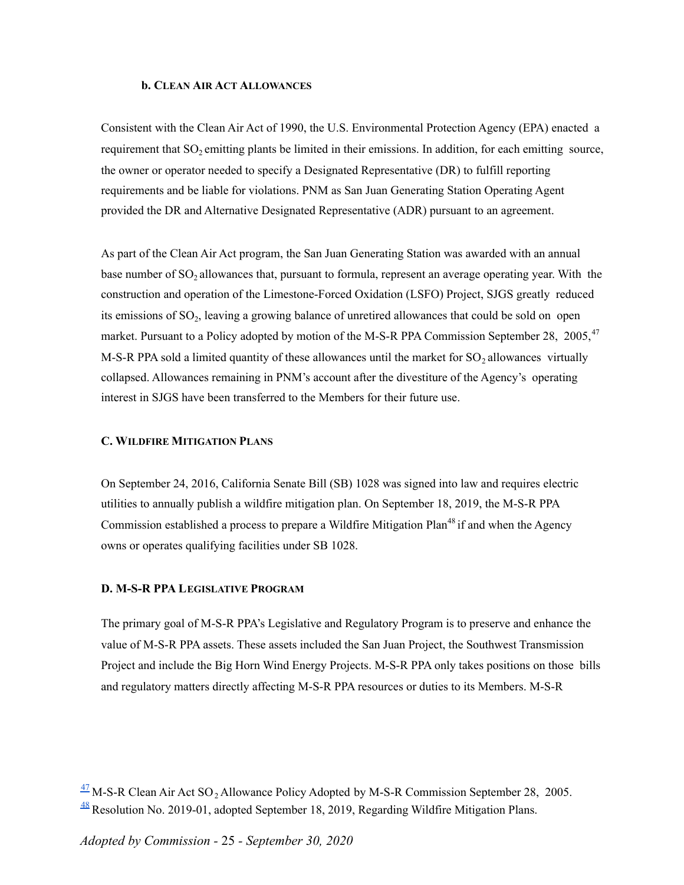#### b. Clean Air Act Allowances

Consistent with the Clean Air Act of 1990, the U.S. Environmental Protection Agency (EPA) enacted a requirement that $SO_2$ emitting plants be limited in their emissions. In addition, for each emitting source, the owner or operator needed to specify a Designated Representative (DR) to fulfill reporting requirements and be liable for violations. PNM as San Juan Generating Station Operating Agent provided the DR and Alternative Designated Representative (ADR) pursuant to an agreement.

As part of the Clean Air Act program, the San Juan Generating Station was awarded with an annual base number of $SO_2$ allowances that, pursuant to formula, represent an average operating year. With the construction and operation of the Limestone-Forced Oxidation (LSFO) Project, SJGS greatly reduced its emissions of $SO_2$, leaving a growing balance of unretired allowances that could be sold on open market. Pursuant to a Policy adopted by motion of the M-S-R PPA Commission September 28, 2005,[47] M-S-R PPA sold a limited quantity of these allowances until the market for $SO_2$ allowances virtually collapsed. Allowances remaining in PNM's account after the divestiture of the Agency's operating interest in SJGS have been transferred to the Members for their future use.

### C. Wildfire Mitigation Plans

On September 24, 2016, California Senate Bill (SB) 1028 was signed into law and requires electric utilities to annually publish a wildfire mitigation plan. On September 18, 2019, the M-S-R PPA Commission established a process to prepare a Wildfire Mitigation Plan[48] if and when the Agency owns or operates qualifying facilities under SB 1028.

### D. M-S-R PPA Legislative Program

The primary goal of M-S-R PPA's Legislative and Regulatory Program is to preserve and enhance the value of M-S-R PPA assets. These assets included the San Juan Project, the Southwest Transmission Project and include the Big Horn Wind Energy Projects. M-S-R PPA only takes positions on those bills and regulatory matters directly affecting M-S-R PPA resources or duties to its Members. M-S-R

---

[47] M-S-R Clean Air Act $SO_2$ Allowance Policy Adopted by M-S-R Commission September 28, 2005.

[48] Resolution No. 2019-01, adopted September 18, 2019, Regarding Wildfire Mitigation Plans.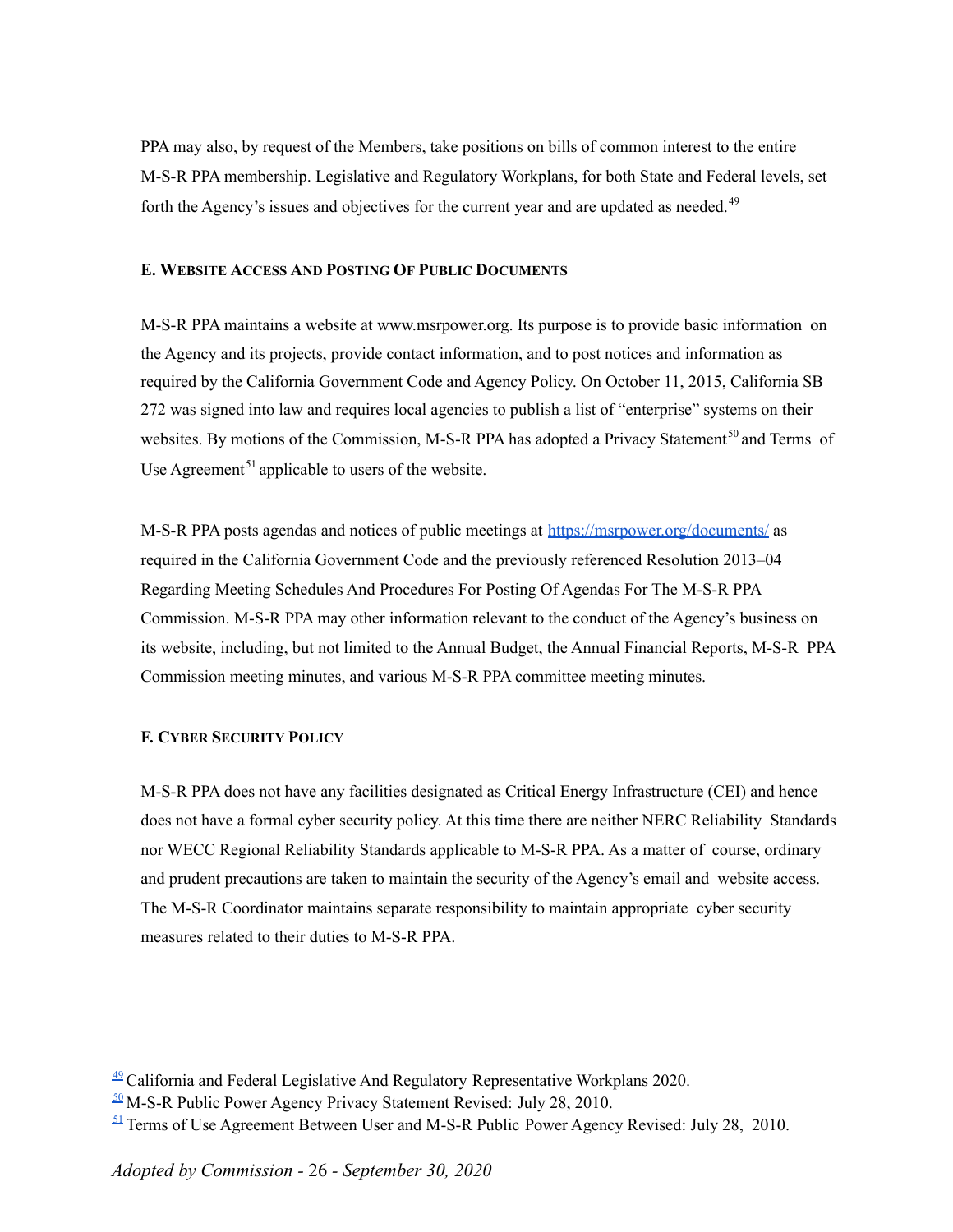PPA may also, by request of the Members, take positions on bills of common interest to the entire M-S-R PPA membership. Legislative and Regulatory Workplans, for both State and Federal levels, set forth the Agency's issues and objectives for the current year and are updated as needed.[49]

#### E. Website Access And Posting Of Public Documents

M-S-R PPA maintains a website at www.msrpower.org. Its purpose is to provide basic information on the Agency and its projects, provide contact information, and to post notices and information as required by the California Government Code and Agency Policy. On October 11, 2015, California SB 272 was signed into law and requires local agencies to publish a list of "enterprise" systems on their websites. By motions of the Commission, M-S-R PPA has adopted a Privacy Statement[50] and Terms of Use Agreement[51] applicable to users of the website.

M-S-R PPA posts agendas and notices of public meetings at [https://msrpower.org/documents/](https://msrpower.org/documents/) as required in the California Government Code and the previously referenced Resolution 2013–04 Regarding Meeting Schedules And Procedures For Posting Of Agendas For The M-S-R PPA Commission. M-S-R PPA may other information relevant to the conduct of the Agency's business on its website, including, but not limited to the Annual Budget, the Annual Financial Reports, M-S-R PPA Commission meeting minutes, and various M-S-R PPA committee meeting minutes.

#### F. Cyber Security Policy

M-S-R PPA does not have any facilities designated as Critical Energy Infrastructure (CEI) and hence does not have a formal cyber security policy. At this time there are neither NERC Reliability Standards nor WECC Regional Reliability Standards applicable to M-S-R PPA. As a matter of course, ordinary and prudent precautions are taken to maintain the security of the Agency's email and website access. The M-S-R Coordinator maintains separate responsibility to maintain appropriate cyber security measures related to their duties to M-S-R PPA.

---

[49] California and Federal Legislative And Regulatory Representative Workplans 2020.
[50] M-S-R Public Power Agency Privacy Statement Revised: July 28, 2010.
[51] Terms of Use Agreement Between User and M-S-R Public Power Agency Revised: July 28, 2010.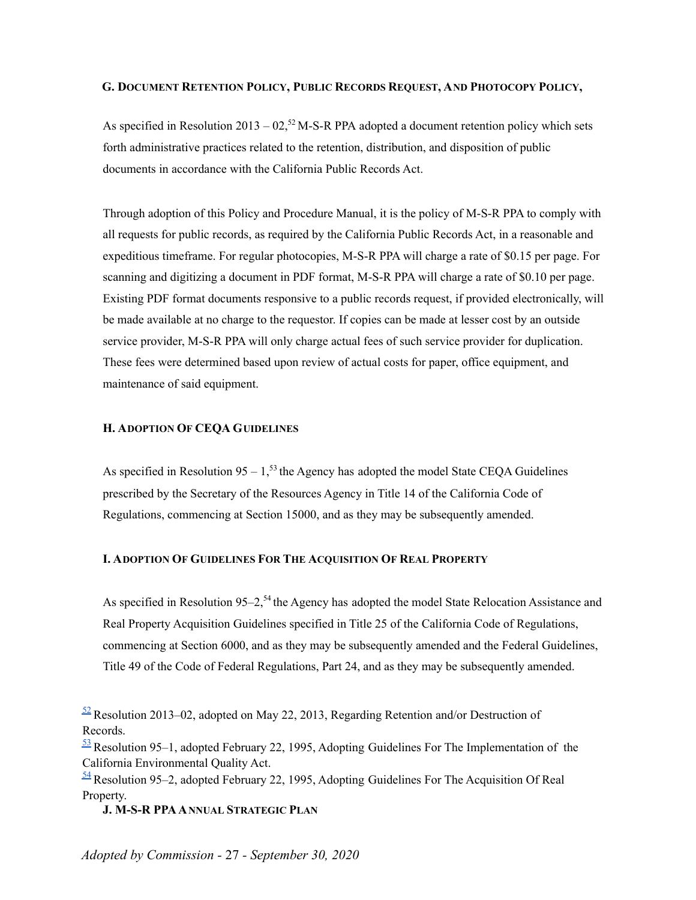### G. Document Retention Policy, Public Records Request, And Photocopy Policy,

As specified in Resolution 2013 – 02,[52] M-S-R PPA adopted a document retention policy which sets forth administrative practices related to the retention, distribution, and disposition of public documents in accordance with the California Public Records Act.

Through adoption of this Policy and Procedure Manual, it is the policy of M-S-R PPA to comply with all requests for public records, as required by the California Public Records Act, in a reasonable and expeditious timeframe. For regular photocopies, M-S-R PPA will charge a rate of $0.15 per page. For scanning and digitizing a document in PDF format, M-S-R PPA will charge a rate of $0.10 per page. Existing PDF format documents responsive to a public records request, if provided electronically, will be made available at no charge to the requestor. If copies can be made at lesser cost by an outside service provider, M-S-R PPA will only charge actual fees of such service provider for duplication. These fees were determined based upon review of actual costs for paper, office equipment, and maintenance of said equipment.

### H. Adoption Of CEQA Guidelines

As specified in Resolution 95 – 1,[53] the Agency has adopted the model State CEQA Guidelines prescribed by the Secretary of the Resources Agency in Title 14 of the California Code of Regulations, commencing at Section 15000, and as they may be subsequently amended.

### I. Adoption Of Guidelines For The Acquisition Of Real Property

As specified in Resolution 95–2,[54] the Agency has adopted the model State Relocation Assistance and Real Property Acquisition Guidelines specified in Title 25 of the California Code of Regulations, commencing at Section 6000, and as they may be subsequently amended and the Federal Guidelines, Title 49 of the Code of Federal Regulations, Part 24, and as they may be subsequently amended.

[52] Resolution 2013–02, adopted on May 22, 2013, Regarding Retention and/or Destruction of Records.

[53] Resolution 95–1, adopted February 22, 1995, Adopting Guidelines For The Implementation of the California Environmental Quality Act.

[54] Resolution 95–2, adopted February 22, 1995, Adopting Guidelines For The Acquisition Of Real Property.

### J. M-S-R PPA Annual Strategic Plan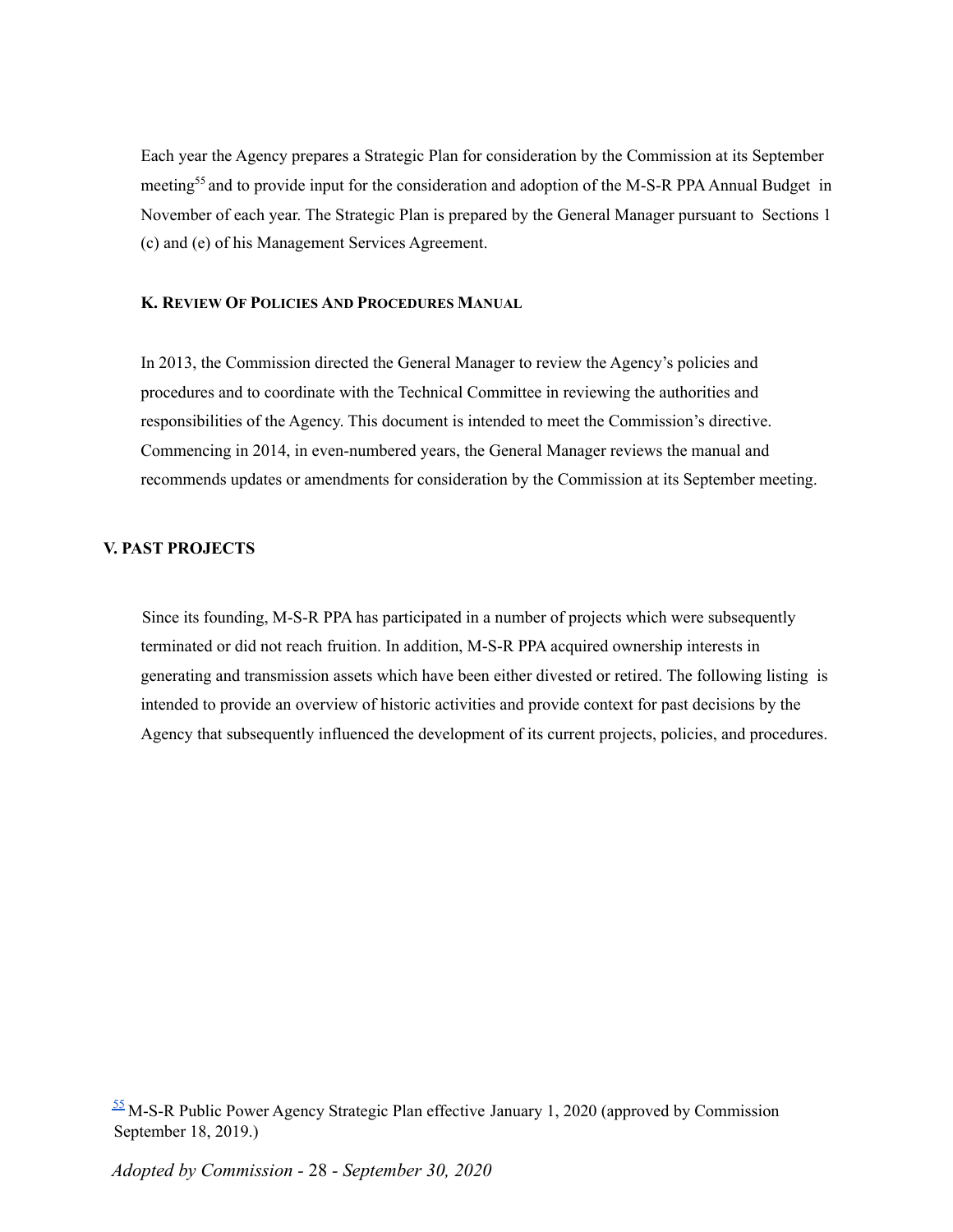Each year the Agency prepares a Strategic Plan for consideration by the Commission at its September meeting[55] and to provide input for the consideration and adoption of the M-S-R PPA Annual Budget in November of each year. The Strategic Plan is prepared by the General Manager pursuant to Sections 1 (c) and (e) of his Management Services Agreement.

### K. Review Of Policies And Procedures Manual

In 2013, the Commission directed the General Manager to review the Agency's policies and procedures and to coordinate with the Technical Committee in reviewing the authorities and responsibilities of the Agency. This document is intended to meet the Commission's directive. Commencing in 2014, in even-numbered years, the General Manager reviews the manual and recommends updates or amendments for consideration by the Commission at its September meeting.

## V. PAST PROJECTS

Since its founding, M-S-R PPA has participated in a number of projects which were subsequently terminated or did not reach fruition. In addition, M-S-R PPA acquired ownership interests in generating and transmission assets which have been either divested or retired. The following listing is intended to provide an overview of historic activities and provide context for past decisions by the Agency that subsequently influenced the development of its current projects, policies, and procedures.

[55] M-S-R Public Power Agency Strategic Plan effective January 1, 2020 (approved by Commission September 18, 2019.)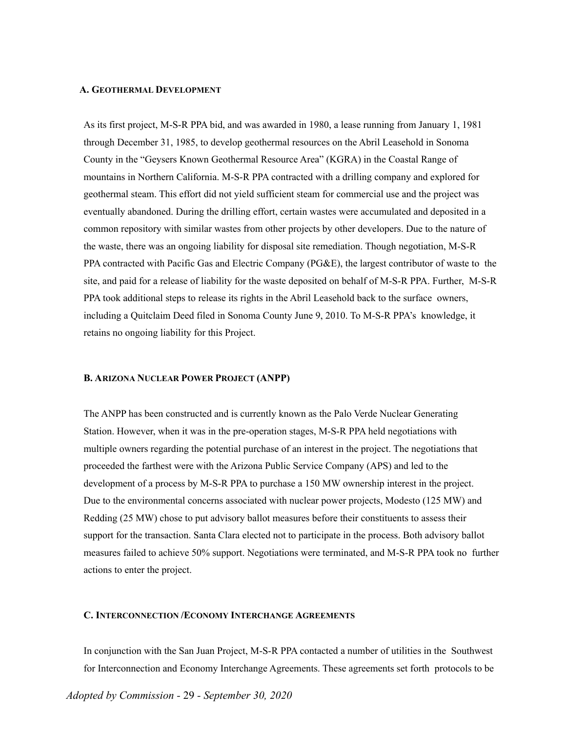### A. Geothermal Development

As its first project, M-S-R PPA bid, and was awarded in 1980, a lease running from January 1, 1981 through December 31, 1985, to develop geothermal resources on the Abril Leasehold in Sonoma County in the "Geysers Known Geothermal Resource Area" (KGRA) in the Coastal Range of mountains in Northern California. M-S-R PPA contracted with a drilling company and explored for geothermal steam. This effort did not yield sufficient steam for commercial use and the project was eventually abandoned. During the drilling effort, certain wastes were accumulated and deposited in a common repository with similar wastes from other projects by other developers. Due to the nature of the waste, there was an ongoing liability for disposal site remediation. Though negotiation, M-S-R PPA contracted with Pacific Gas and Electric Company (PG&E), the largest contributor of waste to the site, and paid for a release of liability for the waste deposited on behalf of M-S-R PPA. Further, M-S-R PPA took additional steps to release its rights in the Abril Leasehold back to the surface owners, including a Quitclaim Deed filed in Sonoma County June 9, 2010. To M-S-R PPA's knowledge, it retains no ongoing liability for this Project.

### B. Arizona Nuclear Power Project (ANPP)

The ANPP has been constructed and is currently known as the Palo Verde Nuclear Generating Station. However, when it was in the pre-operation stages, M-S-R PPA held negotiations with multiple owners regarding the potential purchase of an interest in the project. The negotiations that proceeded the farthest were with the Arizona Public Service Company (APS) and led to the development of a process by M-S-R PPA to purchase a 150 MW ownership interest in the project. Due to the environmental concerns associated with nuclear power projects, Modesto (125 MW) and Redding (25 MW) chose to put advisory ballot measures before their constituents to assess their support for the transaction. Santa Clara elected not to participate in the process. Both advisory ballot measures failed to achieve 50% support. Negotiations were terminated, and M-S-R PPA took no further actions to enter the project.

### C. Interconnection /Economy Interchange Agreements

In conjunction with the San Juan Project, M-S-R PPA contacted a number of utilities in the Southwest for Interconnection and Economy Interchange Agreements. These agreements set forth protocols to be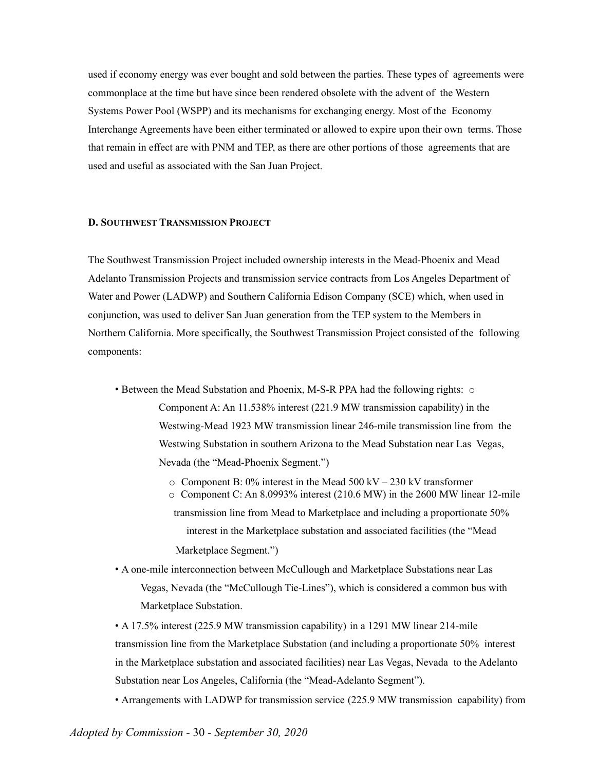used if economy energy was ever bought and sold between the parties. These types of agreements were commonplace at the time but have since been rendered obsolete with the advent of the Western Systems Power Pool (WSPP) and its mechanisms for exchanging energy. Most of the Economy Interchange Agreements have been either terminated or allowed to expire upon their own terms. Those that remain in effect are with PNM and TEP, as there are other portions of those agreements that are used and useful as associated with the San Juan Project.

### D. SOUTHWEST TRANSMISSION PROJECT

The Southwest Transmission Project included ownership interests in the Mead-Phoenix and Mead Adelanto Transmission Projects and transmission service contracts from Los Angeles Department of Water and Power (LADWP) and Southern California Edison Company (SCE) which, when used in conjunction, was used to deliver San Juan generation from the TEP system to the Members in Northern California. More specifically, the Southwest Transmission Project consisted of the following components:

- Between the Mead Substation and Phoenix, M-S-R PPA had the following rights:
  - Component A: An 11.538% interest (221.9 MW transmission capability) in the Westwing-Mead 1923 MW transmission linear 246-mile transmission line from the Westwing Substation in southern Arizona to the Mead Substation near Las Vegas, Nevada (the "Mead-Phoenix Segment.")
  - Component B: 0% interest in the Mead 500 kV – 230 kV transformer
  - Component C: An 8.0993% interest (210.6 MW) in the 2600 MW linear 12-mile transmission line from Mead to Marketplace and including a proportionate 50% interest in the Marketplace substation and associated facilities (the "Mead Marketplace Segment.")
- A one-mile interconnection between McCullough and Marketplace Substations near Las Vegas, Nevada (the "McCullough Tie-Lines"), which is considered a common bus with Marketplace Substation.
- A 17.5% interest (225.9 MW transmission capability) in a 1291 MW linear 214-mile transmission line from the Marketplace Substation (and including a proportionate 50% interest in the Marketplace substation and associated facilities) near Las Vegas, Nevada to the Adelanto Substation near Los Angeles, California (the "Mead-Adelanto Segment").
- Arrangements with LADWP for transmission service (225.9 MW transmission capability) from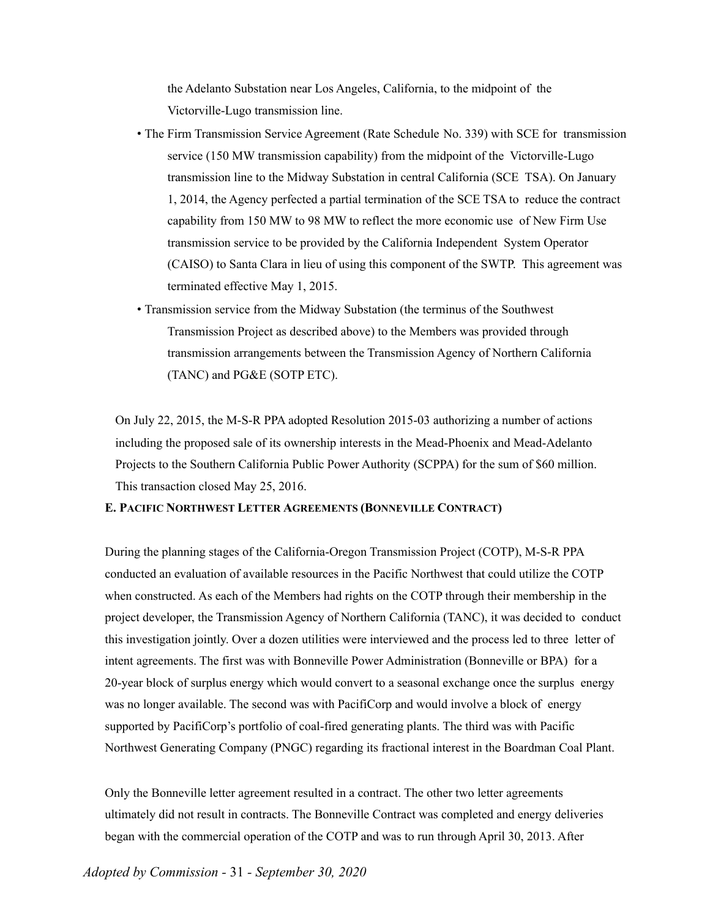the Adelanto Substation near Los Angeles, California, to the midpoint of the Victorville-Lugo transmission line.

- The Firm Transmission Service Agreement (Rate Schedule No. 339) with SCE for transmission service (150 MW transmission capability) from the midpoint of the Victorville-Lugo transmission line to the Midway Substation in central California (SCE TSA). On January 1, 2014, the Agency perfected a partial termination of the SCE TSA to reduce the contract capability from 150 MW to 98 MW to reflect the more economic use of New Firm Use transmission service to be provided by the California Independent System Operator (CAISO) to Santa Clara in lieu of using this component of the SWTP. This agreement was terminated effective May 1, 2015.
- Transmission service from the Midway Substation (the terminus of the Southwest Transmission Project as described above) to the Members was provided through transmission arrangements between the Transmission Agency of Northern California (TANC) and PG&E (SOTP ETC).

On July 22, 2015, the M-S-R PPA adopted Resolution 2015-03 authorizing a number of actions including the proposed sale of its ownership interests in the Mead-Phoenix and Mead-Adelanto Projects to the Southern California Public Power Authority (SCPPA) for the sum of $60 million. This transaction closed May 25, 2016.

### E. Pacific Northwest Letter Agreements (Bonneville Contract)

During the planning stages of the California-Oregon Transmission Project (COTP), M-S-R PPA conducted an evaluation of available resources in the Pacific Northwest that could utilize the COTP when constructed. As each of the Members had rights on the COTP through their membership in the project developer, the Transmission Agency of Northern California (TANC), it was decided to conduct this investigation jointly. Over a dozen utilities were interviewed and the process led to three letter of intent agreements. The first was with Bonneville Power Administration (Bonneville or BPA) for a 20-year block of surplus energy which would convert to a seasonal exchange once the surplus energy was no longer available. The second was with PacifiCorp and would involve a block of energy supported by PacifiCorp's portfolio of coal-fired generating plants. The third was with Pacific Northwest Generating Company (PNGC) regarding its fractional interest in the Boardman Coal Plant.

Only the Bonneville letter agreement resulted in a contract. The other two letter agreements ultimately did not result in contracts. The Bonneville Contract was completed and energy deliveries began with the commercial operation of the COTP and was to run through April 30, 2013. After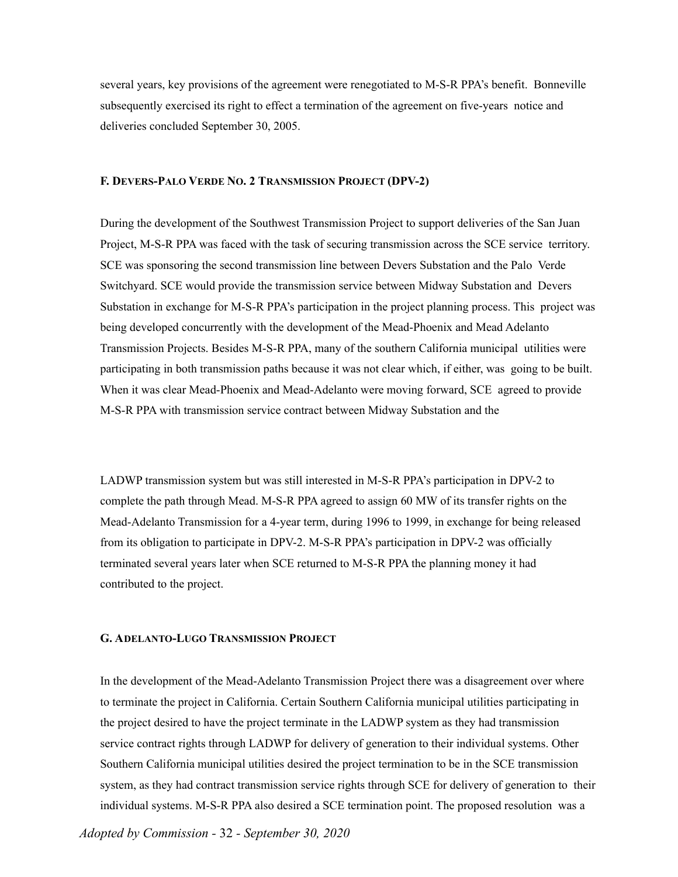several years, key provisions of the agreement were renegotiated to M-S-R PPA's benefit. Bonneville subsequently exercised its right to effect a termination of the agreement on five-years notice and deliveries concluded September 30, 2005.

### F. Devers-Palo Verde No. 2 Transmission Project (DPV-2)

During the development of the Southwest Transmission Project to support deliveries of the San Juan Project, M-S-R PPA was faced with the task of securing transmission across the SCE service territory. SCE was sponsoring the second transmission line between Devers Substation and the Palo Verde Switchyard. SCE would provide the transmission service between Midway Substation and Devers Substation in exchange for M-S-R PPA's participation in the project planning process. This project was being developed concurrently with the development of the Mead-Phoenix and Mead Adelanto Transmission Projects. Besides M-S-R PPA, many of the southern California municipal utilities were participating in both transmission paths because it was not clear which, if either, was going to be built. When it was clear Mead-Phoenix and Mead-Adelanto were moving forward, SCE agreed to provide M-S-R PPA with transmission service contract between Midway Substation and the

LADWP transmission system but was still interested in M-S-R PPA's participation in DPV-2 to complete the path through Mead. M-S-R PPA agreed to assign 60 MW of its transfer rights on the Mead-Adelanto Transmission for a 4-year term, during 1996 to 1999, in exchange for being released from its obligation to participate in DPV-2. M-S-R PPA's participation in DPV-2 was officially terminated several years later when SCE returned to M-S-R PPA the planning money it had contributed to the project.

### G. Adelanto-Lugo Transmission Project

In the development of the Mead-Adelanto Transmission Project there was a disagreement over where to terminate the project in California. Certain Southern California municipal utilities participating in the project desired to have the project terminate in the LADWP system as they had transmission service contract rights through LADWP for delivery of generation to their individual systems. Other Southern California municipal utilities desired the project termination to be in the SCE transmission system, as they had contract transmission service rights through SCE for delivery of generation to their individual systems. M-S-R PPA also desired a SCE termination point. The proposed resolution was a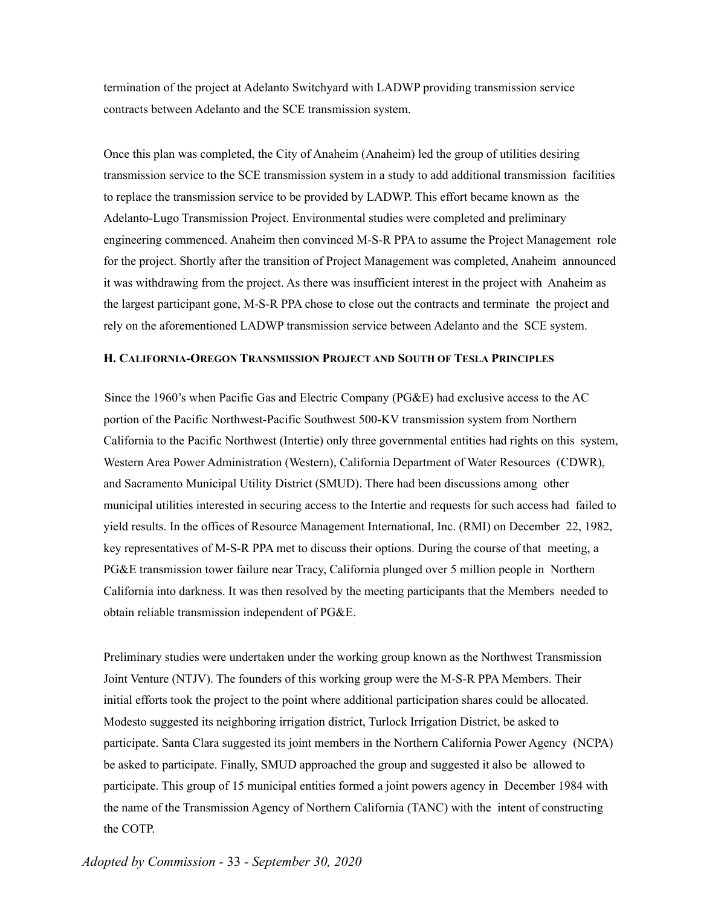termination of the project at Adelanto Switchyard with LADWP providing transmission service contracts between Adelanto and the SCE transmission system.

Once this plan was completed, the City of Anaheim (Anaheim) led the group of utilities desiring transmission service to the SCE transmission system in a study to add additional transmission facilities to replace the transmission service to be provided by LADWP. This effort became known as the Adelanto-Lugo Transmission Project. Environmental studies were completed and preliminary engineering commenced. Anaheim then convinced M-S-R PPA to assume the Project Management role for the project. Shortly after the transition of Project Management was completed, Anaheim announced it was withdrawing from the project. As there was insufficient interest in the project with Anaheim as the largest participant gone, M-S-R PPA chose to close out the contracts and terminate the project and rely on the aforementioned LADWP transmission service between Adelanto and the SCE system.

### H. California-Oregon Transmission Project and South of Tesla Principles

Since the 1960's when Pacific Gas and Electric Company (PG&E) had exclusive access to the AC portion of the Pacific Northwest-Pacific Southwest 500-KV transmission system from Northern California to the Pacific Northwest (Intertie) only three governmental entities had rights on this system, Western Area Power Administration (Western), California Department of Water Resources (CDWR), and Sacramento Municipal Utility District (SMUD). There had been discussions among other municipal utilities interested in securing access to the Intertie and requests for such access had failed to yield results. In the offices of Resource Management International, Inc. (RMI) on December 22, 1982, key representatives of M-S-R PPA met to discuss their options. During the course of that meeting, a PG&E transmission tower failure near Tracy, California plunged over 5 million people in Northern California into darkness. It was then resolved by the meeting participants that the Members needed to obtain reliable transmission independent of PG&E.

Preliminary studies were undertaken under the working group known as the Northwest Transmission Joint Venture (NTJV). The founders of this working group were the M-S-R PPA Members. Their initial efforts took the project to the point where additional participation shares could be allocated. Modesto suggested its neighboring irrigation district, Turlock Irrigation District, be asked to participate. Santa Clara suggested its joint members in the Northern California Power Agency (NCPA) be asked to participate. Finally, SMUD approached the group and suggested it also be allowed to participate. This group of 15 municipal entities formed a joint powers agency in December 1984 with the name of the Transmission Agency of Northern California (TANC) with the intent of constructing the COTP.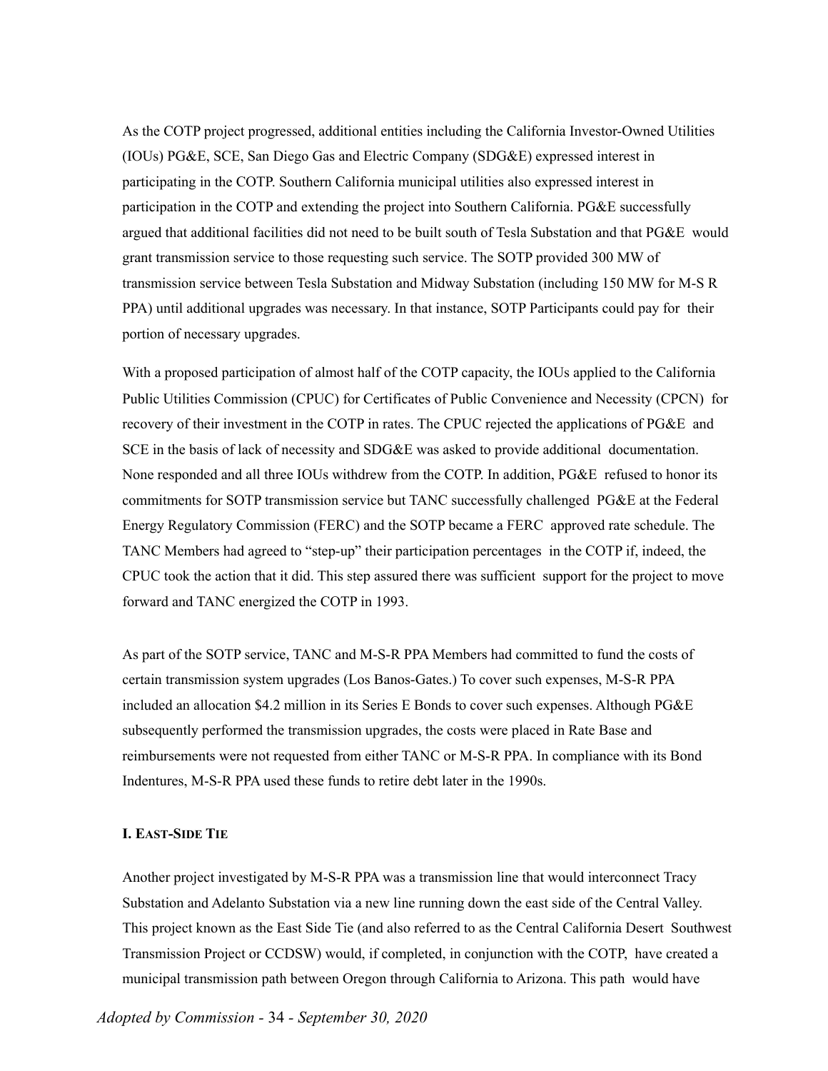As the COTP project progressed, additional entities including the California Investor-Owned Utilities (IOUs) PG&E, SCE, San Diego Gas and Electric Company (SDG&E) expressed interest in participating in the COTP. Southern California municipal utilities also expressed interest in participation in the COTP and extending the project into Southern California. PG&E successfully argued that additional facilities did not need to be built south of Tesla Substation and that PG&E would grant transmission service to those requesting such service. The SOTP provided 300 MW of transmission service between Tesla Substation and Midway Substation (including 150 MW for M-S R PPA) until additional upgrades was necessary. In that instance, SOTP Participants could pay for their portion of necessary upgrades.

With a proposed participation of almost half of the COTP capacity, the IOUs applied to the California Public Utilities Commission (CPUC) for Certificates of Public Convenience and Necessity (CPCN) for recovery of their investment in the COTP in rates. The CPUC rejected the applications of PG&E and SCE in the basis of lack of necessity and SDG&E was asked to provide additional documentation. None responded and all three IOUs withdrew from the COTP. In addition, PG&E refused to honor its commitments for SOTP transmission service but TANC successfully challenged PG&E at the Federal Energy Regulatory Commission (FERC) and the SOTP became a FERC approved rate schedule. The TANC Members had agreed to "step-up" their participation percentages in the COTP if, indeed, the CPUC took the action that it did. This step assured there was sufficient support for the project to move forward and TANC energized the COTP in 1993.

As part of the SOTP service, TANC and M-S-R PPA Members had committed to fund the costs of certain transmission system upgrades (Los Banos-Gates.) To cover such expenses, M-S-R PPA included an allocation $4.2 million in its Series E Bonds to cover such expenses. Although PG&E subsequently performed the transmission upgrades, the costs were placed in Rate Base and reimbursements were not requested from either TANC or M-S-R PPA. In compliance with its Bond Indentures, M-S-R PPA used these funds to retire debt later in the 1990s.

#### I. East-Side Tie

Another project investigated by M-S-R PPA was a transmission line that would interconnect Tracy Substation and Adelanto Substation via a new line running down the east side of the Central Valley. This project known as the East Side Tie (and also referred to as the Central California Desert Southwest Transmission Project or CCDSW) would, if completed, in conjunction with the COTP, have created a municipal transmission path between Oregon through California to Arizona. This path would have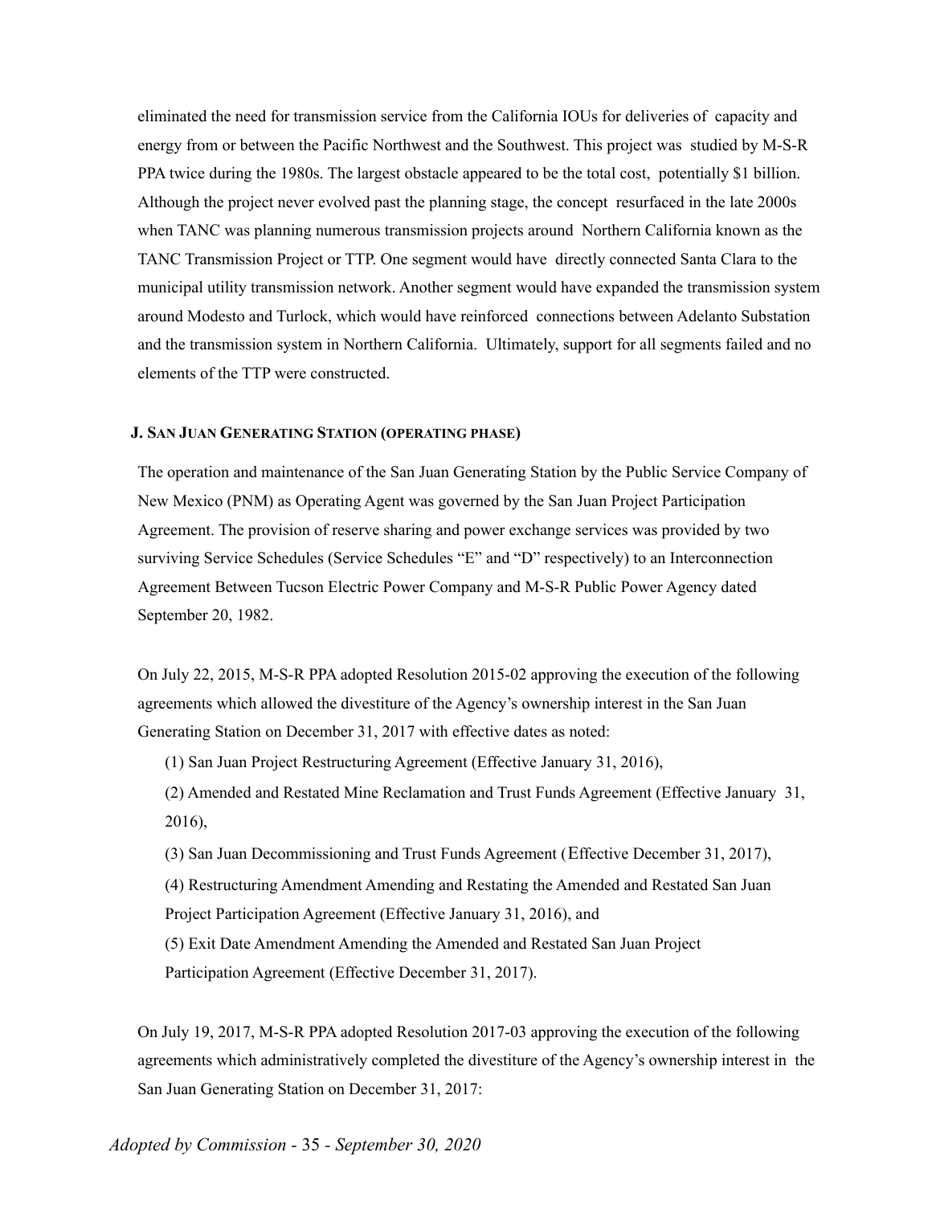eliminated the need for transmission service from the California IOUs for deliveries of capacity and energy from or between the Pacific Northwest and the Southwest. This project was studied by M-S-R PPA twice during the 1980s. The largest obstacle appeared to be the total cost, potentially $1 billion. Although the project never evolved past the planning stage, the concept resurfaced in the late 2000s when TANC was planning numerous transmission projects around Northern California known as the TANC Transmission Project or TTP. One segment would have directly connected Santa Clara to the municipal utility transmission network. Another segment would have expanded the transmission system around Modesto and Turlock, which would have reinforced connections between Adelanto Substation and the transmission system in Northern California. Ultimately, support for all segments failed and no elements of the TTP were constructed.

### J. San Juan Generating Station (operating phase)

The operation and maintenance of the San Juan Generating Station by the Public Service Company of New Mexico (PNM) as Operating Agent was governed by the San Juan Project Participation Agreement. The provision of reserve sharing and power exchange services was provided by two surviving Service Schedules (Service Schedules "E" and "D" respectively) to an Interconnection Agreement Between Tucson Electric Power Company and M-S-R Public Power Agency dated September 20, 1982.

On July 22, 2015, M-S-R PPA adopted Resolution 2015-02 approving the execution of the following agreements which allowed the divestiture of the Agency's ownership interest in the San Juan Generating Station on December 31, 2017 with effective dates as noted:

(1) San Juan Project Restructuring Agreement (Effective January 31, 2016),

(2) Amended and Restated Mine Reclamation and Trust Funds Agreement (Effective January 31, 2016),

(3) San Juan Decommissioning and Trust Funds Agreement (Effective December 31, 2017),

(4) Restructuring Amendment Amending and Restating the Amended and Restated San Juan Project Participation Agreement (Effective January 31, 2016), and

(5) Exit Date Amendment Amending the Amended and Restated San Juan Project Participation Agreement (Effective December 31, 2017).

On July 19, 2017, M-S-R PPA adopted Resolution 2017-03 approving the execution of the following agreements which administratively completed the divestiture of the Agency's ownership interest in the San Juan Generating Station on December 31, 2017: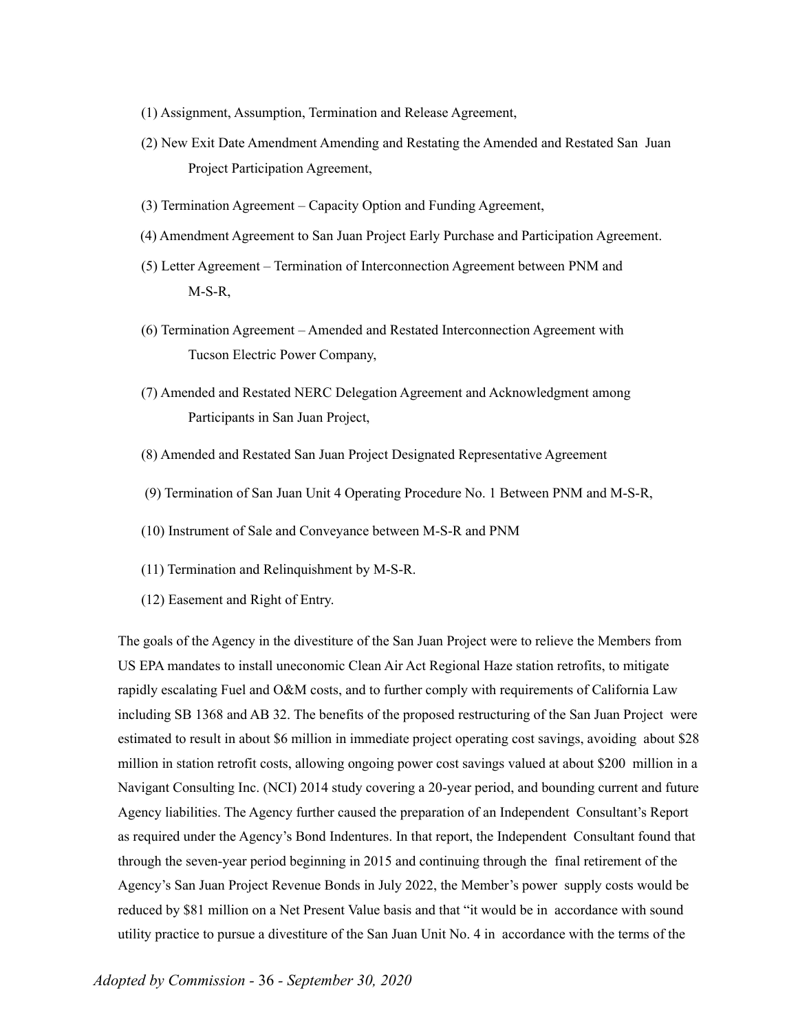(1) Assignment, Assumption, Termination and Release Agreement,

(2) New Exit Date Amendment Amending and Restating the Amended and Restated San Juan Project Participation Agreement,

(3) Termination Agreement – Capacity Option and Funding Agreement,

(4) Amendment Agreement to San Juan Project Early Purchase and Participation Agreement.

(5) Letter Agreement – Termination of Interconnection Agreement between PNM and M-S-R,

(6) Termination Agreement – Amended and Restated Interconnection Agreement with Tucson Electric Power Company,

(7) Amended and Restated NERC Delegation Agreement and Acknowledgment among Participants in San Juan Project,

(8) Amended and Restated San Juan Project Designated Representative Agreement

(9) Termination of San Juan Unit 4 Operating Procedure No. 1 Between PNM and M-S-R,

(10) Instrument of Sale and Conveyance between M-S-R and PNM

(11) Termination and Relinquishment by M-S-R.

(12) Easement and Right of Entry.

The goals of the Agency in the divestiture of the San Juan Project were to relieve the Members from US EPA mandates to install uneconomic Clean Air Act Regional Haze station retrofits, to mitigate rapidly escalating Fuel and O&M costs, and to further comply with requirements of California Law including SB 1368 and AB 32. The benefits of the proposed restructuring of the San Juan Project were estimated to result in about $6 million in immediate project operating cost savings, avoiding about $28 million in station retrofit costs, allowing ongoing power cost savings valued at about $200 million in a Navigant Consulting Inc. (NCI) 2014 study covering a 20-year period, and bounding current and future Agency liabilities. The Agency further caused the preparation of an Independent Consultant's Report as required under the Agency's Bond Indentures. In that report, the Independent Consultant found that through the seven-year period beginning in 2015 and continuing through the final retirement of the Agency's San Juan Project Revenue Bonds in July 2022, the Member's power supply costs would be reduced by $81 million on a Net Present Value basis and that "it would be in accordance with sound utility practice to pursue a divestiture of the San Juan Unit No. 4 in accordance with the terms of the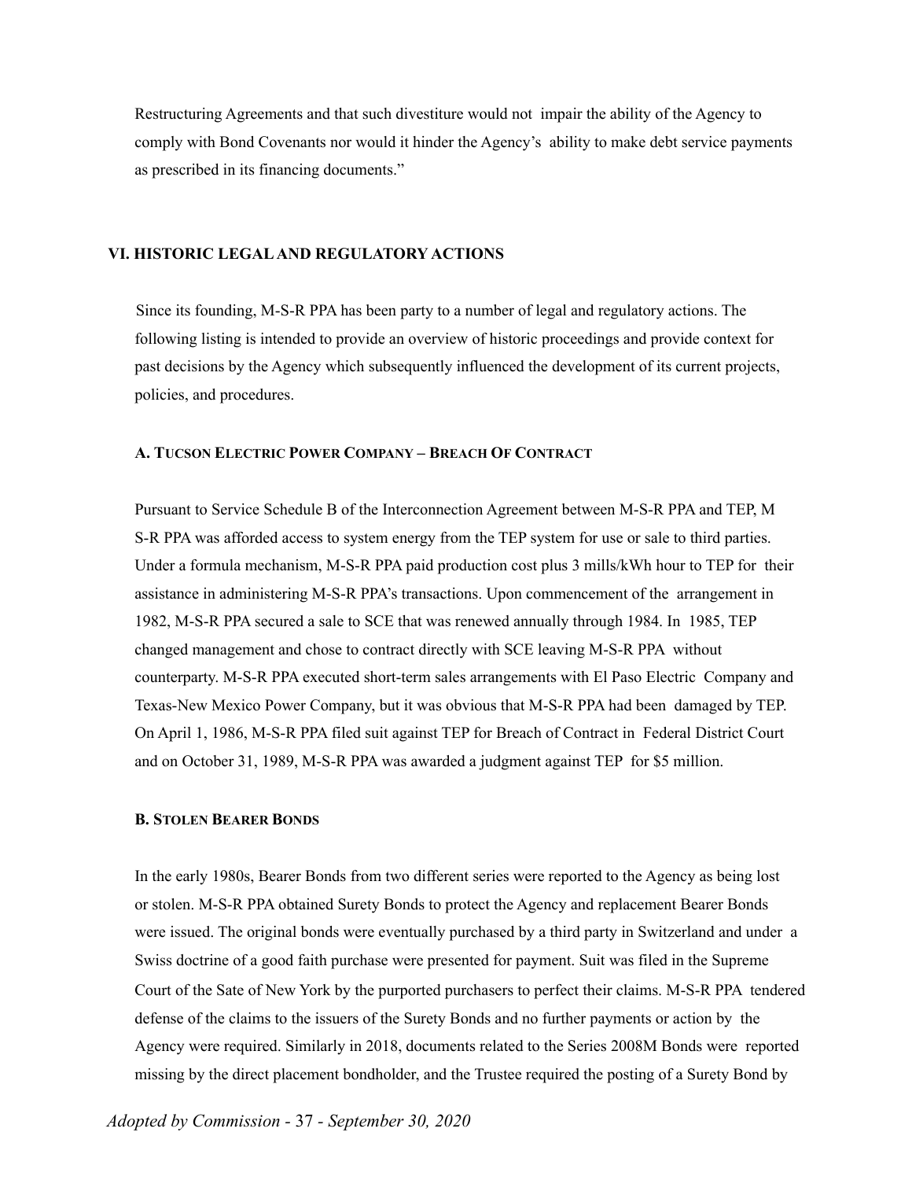Restructuring Agreements and that such divestiture would not impair the ability of the Agency to comply with Bond Covenants nor would it hinder the Agency's ability to make debt service payments as prescribed in its financing documents."

## VI. HISTORIC LEGAL AND REGULATORY ACTIONS

Since its founding, M-S-R PPA has been party to a number of legal and regulatory actions. The following listing is intended to provide an overview of historic proceedings and provide context for past decisions by the Agency which subsequently influenced the development of its current projects, policies, and procedures.

### A. Tucson Electric Power Company – Breach Of Contract

Pursuant to Service Schedule B of the Interconnection Agreement between M-S-R PPA and TEP, M S-R PPA was afforded access to system energy from the TEP system for use or sale to third parties. Under a formula mechanism, M-S-R PPA paid production cost plus 3 mills/kWh hour to TEP for their assistance in administering M-S-R PPA's transactions. Upon commencement of the arrangement in 1982, M-S-R PPA secured a sale to SCE that was renewed annually through 1984. In 1985, TEP changed management and chose to contract directly with SCE leaving M-S-R PPA without counterparty. M-S-R PPA executed short-term sales arrangements with El Paso Electric Company and Texas-New Mexico Power Company, but it was obvious that M-S-R PPA had been damaged by TEP. On April 1, 1986, M-S-R PPA filed suit against TEP for Breach of Contract in Federal District Court and on October 31, 1989, M-S-R PPA was awarded a judgment against TEP for $5 million.

### B. Stolen Bearer Bonds

In the early 1980s, Bearer Bonds from two different series were reported to the Agency as being lost or stolen. M-S-R PPA obtained Surety Bonds to protect the Agency and replacement Bearer Bonds were issued. The original bonds were eventually purchased by a third party in Switzerland and under a Swiss doctrine of a good faith purchase were presented for payment. Suit was filed in the Supreme Court of the Sate of New York by the purported purchasers to perfect their claims. M-S-R PPA tendered defense of the claims to the issuers of the Surety Bonds and no further payments or action by the Agency were required. Similarly in 2018, documents related to the Series 2008M Bonds were reported missing by the direct placement bondholder, and the Trustee required the posting of a Surety Bond by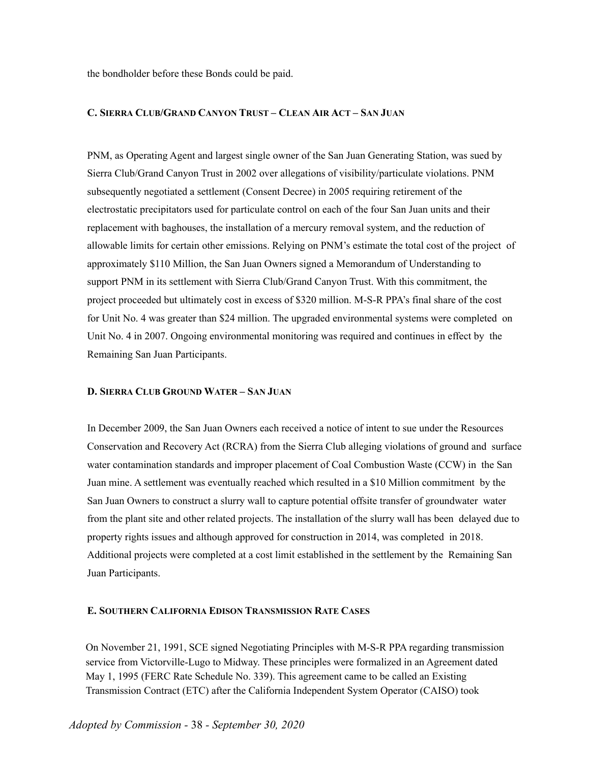the bondholder before these Bonds could be paid.

### C. Sierra Club/Grand Canyon Trust – Clean Air Act – San Juan

PNM, as Operating Agent and largest single owner of the San Juan Generating Station, was sued by Sierra Club/Grand Canyon Trust in 2002 over allegations of visibility/particulate violations. PNM subsequently negotiated a settlement (Consent Decree) in 2005 requiring retirement of the electrostatic precipitators used for particulate control on each of the four San Juan units and their replacement with baghouses, the installation of a mercury removal system, and the reduction of allowable limits for certain other emissions. Relying on PNM's estimate the total cost of the project of approximately $110 Million, the San Juan Owners signed a Memorandum of Understanding to support PNM in its settlement with Sierra Club/Grand Canyon Trust. With this commitment, the project proceeded but ultimately cost in excess of $320 million. M-S-R PPA's final share of the cost for Unit No. 4 was greater than $24 million. The upgraded environmental systems were completed on Unit No. 4 in 2007. Ongoing environmental monitoring was required and continues in effect by the Remaining San Juan Participants.

### D. Sierra Club Ground Water – San Juan

In December 2009, the San Juan Owners each received a notice of intent to sue under the Resources Conservation and Recovery Act (RCRA) from the Sierra Club alleging violations of ground and surface water contamination standards and improper placement of Coal Combustion Waste (CCW) in the San Juan mine. A settlement was eventually reached which resulted in a $10 Million commitment by the San Juan Owners to construct a slurry wall to capture potential offsite transfer of groundwater water from the plant site and other related projects. The installation of the slurry wall has been delayed due to property rights issues and although approved for construction in 2014, was completed in 2018. Additional projects were completed at a cost limit established in the settlement by the Remaining San Juan Participants.

### E. Southern California Edison Transmission Rate Cases

On November 21, 1991, SCE signed Negotiating Principles with M-S-R PPA regarding transmission service from Victorville-Lugo to Midway. These principles were formalized in an Agreement dated May 1, 1995 (FERC Rate Schedule No. 339). This agreement came to be called an Existing Transmission Contract (ETC) after the California Independent System Operator (CAISO) took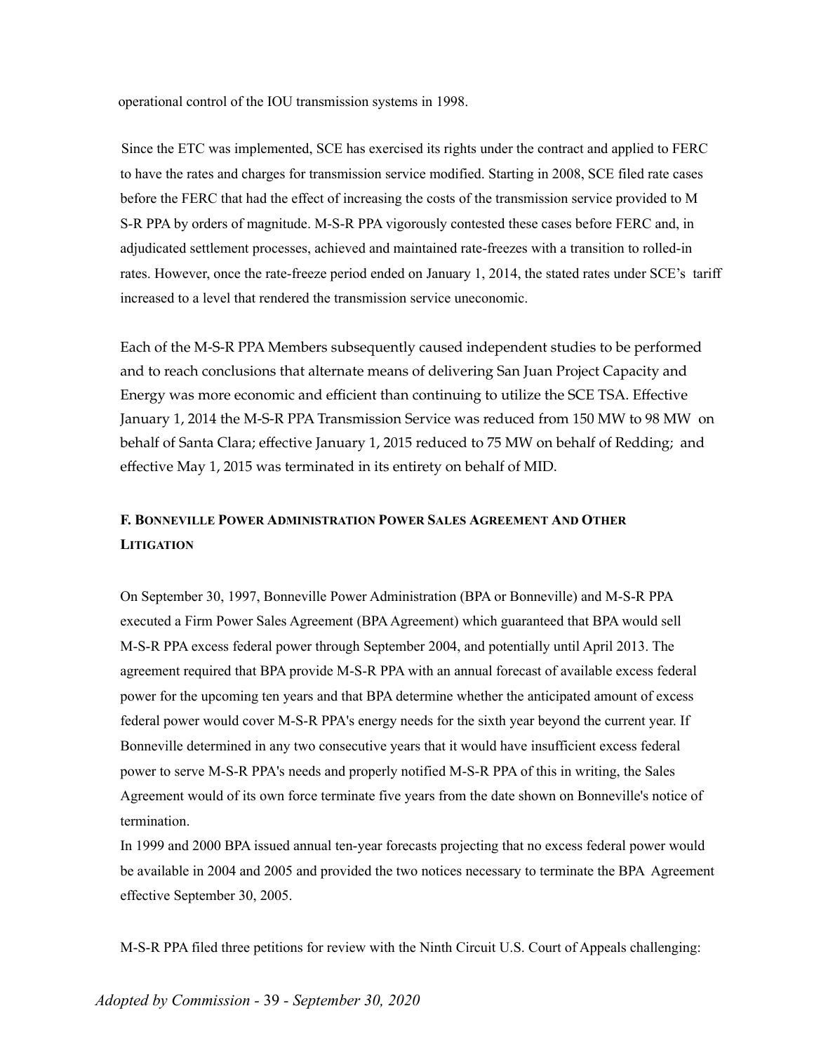operational control of the IOU transmission systems in 1998.

Since the ETC was implemented, SCE has exercised its rights under the contract and applied to FERC to have the rates and charges for transmission service modified. Starting in 2008, SCE filed rate cases before the FERC that had the effect of increasing the costs of the transmission service provided to M S-R PPA by orders of magnitude. M-S-R PPA vigorously contested these cases before FERC and, in adjudicated settlement processes, achieved and maintained rate-freezes with a transition to rolled-in rates. However, once the rate-freeze period ended on January 1, 2014, the stated rates under SCE's tariff increased to a level that rendered the transmission service uneconomic.

Each of the M-S-R PPA Members subsequently caused independent studies to be performed and to reach conclusions that alternate means of delivering San Juan Project Capacity and Energy was more economic and efficient than continuing to utilize the SCE TSA. Effective January 1, 2014 the M-S-R PPA Transmission Service was reduced from 150 MW to 98 MW on behalf of Santa Clara; effective January 1, 2015 reduced to 75 MW on behalf of Redding; and effective May 1, 2015 was terminated in its entirety on behalf of MID.

## F. Bonneville Power Administration Power Sales Agreement And Other Litigation

On September 30, 1997, Bonneville Power Administration (BPA or Bonneville) and M-S-R PPA executed a Firm Power Sales Agreement (BPA Agreement) which guaranteed that BPA would sell M-S-R PPA excess federal power through September 2004, and potentially until April 2013. The agreement required that BPA provide M-S-R PPA with an annual forecast of available excess federal power for the upcoming ten years and that BPA determine whether the anticipated amount of excess federal power would cover M-S-R PPA's energy needs for the sixth year beyond the current year. If Bonneville determined in any two consecutive years that it would have insufficient excess federal power to serve M-S-R PPA's needs and properly notified M-S-R PPA of this in writing, the Sales Agreement would of its own force terminate five years from the date shown on Bonneville's notice of termination.

In 1999 and 2000 BPA issued annual ten-year forecasts projecting that no excess federal power would be available in 2004 and 2005 and provided the two notices necessary to terminate the BPA Agreement effective September 30, 2005.

M-S-R PPA filed three petitions for review with the Ninth Circuit U.S. Court of Appeals challenging: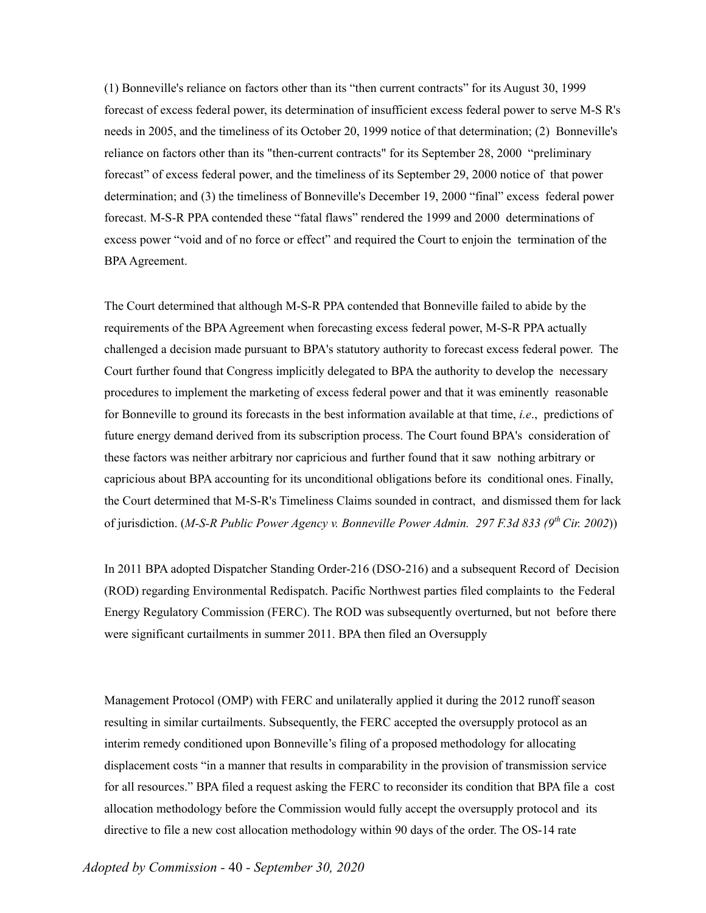(1) Bonneville's reliance on factors other than its "then current contracts" for its August 30, 1999 forecast of excess federal power, its determination of insufficient excess federal power to serve M-S R's needs in 2005, and the timeliness of its October 20, 1999 notice of that determination; (2) Bonneville's reliance on factors other than its "then-current contracts" for its September 28, 2000 "preliminary forecast" of excess federal power, and the timeliness of its September 29, 2000 notice of that power determination; and (3) the timeliness of Bonneville's December 19, 2000 "final" excess federal power forecast. M-S-R PPA contended these "fatal flaws" rendered the 1999 and 2000 determinations of excess power "void and of no force or effect" and required the Court to enjoin the termination of the BPA Agreement.

The Court determined that although M-S-R PPA contended that Bonneville failed to abide by the requirements of the BPA Agreement when forecasting excess federal power, M-S-R PPA actually challenged a decision made pursuant to BPA's statutory authority to forecast excess federal power. The Court further found that Congress implicitly delegated to BPA the authority to develop the necessary procedures to implement the marketing of excess federal power and that it was eminently reasonable for Bonneville to ground its forecasts in the best information available at that time, *i.e*., predictions of future energy demand derived from its subscription process. The Court found BPA's consideration of these factors was neither arbitrary nor capricious and further found that it saw nothing arbitrary or capricious about BPA accounting for its unconditional obligations before its conditional ones. Finally, the Court determined that M-S-R's Timeliness Claims sounded in contract, and dismissed them for lack of jurisdiction. (*M-S-R Public Power Agency v. Bonneville Power Admin. 297 F.3d 833 (9th Cir. 2002)*)

In 2011 BPA adopted Dispatcher Standing Order-216 (DSO-216) and a subsequent Record of Decision (ROD) regarding Environmental Redispatch. Pacific Northwest parties filed complaints to the Federal Energy Regulatory Commission (FERC). The ROD was subsequently overturned, but not before there were significant curtailments in summer 2011. BPA then filed an Oversupply Management Protocol (OMP) with FERC and unilaterally applied it during the 2012 runoff season resulting in similar curtailments. Subsequently, the FERC accepted the oversupply protocol as an interim remedy conditioned upon Bonneville's filing of a proposed methodology for allocating displacement costs "in a manner that results in comparability in the provision of transmission service for all resources." BPA filed a request asking the FERC to reconsider its condition that BPA file a cost allocation methodology before the Commission would fully accept the oversupply protocol and its directive to file a new cost allocation methodology within 90 days of the order. The OS-14 rate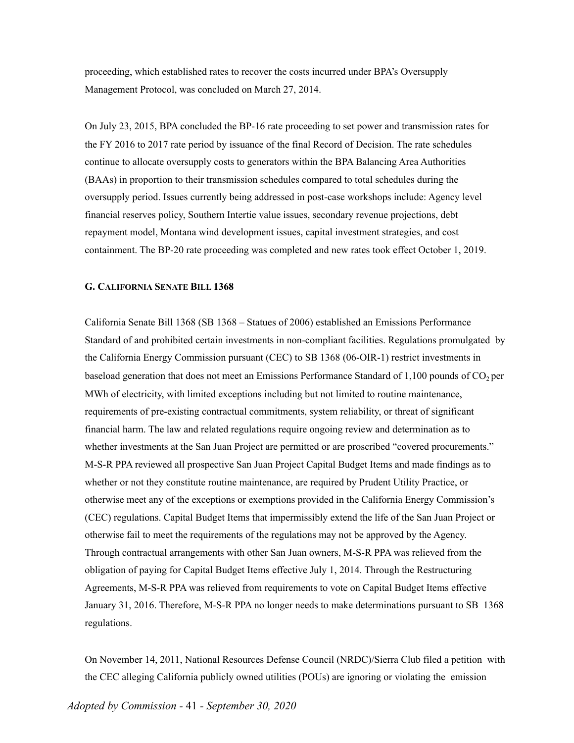proceeding, which established rates to recover the costs incurred under BPA's Oversupply Management Protocol, was concluded on March 27, 2014.

On July 23, 2015, BPA concluded the BP-16 rate proceeding to set power and transmission rates for the FY 2016 to 2017 rate period by issuance of the final Record of Decision. The rate schedules continue to allocate oversupply costs to generators within the BPA Balancing Area Authorities (BAAs) in proportion to their transmission schedules compared to total schedules during the oversupply period. Issues currently being addressed in post-case workshops include: Agency level financial reserves policy, Southern Intertie value issues, secondary revenue projections, debt repayment model, Montana wind development issues, capital investment strategies, and cost containment. The BP-20 rate proceeding was completed and new rates took effect October 1, 2019.

### G. California Senate Bill 1368

California Senate Bill 1368 (SB 1368 – Statues of 2006) established an Emissions Performance Standard of and prohibited certain investments in non-compliant facilities. Regulations promulgated by the California Energy Commission pursuant (CEC) to SB 1368 (06-OIR-1) restrict investments in baseload generation that does not meet an Emissions Performance Standard of 1,100 pounds of $CO_2$ per MWh of electricity, with limited exceptions including but not limited to routine maintenance, requirements of pre-existing contractual commitments, system reliability, or threat of significant financial harm. The law and related regulations require ongoing review and determination as to whether investments at the San Juan Project are permitted or are proscribed "covered procurements." M-S-R PPA reviewed all prospective San Juan Project Capital Budget Items and made findings as to whether or not they constitute routine maintenance, are required by Prudent Utility Practice, or otherwise meet any of the exceptions or exemptions provided in the California Energy Commission's (CEC) regulations. Capital Budget Items that impermissibly extend the life of the San Juan Project or otherwise fail to meet the requirements of the regulations may not be approved by the Agency. Through contractual arrangements with other San Juan owners, M-S-R PPA was relieved from the obligation of paying for Capital Budget Items effective July 1, 2014. Through the Restructuring Agreements, M-S-R PPA was relieved from requirements to vote on Capital Budget Items effective January 31, 2016. Therefore, M-S-R PPA no longer needs to make determinations pursuant to SB 1368 regulations.

On November 14, 2011, National Resources Defense Council (NRDC)/Sierra Club filed a petition with the CEC alleging California publicly owned utilities (POUs) are ignoring or violating the emission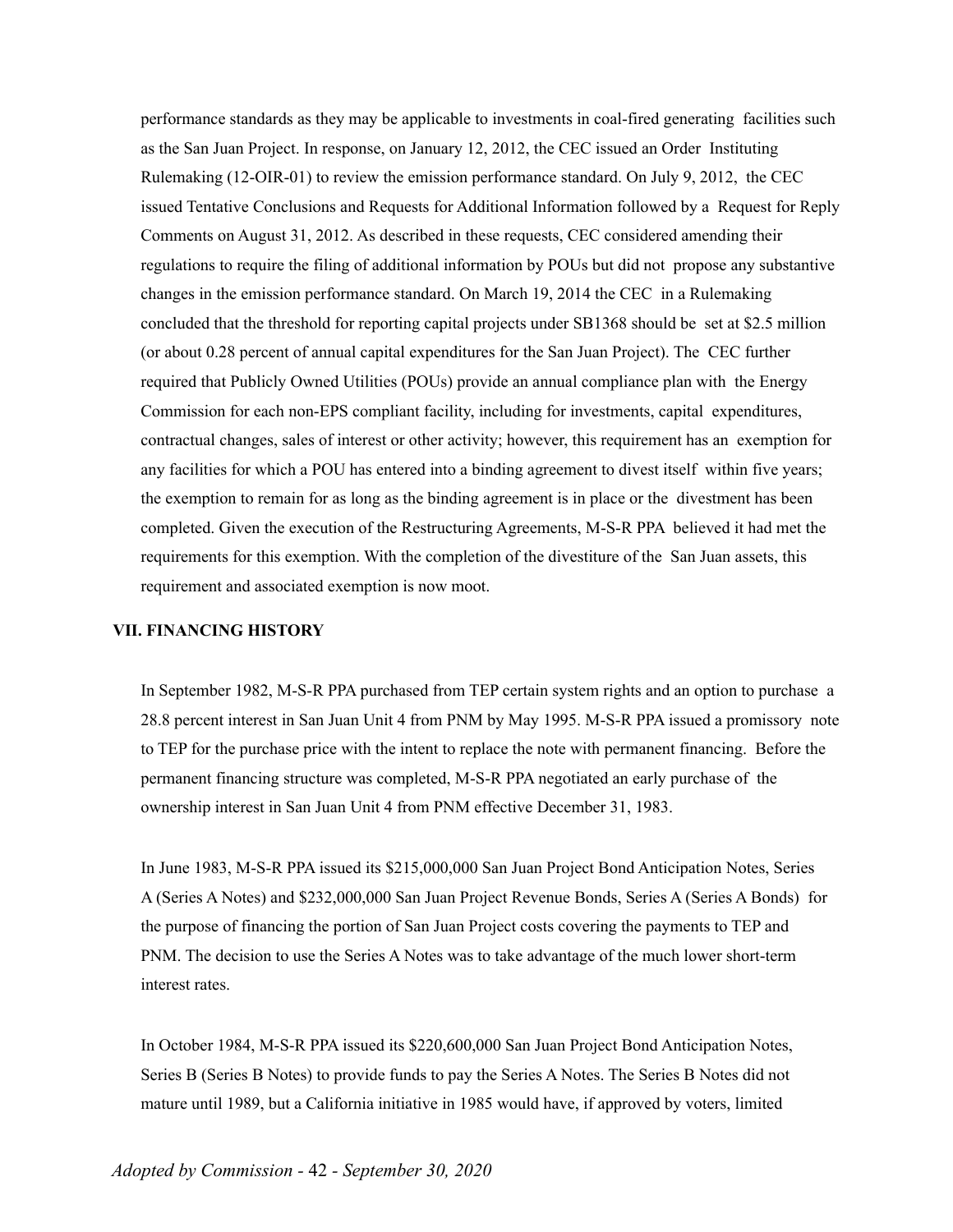performance standards as they may be applicable to investments in coal-fired generating facilities such as the San Juan Project. In response, on January 12, 2012, the CEC issued an Order Instituting Rulemaking (12-OIR-01) to review the emission performance standard. On July 9, 2012, the CEC issued Tentative Conclusions and Requests for Additional Information followed by a Request for Reply Comments on August 31, 2012. As described in these requests, CEC considered amending their regulations to require the filing of additional information by POUs but did not propose any substantive changes in the emission performance standard. On March 19, 2014 the CEC in a Rulemaking concluded that the threshold for reporting capital projects under SB1368 should be set at $2.5 million (or about 0.28 percent of annual capital expenditures for the San Juan Project). The CEC further required that Publicly Owned Utilities (POUs) provide an annual compliance plan with the Energy Commission for each non-EPS compliant facility, including for investments, capital expenditures, contractual changes, sales of interest or other activity; however, this requirement has an exemption for any facilities for which a POU has entered into a binding agreement to divest itself within five years; the exemption to remain for as long as the binding agreement is in place or the divestment has been completed. Given the execution of the Restructuring Agreements, M-S-R PPA believed it had met the requirements for this exemption. With the completion of the divestiture of the San Juan assets, this requirement and associated exemption is now moot.

## VII. FINANCING HISTORY

In September 1982, M-S-R PPA purchased from TEP certain system rights and an option to purchase a 28.8 percent interest in San Juan Unit 4 from PNM by May 1995. M-S-R PPA issued a promissory note to TEP for the purchase price with the intent to replace the note with permanent financing. Before the permanent financing structure was completed, M-S-R PPA negotiated an early purchase of the ownership interest in San Juan Unit 4 from PNM effective December 31, 1983.

In June 1983, M-S-R PPA issued its $215,000,000 San Juan Project Bond Anticipation Notes, Series A (Series A Notes) and $232,000,000 San Juan Project Revenue Bonds, Series A (Series A Bonds) for the purpose of financing the portion of San Juan Project costs covering the payments to TEP and PNM. The decision to use the Series A Notes was to take advantage of the much lower short-term interest rates.

In October 1984, M-S-R PPA issued its $220,600,000 San Juan Project Bond Anticipation Notes, Series B (Series B Notes) to provide funds to pay the Series A Notes. The Series B Notes did not mature until 1989, but a California initiative in 1985 would have, if approved by voters, limited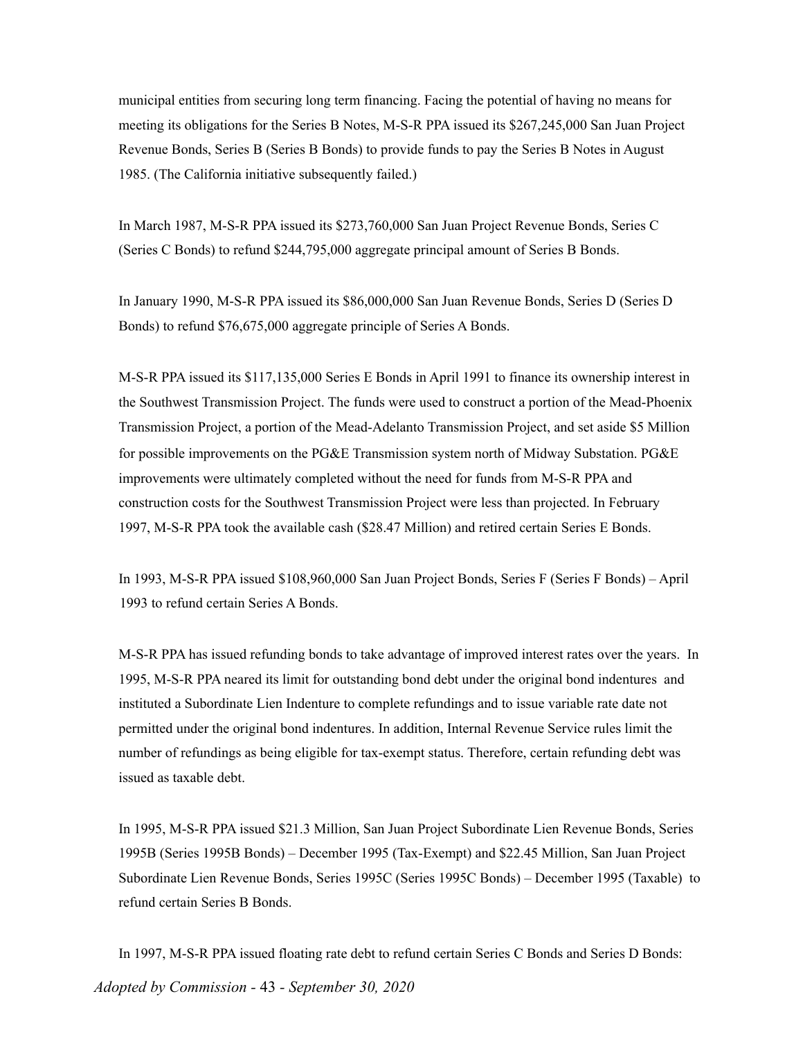municipal entities from securing long term financing. Facing the potential of having no means for meeting its obligations for the Series B Notes, M-S-R PPA issued its $267,245,000 San Juan Project Revenue Bonds, Series B (Series B Bonds) to provide funds to pay the Series B Notes in August 1985. (The California initiative subsequently failed.)

In March 1987, M-S-R PPA issued its $273,760,000 San Juan Project Revenue Bonds, Series C (Series C Bonds) to refund $244,795,000 aggregate principal amount of Series B Bonds.

In January 1990, M-S-R PPA issued its $86,000,000 San Juan Revenue Bonds, Series D (Series D Bonds) to refund $76,675,000 aggregate principle of Series A Bonds.

M-S-R PPA issued its $117,135,000 Series E Bonds in April 1991 to finance its ownership interest in the Southwest Transmission Project. The funds were used to construct a portion of the Mead-Phoenix Transmission Project, a portion of the Mead-Adelanto Transmission Project, and set aside $5 Million for possible improvements on the PG&E Transmission system north of Midway Substation. PG&E improvements were ultimately completed without the need for funds from M-S-R PPA and construction costs for the Southwest Transmission Project were less than projected. In February 1997, M-S-R PPA took the available cash ($28.47 Million) and retired certain Series E Bonds.

In 1993, M-S-R PPA issued $108,960,000 San Juan Project Bonds, Series F (Series F Bonds) – April 1993 to refund certain Series A Bonds.

M-S-R PPA has issued refunding bonds to take advantage of improved interest rates over the years. In 1995, M-S-R PPA neared its limit for outstanding bond debt under the original bond indentures and instituted a Subordinate Lien Indenture to complete refundings and to issue variable rate date not permitted under the original bond indentures. In addition, Internal Revenue Service rules limit the number of refundings as being eligible for tax-exempt status. Therefore, certain refunding debt was issued as taxable debt.

In 1995, M-S-R PPA issued $21.3 Million, San Juan Project Subordinate Lien Revenue Bonds, Series 1995B (Series 1995B Bonds) – December 1995 (Tax-Exempt) and $22.45 Million, San Juan Project Subordinate Lien Revenue Bonds, Series 1995C (Series 1995C Bonds) – December 1995 (Taxable) to refund certain Series B Bonds.

In 1997, M-S-R PPA issued floating rate debt to refund certain Series C Bonds and Series D Bonds: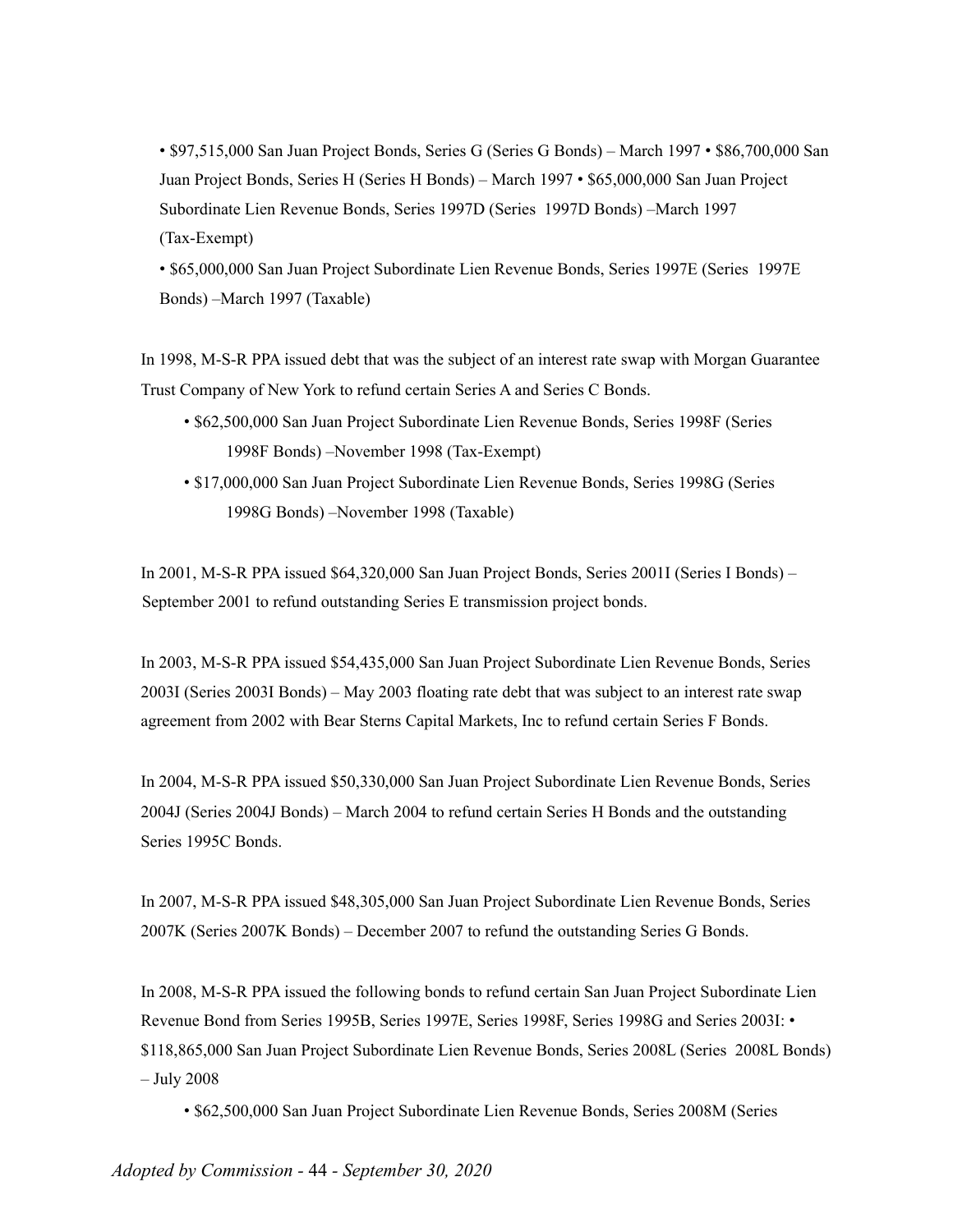- $97,515,000 San Juan Project Bonds, Series G (Series G Bonds) – March 1997
- $86,700,000 San Juan Project Bonds, Series H (Series H Bonds) – March 1997
- $65,000,000 San Juan Project Subordinate Lien Revenue Bonds, Series 1997D (Series 1997D Bonds) –March 1997 (Tax-Exempt)
- $65,000,000 San Juan Project Subordinate Lien Revenue Bonds, Series 1997E (Series 1997E Bonds) –March 1997 (Taxable)

In 1998, M-S-R PPA issued debt that was the subject of an interest rate swap with Morgan Guarantee Trust Company of New York to refund certain Series A and Series C Bonds.

- $62,500,000 San Juan Project Subordinate Lien Revenue Bonds, Series 1998F (Series 1998F Bonds) –November 1998 (Tax-Exempt)
- $17,000,000 San Juan Project Subordinate Lien Revenue Bonds, Series 1998G (Series 1998G Bonds) –November 1998 (Taxable)

In 2001, M-S-R PPA issued $64,320,000 San Juan Project Bonds, Series 2001I (Series I Bonds) – September 2001 to refund outstanding Series E transmission project bonds.

In 2003, M-S-R PPA issued $54,435,000 San Juan Project Subordinate Lien Revenue Bonds, Series 2003I (Series 2003I Bonds) – May 2003 floating rate debt that was subject to an interest rate swap agreement from 2002 with Bear Sterns Capital Markets, Inc to refund certain Series F Bonds.

In 2004, M-S-R PPA issued $50,330,000 San Juan Project Subordinate Lien Revenue Bonds, Series 2004J (Series 2004J Bonds) – March 2004 to refund certain Series H Bonds and the outstanding Series 1995C Bonds.

In 2007, M-S-R PPA issued $48,305,000 San Juan Project Subordinate Lien Revenue Bonds, Series 2007K (Series 2007K Bonds) – December 2007 to refund the outstanding Series G Bonds.

In 2008, M-S-R PPA issued the following bonds to refund certain San Juan Project Subordinate Lien Revenue Bond from Series 1995B, Series 1997E, Series 1998F, Series 1998G and Series 2003I:

- $118,865,000 San Juan Project Subordinate Lien Revenue Bonds, Series 2008L (Series 2008L Bonds) – July 2008
- $62,500,000 San Juan Project Subordinate Lien Revenue Bonds, Series 2008M (Series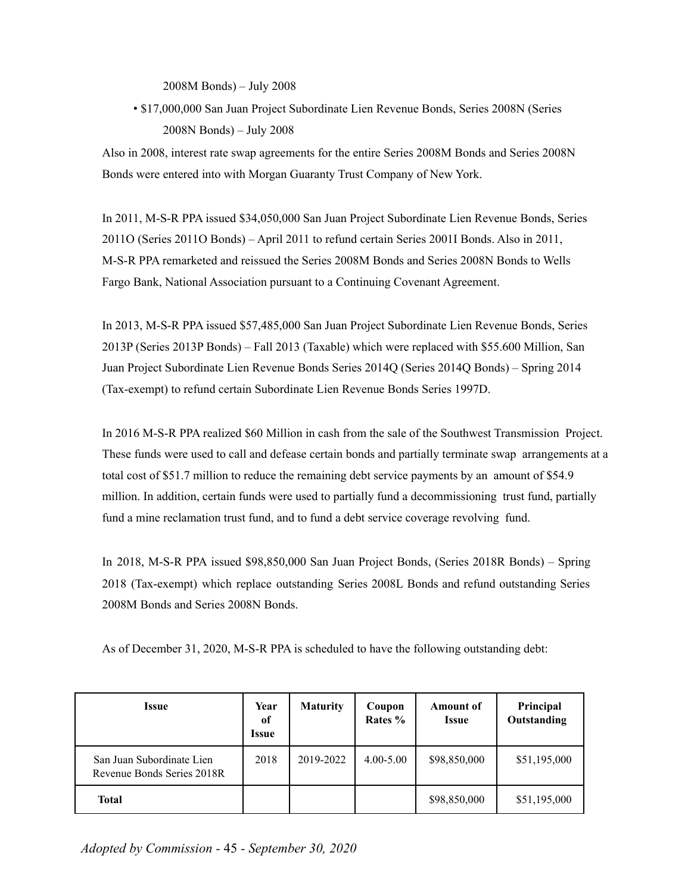2008M Bonds) – July 2008

- $17,000,000 San Juan Project Subordinate Lien Revenue Bonds, Series 2008N (Series 2008N Bonds) – July 2008

Also in 2008, interest rate swap agreements for the entire Series 2008M Bonds and Series 2008N Bonds were entered into with Morgan Guaranty Trust Company of New York.

In 2011, M-S-R PPA issued $34,050,000 San Juan Project Subordinate Lien Revenue Bonds, Series 2011O (Series 2011O Bonds) – April 2011 to refund certain Series 2001I Bonds. Also in 2011, M-S-R PPA remarketed and reissued the Series 2008M Bonds and Series 2008N Bonds to Wells Fargo Bank, National Association pursuant to a Continuing Covenant Agreement.

In 2013, M-S-R PPA issued $57,485,000 San Juan Project Subordinate Lien Revenue Bonds, Series 2013P (Series 2013P Bonds) – Fall 2013 (Taxable) which were replaced with $55.600 Million, San Juan Project Subordinate Lien Revenue Bonds Series 2014Q (Series 2014Q Bonds) – Spring 2014 (Tax-exempt) to refund certain Subordinate Lien Revenue Bonds Series 1997D.

In 2016 M-S-R PPA realized $60 Million in cash from the sale of the Southwest Transmission Project. These funds were used to call and defease certain bonds and partially terminate swap arrangements at a total cost of $51.7 million to reduce the remaining debt service payments by an amount of $54.9 million. In addition, certain funds were used to partially fund a decommissioning trust fund, partially fund a mine reclamation trust fund, and to fund a debt service coverage revolving fund.

In 2018, M-S-R PPA issued $98,850,000 San Juan Project Bonds, (Series 2018R Bonds) – Spring 2018 (Tax-exempt) which replace outstanding Series 2008L Bonds and refund outstanding Series 2008M Bonds and Series 2008N Bonds.

As of December 31, 2020, M-S-R PPA is scheduled to have the following outstanding debt:

| Issue | Year of Issue | Maturity | Coupon Rates % | Amount of Issue | Principal Outstanding |
|---|---|---|---|---|---|
| San Juan Subordinate Lien Revenue Bonds Series 2018R | 2018 | 2019-2022 | 4.00-5.00 | $98,850,000 | $51,195,000 |
| **Total** | | | | $98,850,000 | $51,195,000 |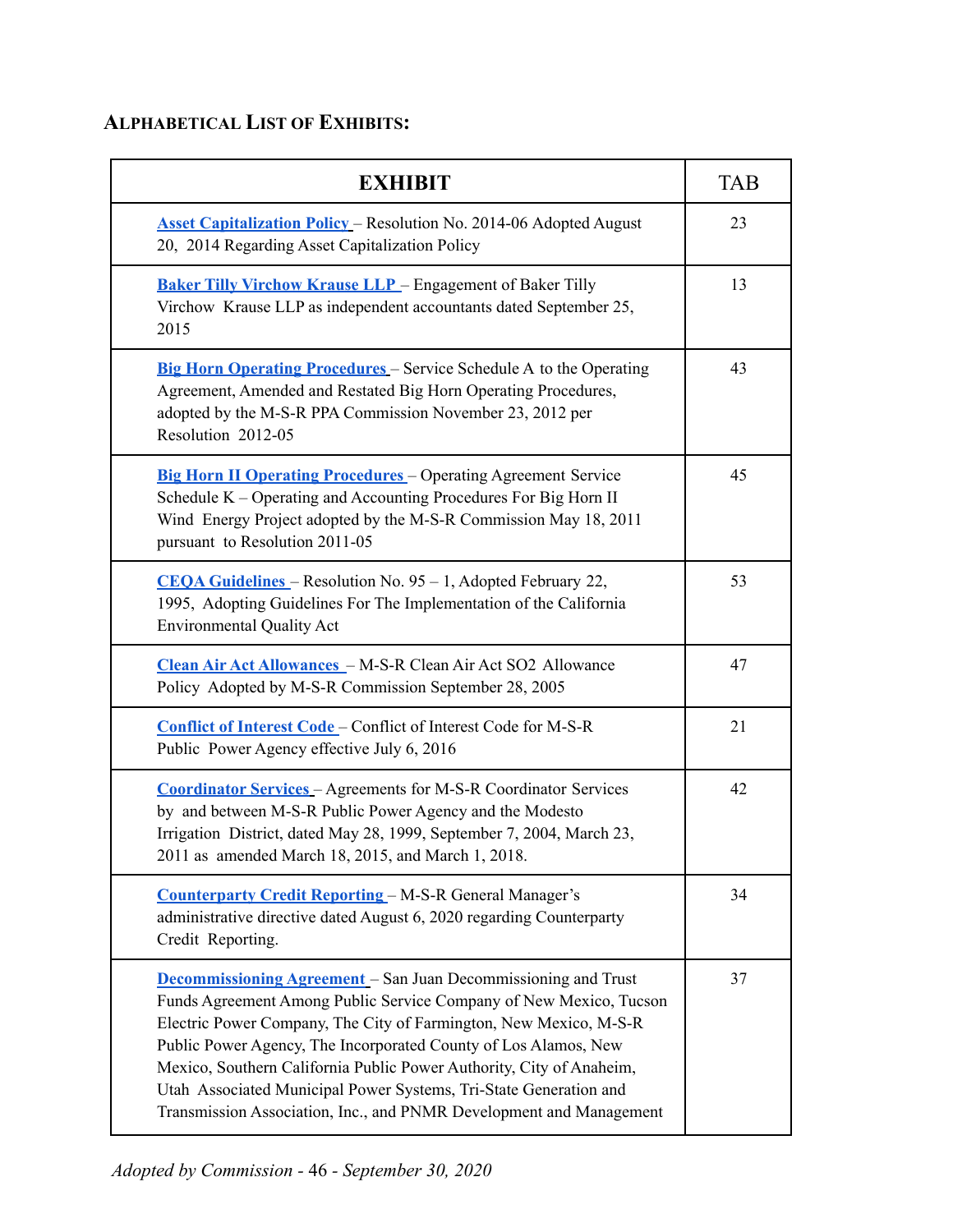### ALPHABETICAL LIST OF EXHIBITS:

| EXHIBIT | TAB |
|---|---|
| **Asset Capitalization Policy** – Resolution No. 2014-06 Adopted August 20, 2014 Regarding Asset Capitalization Policy | 23 |
| **Baker Tilly Virchow Krause LLP** – Engagement of Baker Tilly Virchow Krause LLP as independent accountants dated September 25, 2015 | 13 |
| **Big Horn Operating Procedures** – Service Schedule A to the Operating Agreement, Amended and Restated Big Horn Operating Procedures, adopted by the M-S-R PPA Commission November 23, 2012 per Resolution 2012-05 | 43 |
| **Big Horn II Operating Procedures** – Operating Agreement Service Schedule K – Operating and Accounting Procedures For Big Horn II Wind Energy Project adopted by the M-S-R Commission May 18, 2011 pursuant to Resolution 2011-05 | 45 |
| **CEQA Guidelines** – Resolution No. 95 – 1, Adopted February 22, 1995, Adopting Guidelines For The Implementation of the California Environmental Quality Act | 53 |
| **Clean Air Act Allowances** – M-S-R Clean Air Act SO2 Allowance Policy Adopted by M-S-R Commission September 28, 2005 | 47 |
| **Conflict of Interest Code** – Conflict of Interest Code for M-S-R Public Power Agency effective July 6, 2016 | 21 |
| **Coordinator Services** – Agreements for M-S-R Coordinator Services by and between M-S-R Public Power Agency and the Modesto Irrigation District, dated May 28, 1999, September 7, 2004, March 23, 2011 as amended March 18, 2015, and March 1, 2018. | 42 |
| **Counterparty Credit Reporting** – M-S-R General Manager's administrative directive dated August 6, 2020 regarding Counterparty Credit Reporting. | 34 |
| **Decommissioning Agreement** – San Juan Decommissioning and Trust Funds Agreement Among Public Service Company of New Mexico, Tucson Electric Power Company, The City of Farmington, New Mexico, M-S-R Public Power Agency, The Incorporated County of Los Alamos, New Mexico, Southern California Public Power Authority, City of Anaheim, Utah Associated Municipal Power Systems, Tri-State Generation and Transmission Association, Inc., and PNMR Development and Management | 37 |

*Adopted by Commission - 46 - September 30, 2020*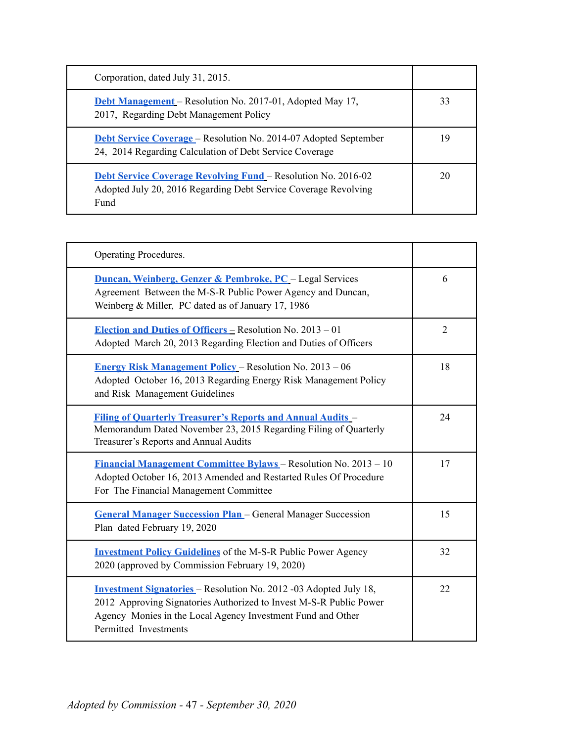| | |
|---|---|
| Corporation, dated July 31, 2015. | |
| **Debt Management** – Resolution No. 2017-01, Adopted May 17, 2017, Regarding Debt Management Policy | 33 |
| **Debt Service Coverage** – Resolution No. 2014-07 Adopted September 24, 2014 Regarding Calculation of Debt Service Coverage | 19 |
| **Debt Service Coverage Revolving Fund** – Resolution No. 2016-02 Adopted July 20, 2016 Regarding Debt Service Coverage Revolving Fund | 20 |

| | |
|---|---|
| Operating Procedures. | |
| **Duncan, Weinberg, Genzer & Pembroke, PC** – Legal Services Agreement Between the M-S-R Public Power Agency and Duncan, Weinberg & Miller, PC dated as of January 17, 1986 | 6 |
| **Election and Duties of Officers** – Resolution No. 2013 – 01 Adopted March 20, 2013 Regarding Election and Duties of Officers | 2 |
| **Energy Risk Management Policy** – Resolution No. 2013 – 06 Adopted October 16, 2013 Regarding Energy Risk Management Policy and Risk Management Guidelines | 18 |
| **Filing of Quarterly Treasurer's Reports and Annual Audits** – Memorandum Dated November 23, 2015 Regarding Filing of Quarterly Treasurer's Reports and Annual Audits | 24 |
| **Financial Management Committee Bylaws** – Resolution No. 2013 – 10 Adopted October 16, 2013 Amended and Restarted Rules Of Procedure For The Financial Management Committee | 17 |
| **General Manager Succession Plan** – General Manager Succession Plan dated February 19, 2020 | 15 |
| **Investment Policy Guidelines** of the M-S-R Public Power Agency 2020 (approved by Commission February 19, 2020) | 32 |
| **Investment Signatories** – Resolution No. 2012 -03 Adopted July 18, 2012 Approving Signatories Authorized to Invest M-S-R Public Power Agency Monies in the Local Agency Investment Fund and Other Permitted Investments | 22 |

*Adopted by Commission* - 47 - *September 30, 2020*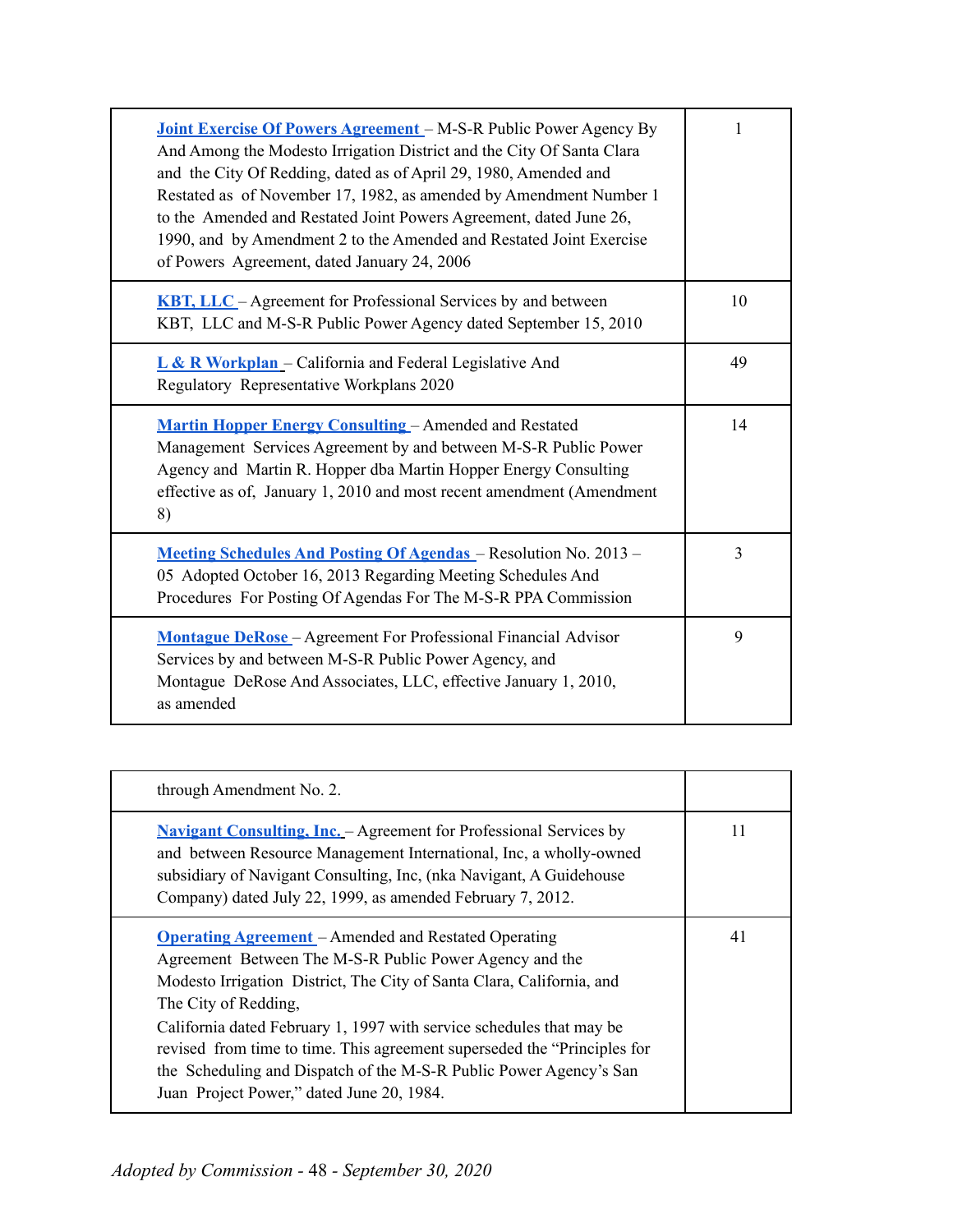| | |
|---|---|
| **Joint Exercise Of Powers Agreement** – M-S-R Public Power Agency By And Among the Modesto Irrigation District and the City Of Santa Clara and the City Of Redding, dated as of April 29, 1980, Amended and Restated as of November 17, 1982, as amended by Amendment Number 1 to the Amended and Restated Joint Powers Agreement, dated June 26, 1990, and by Amendment 2 to the Amended and Restated Joint Exercise of Powers Agreement, dated January 24, 2006 | 1 |
| **KBT, LLC** – Agreement for Professional Services by and between KBT, LLC and M-S-R Public Power Agency dated September 15, 2010 | 10 |
| **L & R Workplan** – California and Federal Legislative And Regulatory Representative Workplans 2020 | 49 |
| **Martin Hopper Energy Consulting** – Amended and Restated Management Services Agreement by and between M-S-R Public Power Agency and Martin R. Hopper dba Martin Hopper Energy Consulting effective as of, January 1, 2010 and most recent amendment (Amendment 8) | 14 |
| **Meeting Schedules And Posting Of Agendas** – Resolution No. 2013 – 05 Adopted October 16, 2013 Regarding Meeting Schedules And Procedures For Posting Of Agendas For The M-S-R PPA Commission | 3 |
| **Montague DeRose** – Agreement For Professional Financial Advisor Services by and between M-S-R Public Power Agency, and Montague DeRose And Associates, LLC, effective January 1, 2010, as amended through Amendment No. 2. | 9 |
| **Navigant Consulting, Inc.** – Agreement for Professional Services by and between Resource Management International, Inc, a wholly-owned subsidiary of Navigant Consulting, Inc, (nka Navigant, A Guidehouse Company) dated July 22, 1999, as amended February 7, 2012. | 11 |
| **Operating Agreement** – Amended and Restated Operating Agreement Between The M-S-R Public Power Agency and the Modesto Irrigation District, The City of Santa Clara, California, and The City of Redding, California dated February 1, 1997 with service schedules that may be revised from time to time. This agreement superseded the "Principles for the Scheduling and Dispatch of the M-S-R Public Power Agency's San Juan Project Power," dated June 20, 1984. | 41 |

*Adopted by Commission - 48 - September 30, 2020*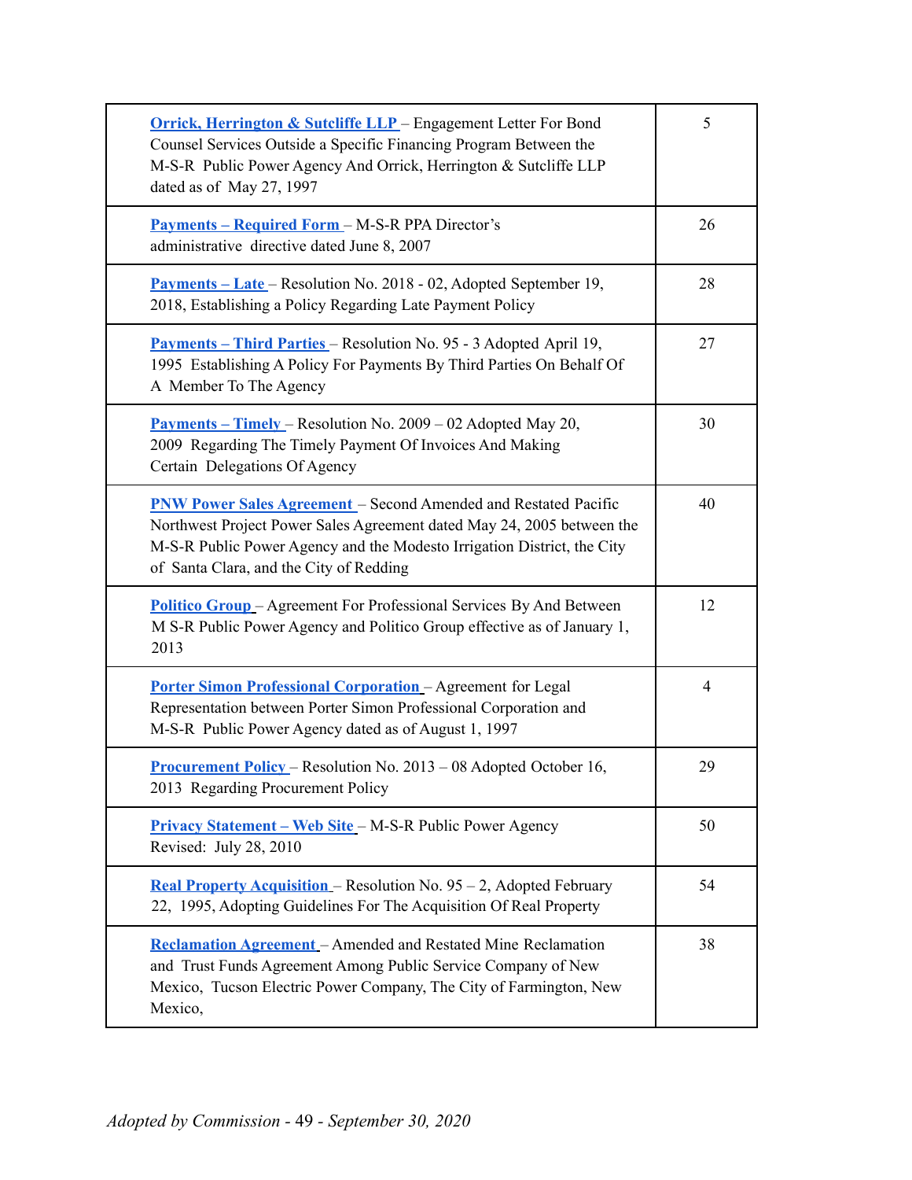| | |
|---|---|
| **Orrick, Herrington & Sutcliffe LLP** – Engagement Letter For Bond Counsel Services Outside a Specific Financing Program Between the M-S-R Public Power Agency And Orrick, Herrington & Sutcliffe LLP dated as of May 27, 1997 | 5 |
| **Payments – Required Form** – M-S-R PPA Director's administrative directive dated June 8, 2007 | 26 |
| **Payments – Late** – Resolution No. 2018 - 02, Adopted September 19, 2018, Establishing a Policy Regarding Late Payment Policy | 28 |
| **Payments – Third Parties** – Resolution No. 95 - 3 Adopted April 19, 1995 Establishing A Policy For Payments By Third Parties On Behalf Of A Member To The Agency | 27 |
| **Payments – Timely** – Resolution No. 2009 – 02 Adopted May 20, 2009 Regarding The Timely Payment Of Invoices And Making Certain Delegations Of Agency | 30 |
| **PNW Power Sales Agreement** – Second Amended and Restated Pacific Northwest Project Power Sales Agreement dated May 24, 2005 between the M-S-R Public Power Agency and the Modesto Irrigation District, the City of Santa Clara, and the City of Redding | 40 |
| **Politico Group** – Agreement For Professional Services By And Between M S-R Public Power Agency and Politico Group effective as of January 1, 2013 | 12 |
| **Porter Simon Professional Corporation** – Agreement for Legal Representation between Porter Simon Professional Corporation and M-S-R Public Power Agency dated as of August 1, 1997 | 4 |
| **Procurement Policy** – Resolution No. 2013 – 08 Adopted October 16, 2013 Regarding Procurement Policy | 29 |
| **Privacy Statement – Web Site** – M-S-R Public Power Agency Revised: July 28, 2010 | 50 |
| **Real Property Acquisition** – Resolution No. 95 – 2, Adopted February 22, 1995, Adopting Guidelines For The Acquisition Of Real Property | 54 |
| **Reclamation Agreement** – Amended and Restated Mine Reclamation and Trust Funds Agreement Among Public Service Company of New Mexico, Tucson Electric Power Company, The City of Farmington, New Mexico, | 38 |

*Adopted by Commission* - 49 - *September 30, 2020*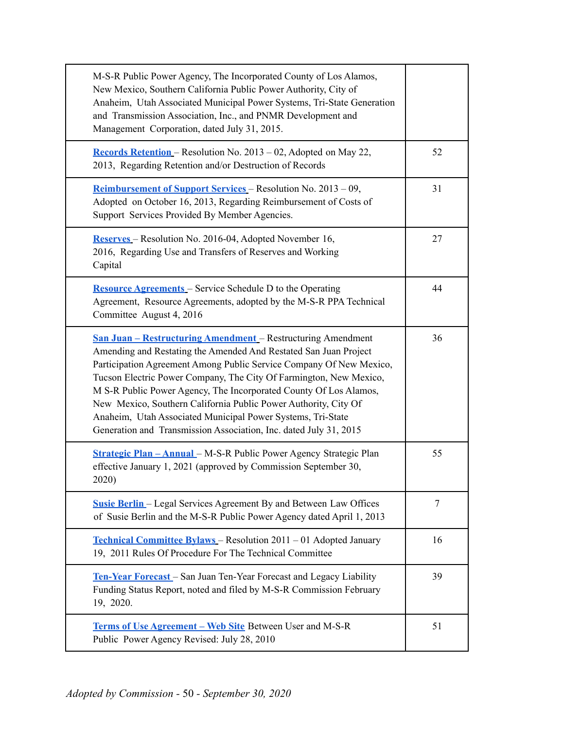| | |
|---|---|
| M-S-R Public Power Agency, The Incorporated County of Los Alamos, New Mexico, Southern California Public Power Authority, City of Anaheim, Utah Associated Municipal Power Systems, Tri-State Generation and Transmission Association, Inc., and PNMR Development and Management Corporation, dated July 31, 2015. | |
| **Records Retention** – Resolution No. 2013 – 02, Adopted on May 22, 2013, Regarding Retention and/or Destruction of Records | 52 |
| **Reimbursement of Support Services** – Resolution No. 2013 – 09, Adopted on October 16, 2013, Regarding Reimbursement of Costs of Support Services Provided By Member Agencies. | 31 |
| **Reserves** – Resolution No. 2016-04, Adopted November 16, 2016, Regarding Use and Transfers of Reserves and Working Capital | 27 |
| **Resource Agreements** – Service Schedule D to the Operating Agreement, Resource Agreements, adopted by the M-S-R PPA Technical Committee August 4, 2016 | 44 |
| **San Juan – Restructuring Amendment** – Restructuring Amendment Amending and Restating the Amended And Restated San Juan Project Participation Agreement Among Public Service Company Of New Mexico, Tucson Electric Power Company, The City Of Farmington, New Mexico, M S-R Public Power Agency, The Incorporated County Of Los Alamos, New Mexico, Southern California Public Power Authority, City Of Anaheim, Utah Associated Municipal Power Systems, Tri-State Generation and Transmission Association, Inc. dated July 31, 2015 | 36 |
| **Strategic Plan – Annual** – M-S-R Public Power Agency Strategic Plan effective January 1, 2021 (approved by Commission September 30, 2020) | 55 |
| **Susie Berlin** – Legal Services Agreement By and Between Law Offices of Susie Berlin and the M-S-R Public Power Agency dated April 1, 2013 | 7 |
| **Technical Committee Bylaws** – Resolution 2011 – 01 Adopted January 19, 2011 Rules Of Procedure For The Technical Committee | 16 |
| **Ten-Year Forecast** – San Juan Ten-Year Forecast and Legacy Liability Funding Status Report, noted and filed by M-S-R Commission February 19, 2020. | 39 |
| **Terms of Use Agreement – Web Site** Between User and M-S-R Public Power Agency Revised: July 28, 2010 | 51 |

*Adopted by Commission* - 50 - *September 30, 2020*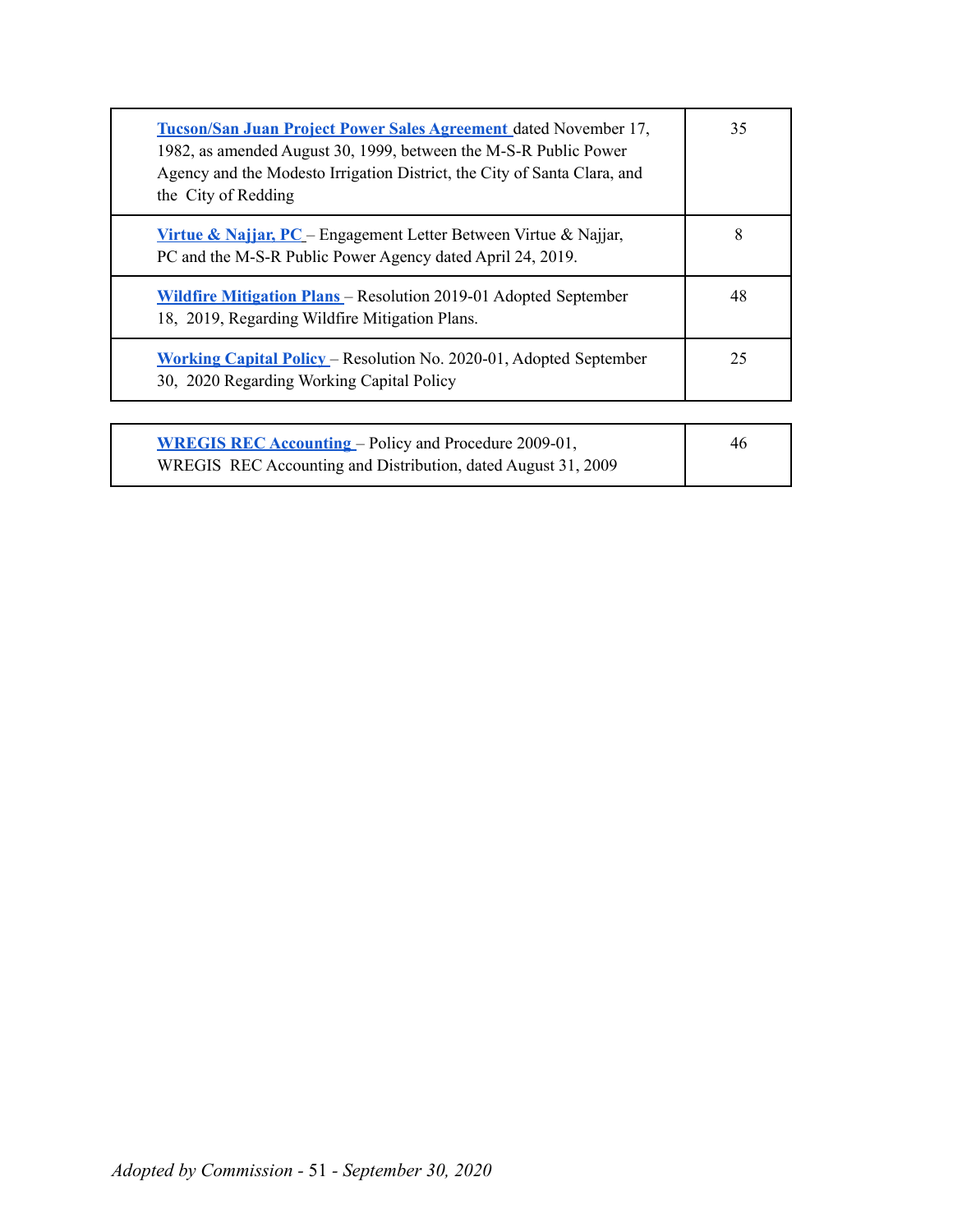| | |
|---|---|
| **Tucson/San Juan Project Power Sales Agreement** dated November 17, 1982, as amended August 30, 1999, between the M-S-R Public Power Agency and the Modesto Irrigation District, the City of Santa Clara, and the City of Redding | 35 |
| **Virtue & Najjar, PC** – Engagement Letter Between Virtue & Najjar, PC and the M-S-R Public Power Agency dated April 24, 2019. | 8 |
| **Wildfire Mitigation Plans** – Resolution 2019-01 Adopted September 18, 2019, Regarding Wildfire Mitigation Plans. | 48 |
| **Working Capital Policy** – Resolution No. 2020-01, Adopted September 30, 2020 Regarding Working Capital Policy | 25 |
| **WREGIS REC Accounting** – Policy and Procedure 2009-01, WREGIS REC Accounting and Distribution, dated August 31, 2009 | 46 |